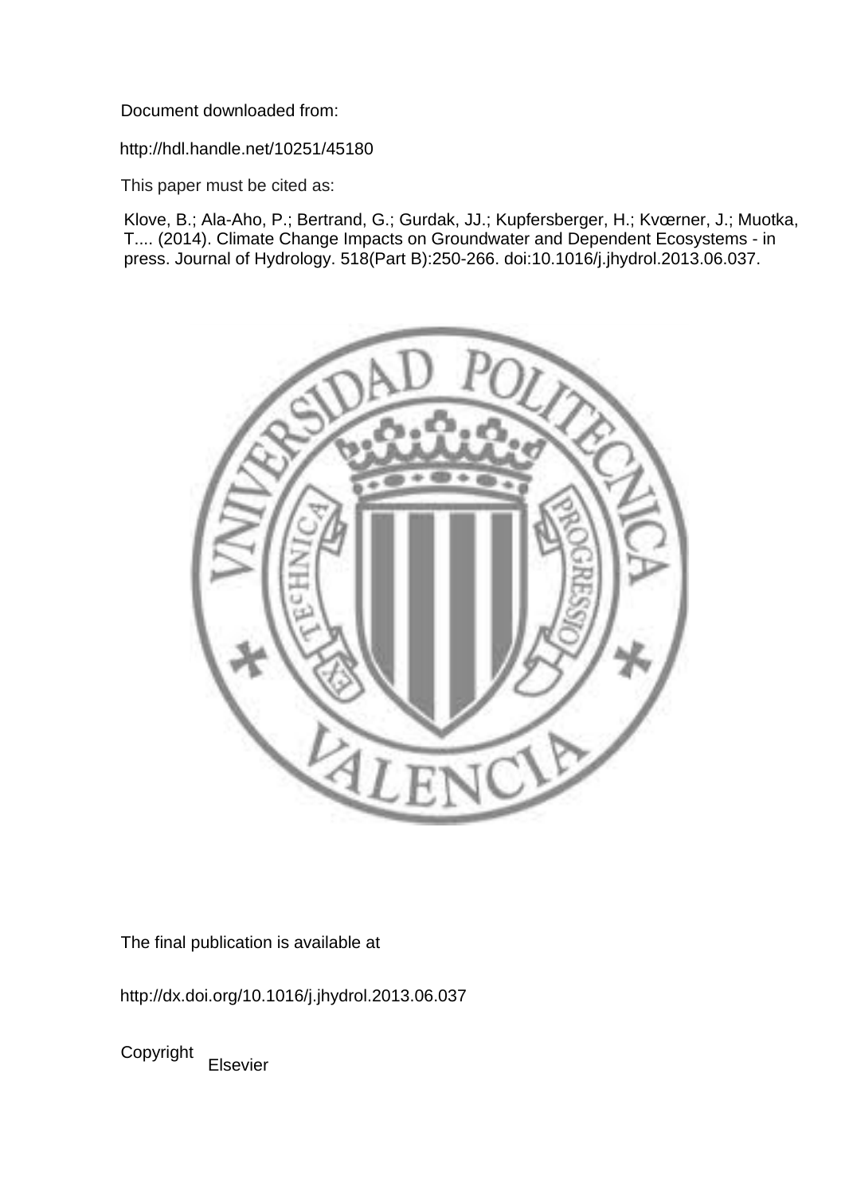Document downloaded from:

http://hdl.handle.net/10251/45180

This paper must be cited as:

Klove, B.; Ala-Aho, P.; Bertrand, G.; Gurdak, JJ.; Kupfersberger, H.; Kvœrner, J.; Muotka, T.... (2014). Climate Change Impacts on Groundwater and Dependent Ecosystems - in press. Journal of Hydrology. 518(Part B):250-266. doi:10.1016/j.jhydrol.2013.06.037.

The final publication is available at

http://dx.doi.org/10.1016/j.jhydrol.2013.06.037

Copyright Elsevier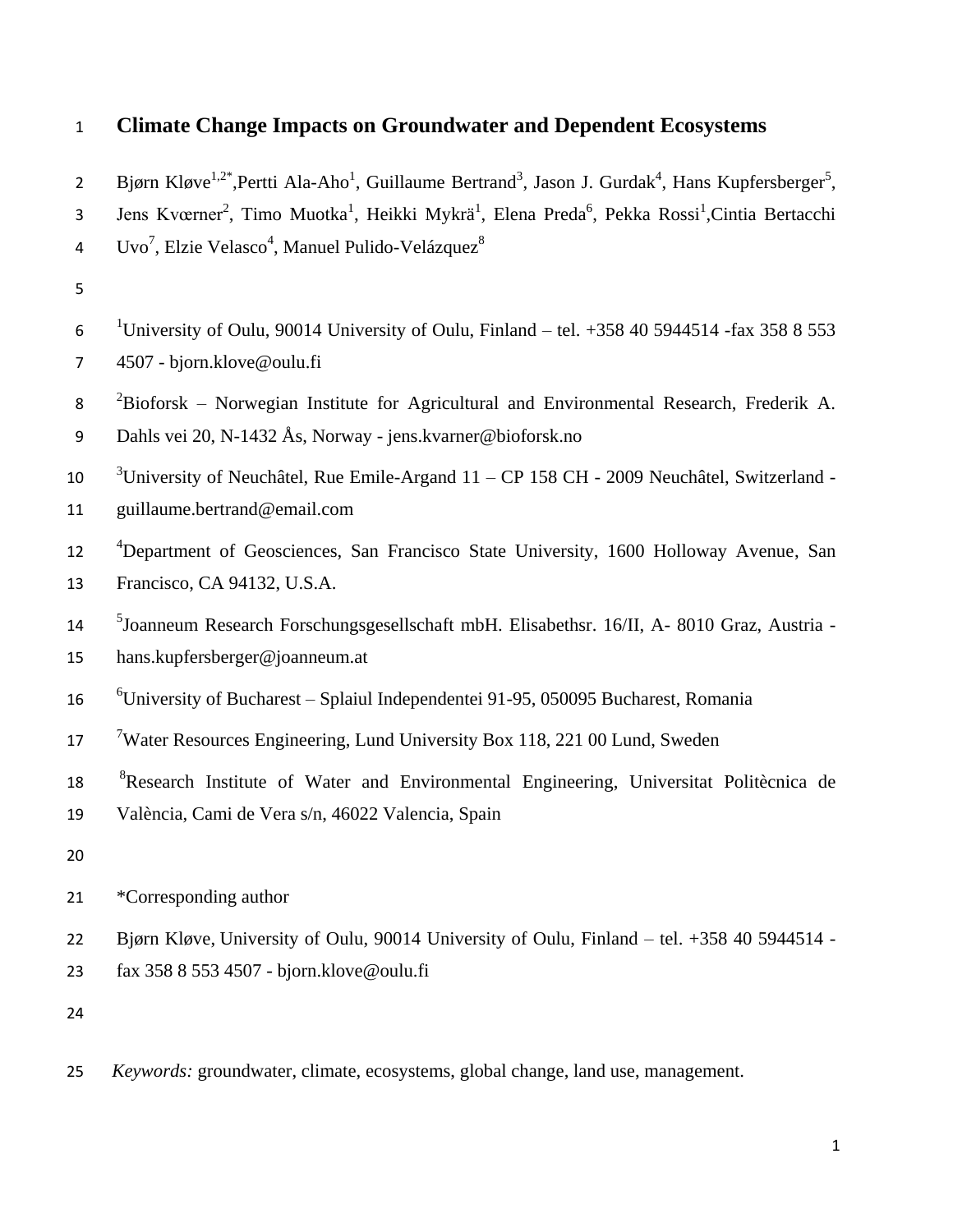# Climate Change Impacts on Groundwater and Dependent Ecosystems

Bjørn Kløve[1,2*], Pertti Ala-Aho[1], Guillaume Bertrand[3], Jason J. Gurdak[4], Hans Kupfersberger[5], Jens Kvœrner[2], Timo Muotka[1], Heikki Mykrä[1], Elena Preda[6], Pekka Rossi[1], Cintia Bertacchi Uvo[7], Elzie Velasco[4], Manuel Pulido-Velázquez[8]

[1]University of Oulu, 90014 University of Oulu, Finland – tel. +358 40 5944514 -fax 358 8 553 4507 - bjorn.klove@oulu.fi

[2]Bioforsk – Norwegian Institute for Agricultural and Environmental Research, Frederik A. Dahls vei 20, N-1432 Ås, Norway - jens.kvarner@bioforsk.no

[3]University of Neuchâtel, Rue Emile-Argand 11 – CP 158 CH - 2009 Neuchâtel, Switzerland - guillaume.bertrand@email.com

[4]Department of Geosciences, San Francisco State University, 1600 Holloway Avenue, San Francisco, CA 94132, U.S.A.

[5]Joanneum Research Forschungsgesellschaft mbH. Elisabethsr. 16/II, A- 8010 Graz, Austria - hans.kupfersberger@joanneum.at

[6]University of Bucharest – Splaiul Independentei 91-95, 050095 Bucharest, Romania

[7]Water Resources Engineering, Lund University Box 118, 221 00 Lund, Sweden

[8]Research Institute of Water and Environmental Engineering, Universitat Politècnica de València, Cami de Vera s/n, 46022 Valencia, Spain

*Corresponding author

Bjørn Kløve, University of Oulu, 90014 University of Oulu, Finland – tel. +358 40 5944514 - fax 358 8 553 4507 - bjorn.klove@oulu.fi

*Keywords:* groundwater, climate, ecosystems, global change, land use, management.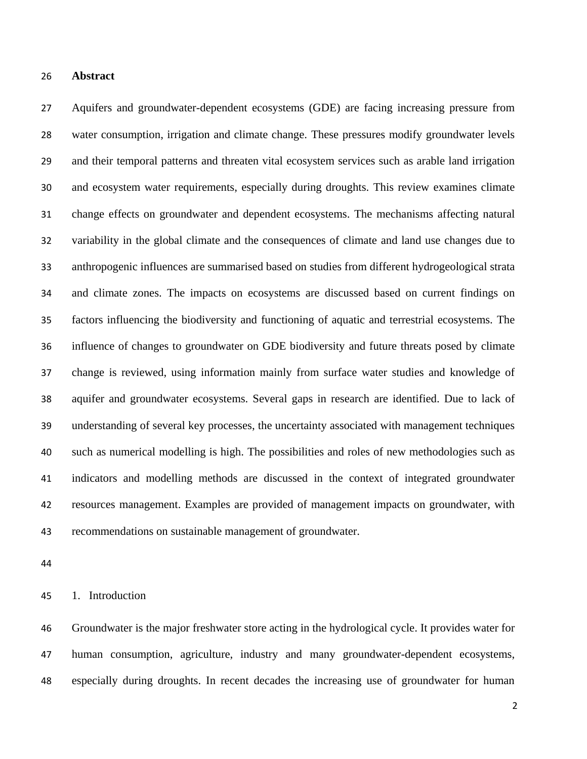## Abstract

Aquifers and groundwater-dependent ecosystems (GDE) are facing increasing pressure from water consumption, irrigation and climate change. These pressures modify groundwater levels and their temporal patterns and threaten vital ecosystem services such as arable land irrigation and ecosystem water requirements, especially during droughts. This review examines climate change effects on groundwater and dependent ecosystems. The mechanisms affecting natural variability in the global climate and the consequences of climate and land use changes due to anthropogenic influences are summarised based on studies from different hydrogeological strata and climate zones. The impacts on ecosystems are discussed based on current findings on factors influencing the biodiversity and functioning of aquatic and terrestrial ecosystems. The influence of changes to groundwater on GDE biodiversity and future threats posed by climate change is reviewed, using information mainly from surface water studies and knowledge of aquifer and groundwater ecosystems. Several gaps in research are identified. Due to lack of understanding of several key processes, the uncertainty associated with management techniques such as numerical modelling is high. The possibilities and roles of new methodologies such as indicators and modelling methods are discussed in the context of integrated groundwater resources management. Examples are provided of management impacts on groundwater, with recommendations on sustainable management of groundwater.

## 1. Introduction

Groundwater is the major freshwater store acting in the hydrological cycle. It provides water for human consumption, agriculture, industry and many groundwater-dependent ecosystems, especially during droughts. In recent decades the increasing use of groundwater for human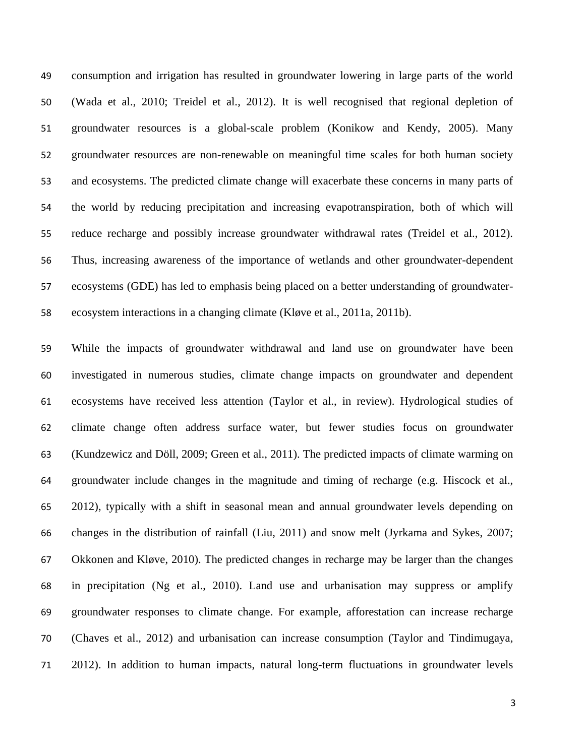consumption and irrigation has resulted in groundwater lowering in large parts of the world (Wada et al., 2010; Treidel et al., 2012). It is well recognised that regional depletion of groundwater resources is a global-scale problem (Konikow and Kendy, 2005). Many groundwater resources are non-renewable on meaningful time scales for both human society and ecosystems. The predicted climate change will exacerbate these concerns in many parts of the world by reducing precipitation and increasing evapotranspiration, both of which will reduce recharge and possibly increase groundwater withdrawal rates (Treidel et al., 2012). Thus, increasing awareness of the importance of wetlands and other groundwater-dependent ecosystems (GDE) has led to emphasis being placed on a better understanding of groundwater-ecosystem interactions in a changing climate (Kløve et al., 2011a, 2011b).

While the impacts of groundwater withdrawal and land use on groundwater have been investigated in numerous studies, climate change impacts on groundwater and dependent ecosystems have received less attention (Taylor et al., in review). Hydrological studies of climate change often address surface water, but fewer studies focus on groundwater (Kundzewicz and Döll, 2009; Green et al., 2011). The predicted impacts of climate warming on groundwater include changes in the magnitude and timing of recharge (e.g. Hiscock et al., 2012), typically with a shift in seasonal mean and annual groundwater levels depending on changes in the distribution of rainfall (Liu, 2011) and snow melt (Jyrkama and Sykes, 2007; Okkonen and Kløve, 2010). The predicted changes in recharge may be larger than the changes in precipitation (Ng et al., 2010). Land use and urbanisation may suppress or amplify groundwater responses to climate change. For example, afforestation can increase recharge (Chaves et al., 2012) and urbanisation can increase consumption (Taylor and Tindimugaya, 2012). In addition to human impacts, natural long-term fluctuations in groundwater levels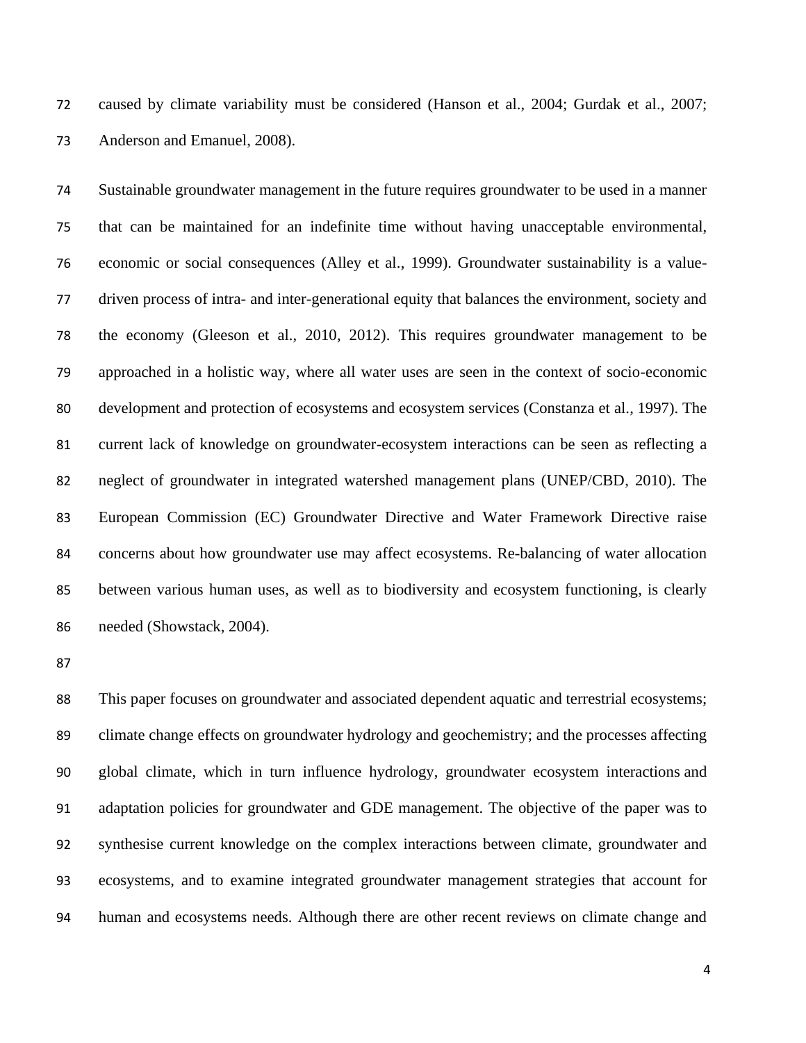caused by climate variability must be considered (Hanson et al., 2004; Gurdak et al., 2007; Anderson and Emanuel, 2008).

Sustainable groundwater management in the future requires groundwater to be used in a manner that can be maintained for an indefinite time without having unacceptable environmental, economic or social consequences (Alley et al., 1999). Groundwater sustainability is a value-driven process of intra- and inter-generational equity that balances the environment, society and the economy (Gleeson et al., 2010, 2012). This requires groundwater management to be approached in a holistic way, where all water uses are seen in the context of socio-economic development and protection of ecosystems and ecosystem services (Constanza et al., 1997). The current lack of knowledge on groundwater-ecosystem interactions can be seen as reflecting a neglect of groundwater in integrated watershed management plans (UNEP/CBD, 2010). The European Commission (EC) Groundwater Directive and Water Framework Directive raise concerns about how groundwater use may affect ecosystems. Re-balancing of water allocation between various human uses, as well as to biodiversity and ecosystem functioning, is clearly needed (Showstack, 2004).

This paper focuses on groundwater and associated dependent aquatic and terrestrial ecosystems; climate change effects on groundwater hydrology and geochemistry; and the processes affecting global climate, which in turn influence hydrology, groundwater ecosystem interactions and adaptation policies for groundwater and GDE management. The objective of the paper was to synthesise current knowledge on the complex interactions between climate, groundwater and ecosystems, and to examine integrated groundwater management strategies that account for human and ecosystems needs. Although there are other recent reviews on climate change and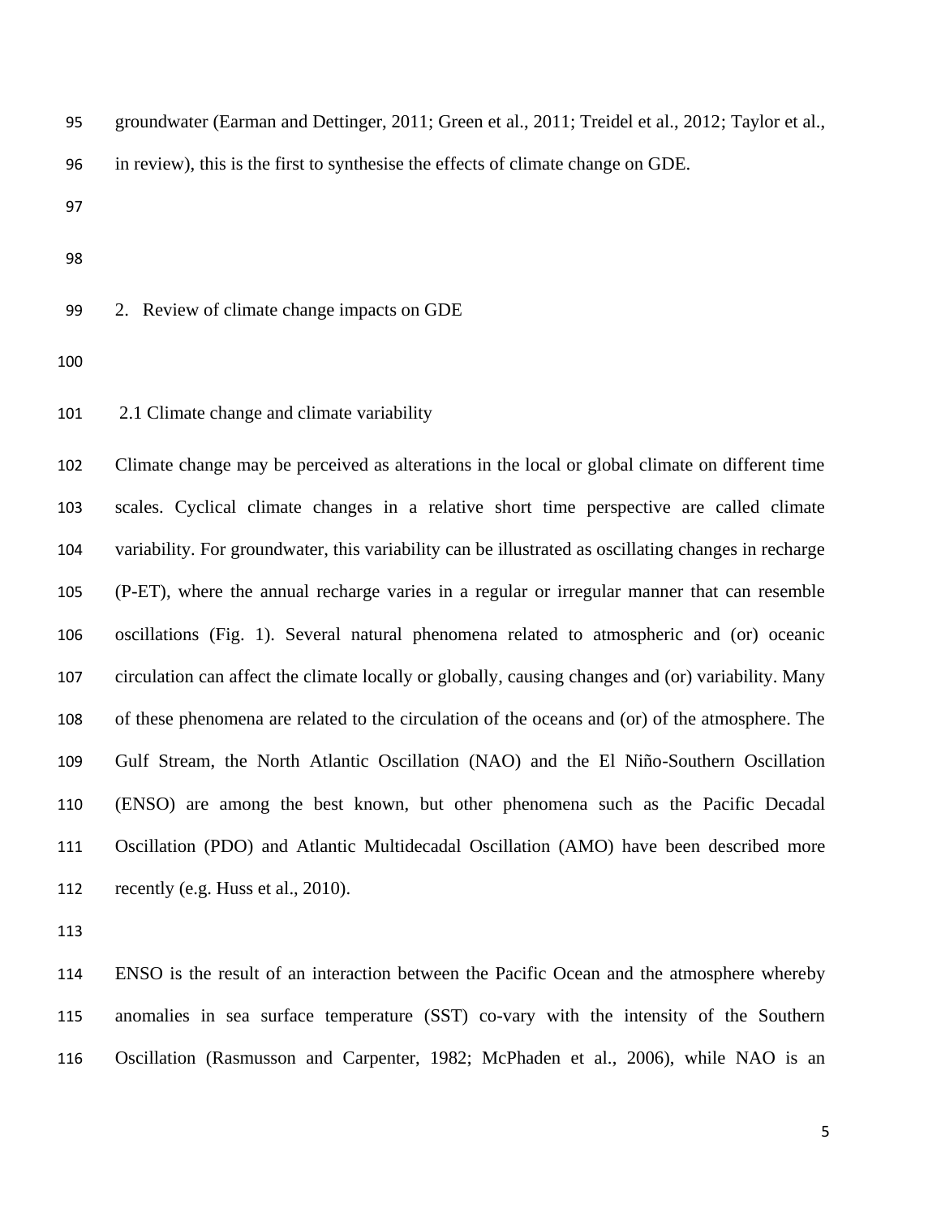groundwater (Earman and Dettinger, 2011; Green et al., 2011; Treidel et al., 2012; Taylor et al., in review), this is the first to synthesise the effects of climate change on GDE.

## 2. Review of climate change impacts on GDE

### 2.1 Climate change and climate variability

Climate change may be perceived as alterations in the local or global climate on different time scales. Cyclical climate changes in a relative short time perspective are called climate variability. For groundwater, this variability can be illustrated as oscillating changes in recharge (P-ET), where the annual recharge varies in a regular or irregular manner that can resemble oscillations (Fig. 1). Several natural phenomena related to atmospheric and (or) oceanic circulation can affect the climate locally or globally, causing changes and (or) variability. Many of these phenomena are related to the circulation of the oceans and (or) of the atmosphere. The Gulf Stream, the North Atlantic Oscillation (NAO) and the El Niño-Southern Oscillation (ENSO) are among the best known, but other phenomena such as the Pacific Decadal Oscillation (PDO) and Atlantic Multidecadal Oscillation (AMO) have been described more recently (e.g. Huss et al., 2010).

ENSO is the result of an interaction between the Pacific Ocean and the atmosphere whereby anomalies in sea surface temperature (SST) co-vary with the intensity of the Southern Oscillation (Rasmusson and Carpenter, 1982; McPhaden et al., 2006), while NAO is an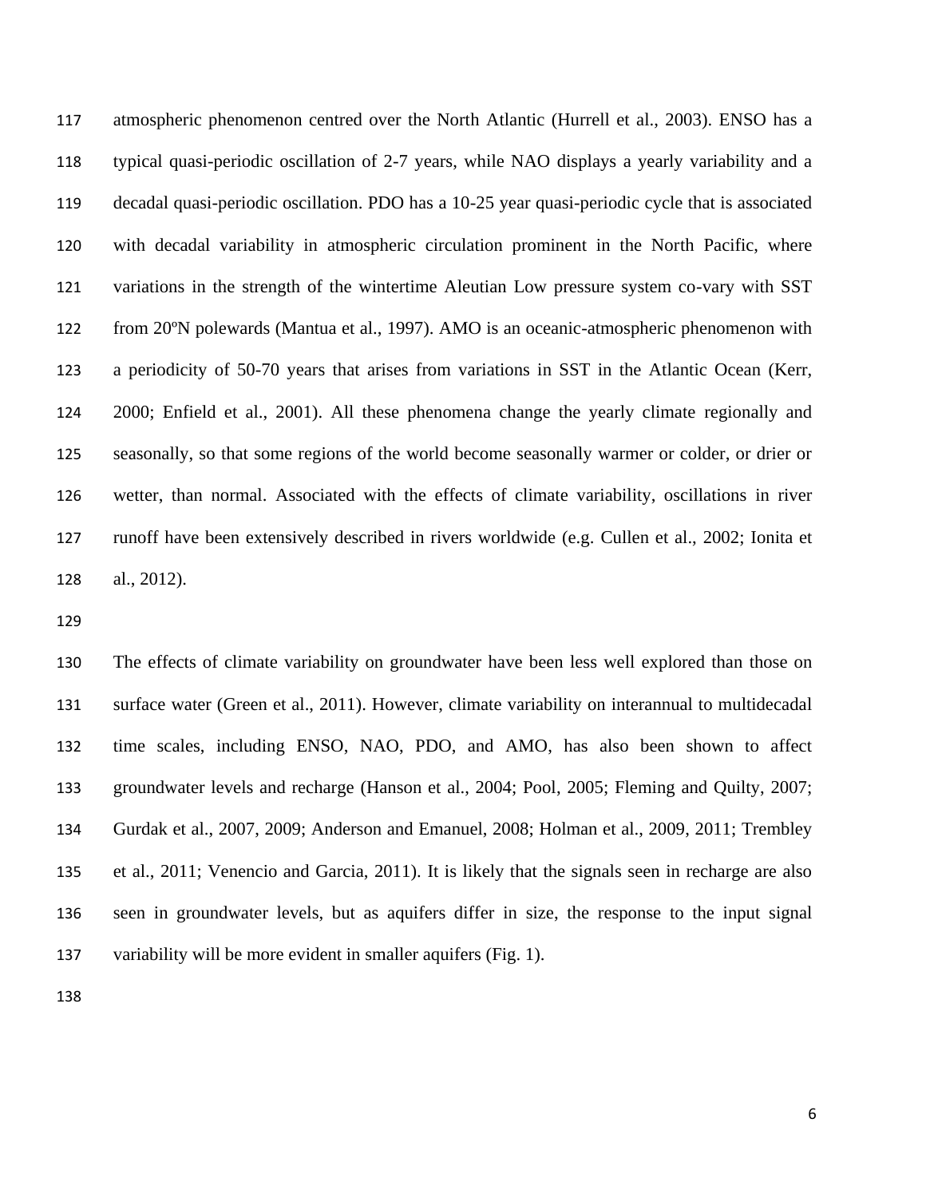atmospheric phenomenon centred over the North Atlantic (Hurrell et al., 2003). ENSO has a typical quasi-periodic oscillation of 2-7 years, while NAO displays a yearly variability and a decadal quasi-periodic oscillation. PDO has a 10-25 year quasi-periodic cycle that is associated with decadal variability in atmospheric circulation prominent in the North Pacific, where variations in the strength of the wintertime Aleutian Low pressure system co-vary with SST from 20ºN polewards (Mantua et al., 1997). AMO is an oceanic-atmospheric phenomenon with a periodicity of 50-70 years that arises from variations in SST in the Atlantic Ocean (Kerr, 2000; Enfield et al., 2001). All these phenomena change the yearly climate regionally and seasonally, so that some regions of the world become seasonally warmer or colder, or drier or wetter, than normal. Associated with the effects of climate variability, oscillations in river runoff have been extensively described in rivers worldwide (e.g. Cullen et al., 2002; Ionita et al., 2012).

The effects of climate variability on groundwater have been less well explored than those on surface water (Green et al., 2011). However, climate variability on interannual to multidecadal time scales, including ENSO, NAO, PDO, and AMO, has also been shown to affect groundwater levels and recharge (Hanson et al., 2004; Pool, 2005; Fleming and Quilty, 2007; Gurdak et al., 2007, 2009; Anderson and Emanuel, 2008; Holman et al., 2009, 2011; Trembley et al., 2011; Venencio and Garcia, 2011). It is likely that the signals seen in recharge are also seen in groundwater levels, but as aquifers differ in size, the response to the input signal variability will be more evident in smaller aquifers (Fig. 1).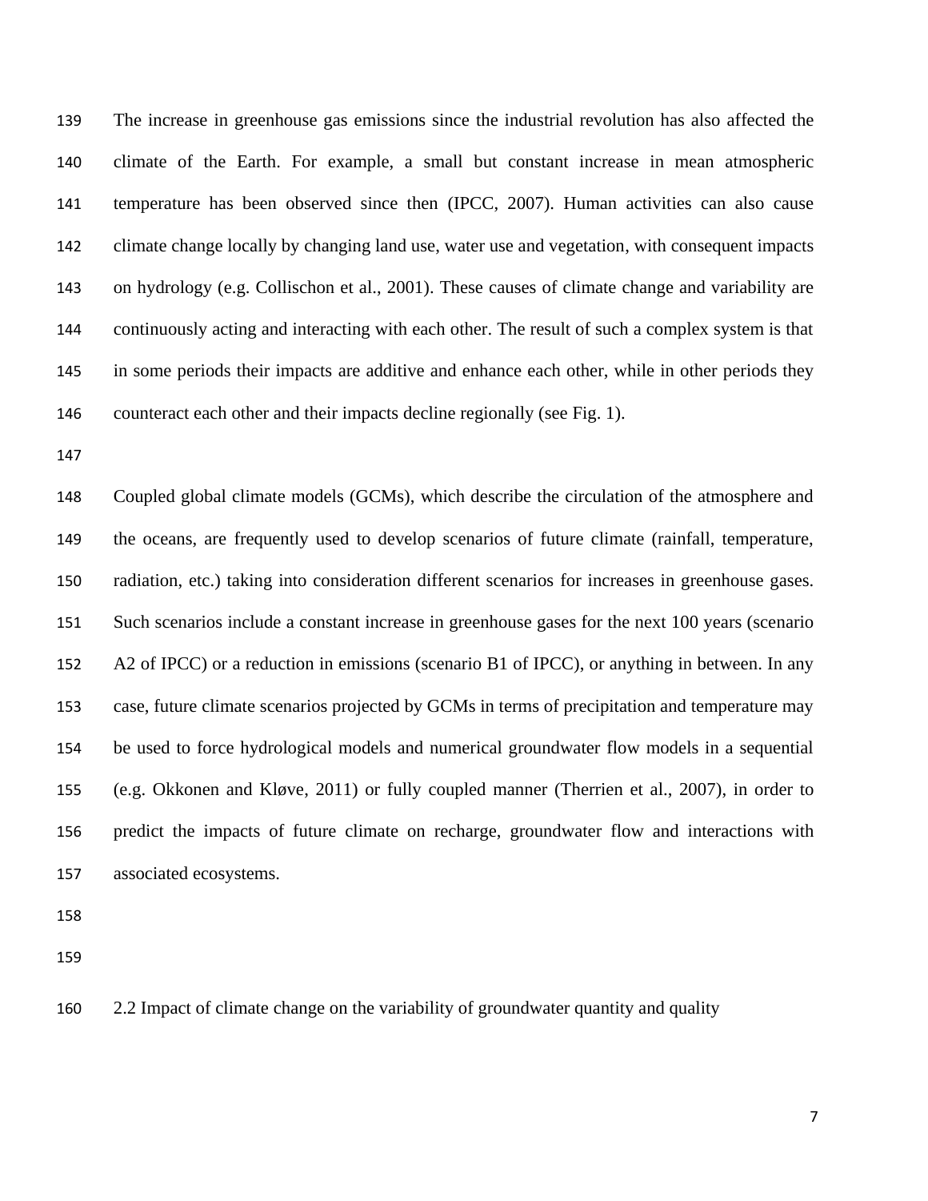The increase in greenhouse gas emissions since the industrial revolution has also affected the climate of the Earth. For example, a small but constant increase in mean atmospheric temperature has been observed since then (IPCC, 2007). Human activities can also cause climate change locally by changing land use, water use and vegetation, with consequent impacts on hydrology (e.g. Collischon et al., 2001). These causes of climate change and variability are continuously acting and interacting with each other. The result of such a complex system is that in some periods their impacts are additive and enhance each other, while in other periods they counteract each other and their impacts decline regionally (see Fig. 1).

Coupled global climate models (GCMs), which describe the circulation of the atmosphere and the oceans, are frequently used to develop scenarios of future climate (rainfall, temperature, radiation, etc.) taking into consideration different scenarios for increases in greenhouse gases. Such scenarios include a constant increase in greenhouse gases for the next 100 years (scenario A2 of IPCC) or a reduction in emissions (scenario B1 of IPCC), or anything in between. In any case, future climate scenarios projected by GCMs in terms of precipitation and temperature may be used to force hydrological models and numerical groundwater flow models in a sequential (e.g. Okkonen and Kløve, 2011) or fully coupled manner (Therrien et al., 2007), in order to predict the impacts of future climate on recharge, groundwater flow and interactions with associated ecosystems.

## 2.2 Impact of climate change on the variability of groundwater quantity and quality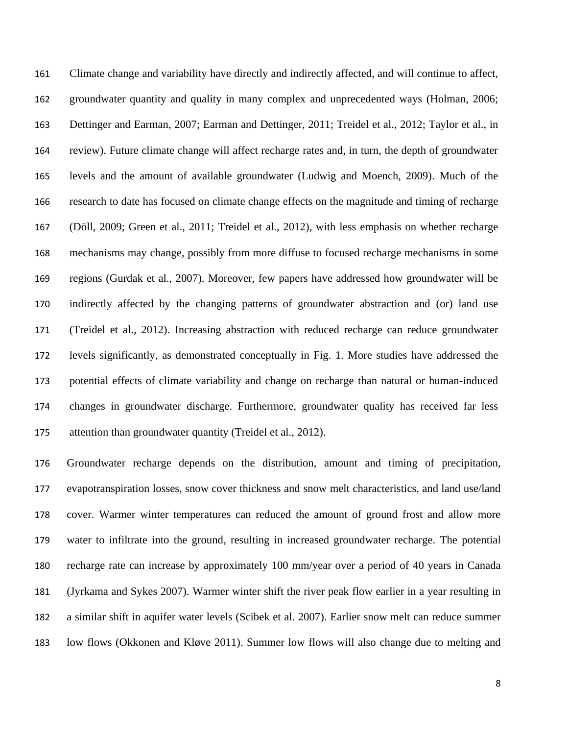Climate change and variability have directly and indirectly affected, and will continue to affect, groundwater quantity and quality in many complex and unprecedented ways (Holman, 2006; Dettinger and Earman, 2007; Earman and Dettinger, 2011; Treidel et al., 2012; Taylor et al., in review). Future climate change will affect recharge rates and, in turn, the depth of groundwater levels and the amount of available groundwater (Ludwig and Moench, 2009). Much of the research to date has focused on climate change effects on the magnitude and timing of recharge (Döll, 2009; Green et al., 2011; Treidel et al., 2012), with less emphasis on whether recharge mechanisms may change, possibly from more diffuse to focused recharge mechanisms in some regions (Gurdak et al., 2007). Moreover, few papers have addressed how groundwater will be indirectly affected by the changing patterns of groundwater abstraction and (or) land use (Treidel et al., 2012). Increasing abstraction with reduced recharge can reduce groundwater levels significantly, as demonstrated conceptually in Fig. 1. More studies have addressed the potential effects of climate variability and change on recharge than natural or human-induced changes in groundwater discharge. Furthermore, groundwater quality has received far less attention than groundwater quantity (Treidel et al., 2012).

Groundwater recharge depends on the distribution, amount and timing of precipitation, evapotranspiration losses, snow cover thickness and snow melt characteristics, and land use/land cover. Warmer winter temperatures can reduced the amount of ground frost and allow more water to infiltrate into the ground, resulting in increased groundwater recharge. The potential recharge rate can increase by approximately 100 mm/year over a period of 40 years in Canada (Jyrkama and Sykes 2007). Warmer winter shift the river peak flow earlier in a year resulting in a similar shift in aquifer water levels (Scibek et al. 2007). Earlier snow melt can reduce summer low flows (Okkonen and Kløve 2011). Summer low flows will also change due to melting and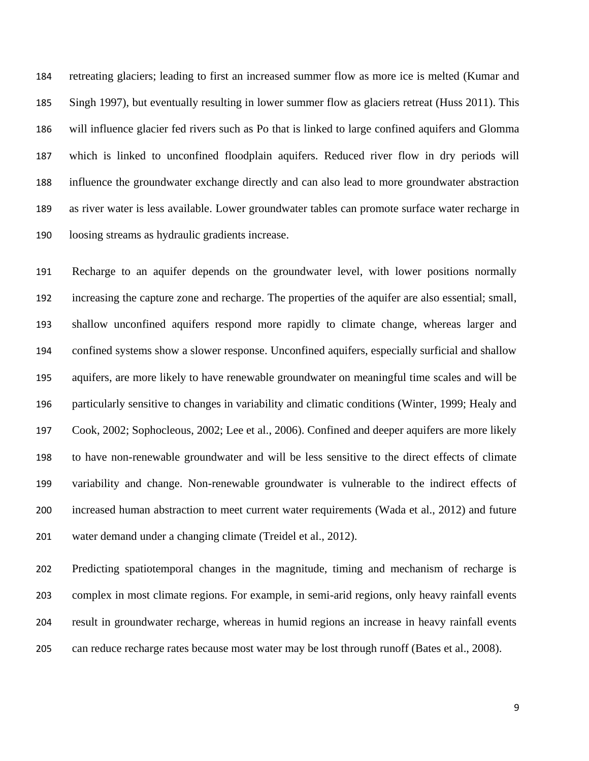retreating glaciers; leading to first an increased summer flow as more ice is melted (Kumar and Singh 1997), but eventually resulting in lower summer flow as glaciers retreat (Huss 2011). This will influence glacier fed rivers such as Po that is linked to large confined aquifers and Glomma which is linked to unconfined floodplain aquifers. Reduced river flow in dry periods will influence the groundwater exchange directly and can also lead to more groundwater abstraction as river water is less available. Lower groundwater tables can promote surface water recharge in loosing streams as hydraulic gradients increase.

Recharge to an aquifer depends on the groundwater level, with lower positions normally increasing the capture zone and recharge. The properties of the aquifer are also essential; small, shallow unconfined aquifers respond more rapidly to climate change, whereas larger and confined systems show a slower response. Unconfined aquifers, especially surficial and shallow aquifers, are more likely to have renewable groundwater on meaningful time scales and will be particularly sensitive to changes in variability and climatic conditions (Winter, 1999; Healy and Cook, 2002; Sophocleous, 2002; Lee et al., 2006). Confined and deeper aquifers are more likely to have non-renewable groundwater and will be less sensitive to the direct effects of climate variability and change. Non-renewable groundwater is vulnerable to the indirect effects of increased human abstraction to meet current water requirements (Wada et al., 2012) and future water demand under a changing climate (Treidel et al., 2012).

Predicting spatiotemporal changes in the magnitude, timing and mechanism of recharge is complex in most climate regions. For example, in semi-arid regions, only heavy rainfall events result in groundwater recharge, whereas in humid regions an increase in heavy rainfall events can reduce recharge rates because most water may be lost through runoff (Bates et al., 2008).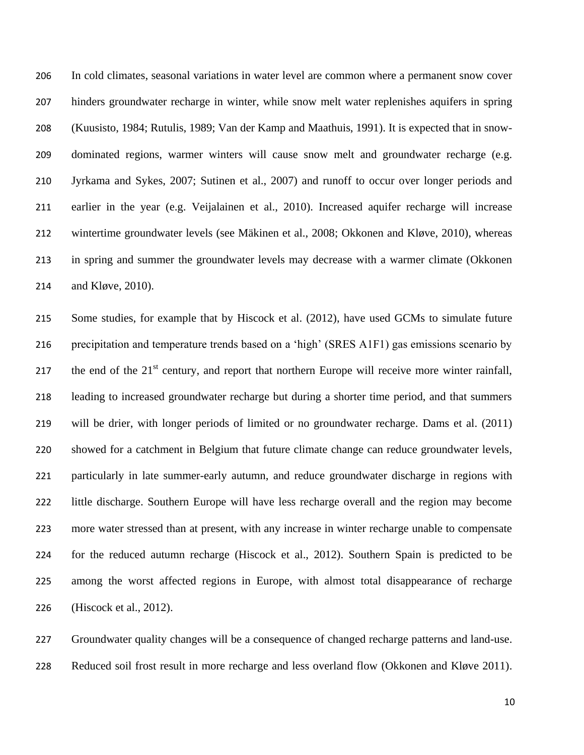In cold climates, seasonal variations in water level are common where a permanent snow cover hinders groundwater recharge in winter, while snow melt water replenishes aquifers in spring (Kuusisto, 1984; Rutulis, 1989; Van der Kamp and Maathuis, 1991). It is expected that in snow-dominated regions, warmer winters will cause snow melt and groundwater recharge (e.g. Jyrkama and Sykes, 2007; Sutinen et al., 2007) and runoff to occur over longer periods and earlier in the year (e.g. Veijalainen et al., 2010). Increased aquifer recharge will increase wintertime groundwater levels (see Mäkinen et al., 2008; Okkonen and Kløve, 2010), whereas in spring and summer the groundwater levels may decrease with a warmer climate (Okkonen and Kløve, 2010).

Some studies, for example that by Hiscock et al. (2012), have used GCMs to simulate future precipitation and temperature trends based on a 'high' (SRES A1F1) gas emissions scenario by the end of the 21st century, and report that northern Europe will receive more winter rainfall, leading to increased groundwater recharge but during a shorter time period, and that summers will be drier, with longer periods of limited or no groundwater recharge. Dams et al. (2011) showed for a catchment in Belgium that future climate change can reduce groundwater levels, particularly in late summer-early autumn, and reduce groundwater discharge in regions with little discharge. Southern Europe will have less recharge overall and the region may become more water stressed than at present, with any increase in winter recharge unable to compensate for the reduced autumn recharge (Hiscock et al., 2012). Southern Spain is predicted to be among the worst affected regions in Europe, with almost total disappearance of recharge (Hiscock et al., 2012).

Groundwater quality changes will be a consequence of changed recharge patterns and land-use. Reduced soil frost result in more recharge and less overland flow (Okkonen and Kløve 2011).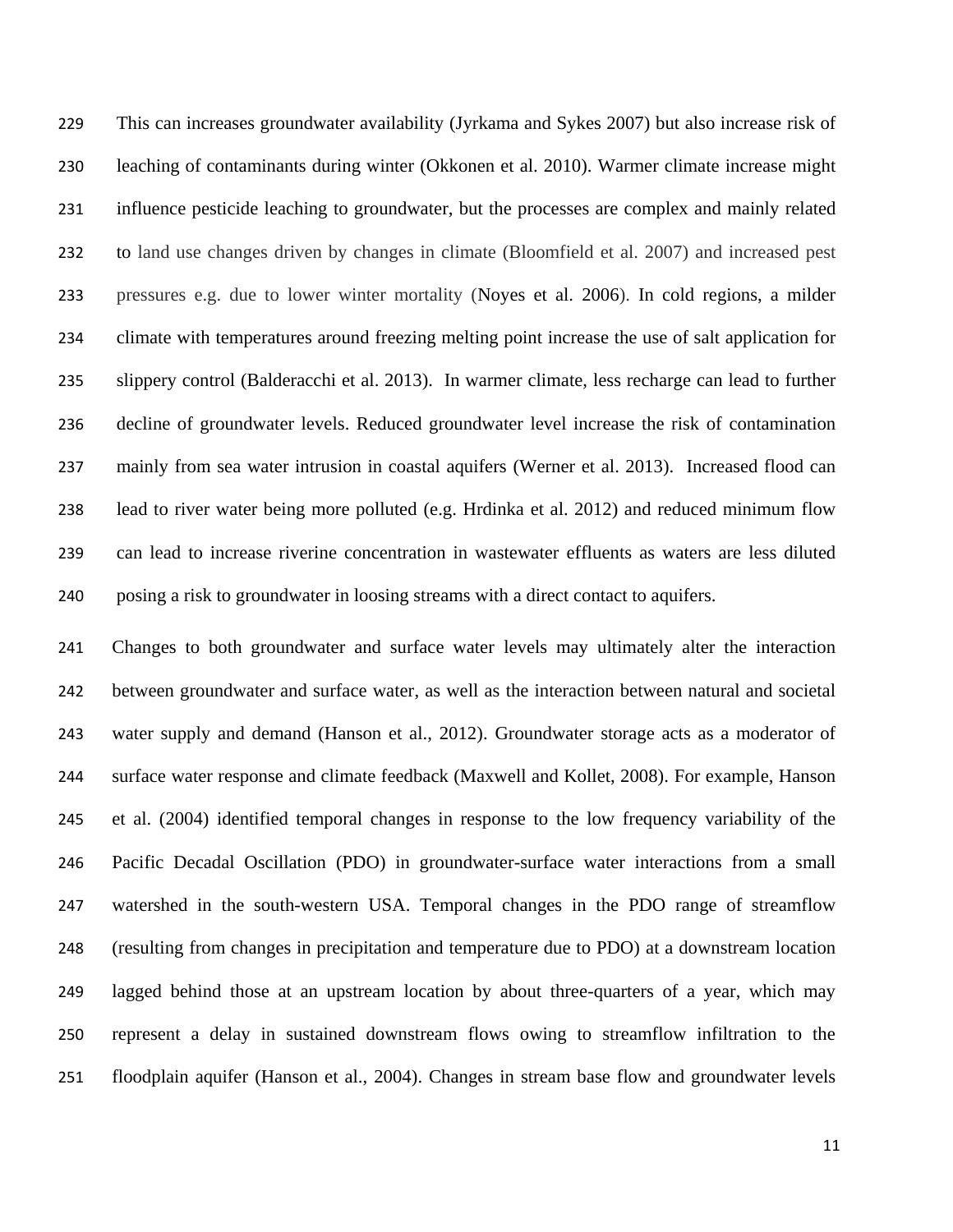This can increases groundwater availability (Jyrkama and Sykes 2007) but also increase risk of leaching of contaminants during winter (Okkonen et al. 2010). Warmer climate increase might influence pesticide leaching to groundwater, but the processes are complex and mainly related to land use changes driven by changes in climate (Bloomfield et al. 2007) and increased pest pressures e.g. due to lower winter mortality (Noyes et al. 2006). In cold regions, a milder climate with temperatures around freezing melting point increase the use of salt application for slippery control (Balderacchi et al. 2013). In warmer climate, less recharge can lead to further decline of groundwater levels. Reduced groundwater level increase the risk of contamination mainly from sea water intrusion in coastal aquifers (Werner et al. 2013). Increased flood can lead to river water being more polluted (e.g. Hrdinka et al. 2012) and reduced minimum flow can lead to increase riverine concentration in wastewater effluents as waters are less diluted posing a risk to groundwater in loosing streams with a direct contact to aquifers.

Changes to both groundwater and surface water levels may ultimately alter the interaction between groundwater and surface water, as well as the interaction between natural and societal water supply and demand (Hanson et al., 2012). Groundwater storage acts as a moderator of surface water response and climate feedback (Maxwell and Kollet, 2008). For example, Hanson et al. (2004) identified temporal changes in response to the low frequency variability of the Pacific Decadal Oscillation (PDO) in groundwater-surface water interactions from a small watershed in the south-western USA. Temporal changes in the PDO range of streamflow (resulting from changes in precipitation and temperature due to PDO) at a downstream location lagged behind those at an upstream location by about three-quarters of a year, which may represent a delay in sustained downstream flows owing to streamflow infiltration to the floodplain aquifer (Hanson et al., 2004). Changes in stream base flow and groundwater levels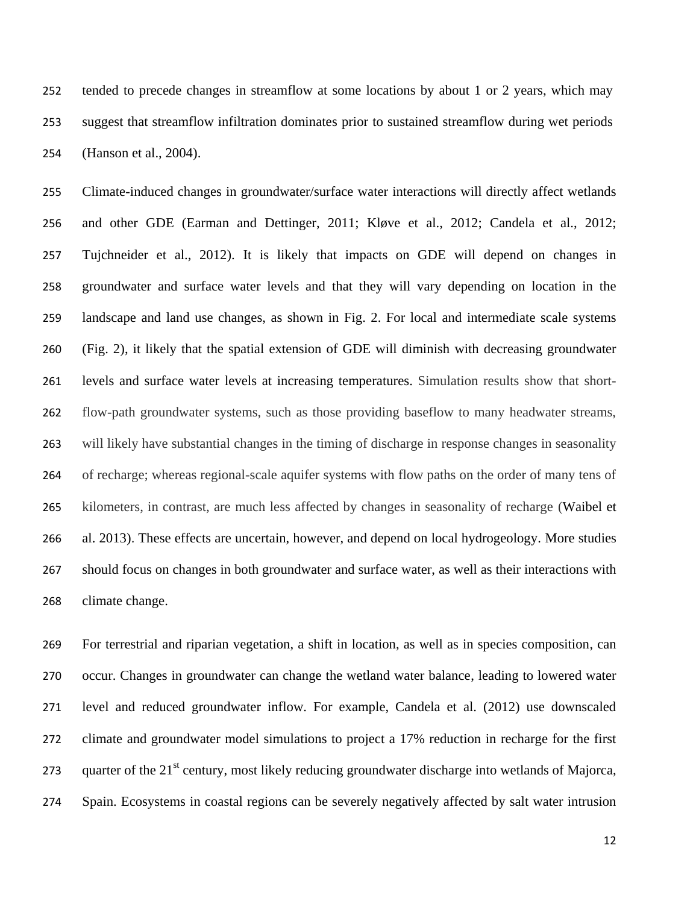tended to precede changes in streamflow at some locations by about 1 or 2 years, which may suggest that streamflow infiltration dominates prior to sustained streamflow during wet periods (Hanson et al., 2004).

Climate-induced changes in groundwater/surface water interactions will directly affect wetlands and other GDE (Earman and Dettinger, 2011; Kløve et al., 2012; Candela et al., 2012; Tujchneider et al., 2012). It is likely that impacts on GDE will depend on changes in groundwater and surface water levels and that they will vary depending on location in the landscape and land use changes, as shown in Fig. 2. For local and intermediate scale systems (Fig. 2), it likely that the spatial extension of GDE will diminish with decreasing groundwater levels and surface water levels at increasing temperatures. Simulation results show that short-flow-path groundwater systems, such as those providing baseflow to many headwater streams, will likely have substantial changes in the timing of discharge in response changes in seasonality of recharge; whereas regional-scale aquifer systems with flow paths on the order of many tens of kilometers, in contrast, are much less affected by changes in seasonality of recharge (Waibel et al. 2013). These effects are uncertain, however, and depend on local hydrogeology. More studies should focus on changes in both groundwater and surface water, as well as their interactions with climate change.

For terrestrial and riparian vegetation, a shift in location, as well as in species composition, can occur. Changes in groundwater can change the wetland water balance, leading to lowered water level and reduced groundwater inflow. For example, Candela et al. (2012) use downscaled climate and groundwater model simulations to project a 17% reduction in recharge for the first quarter of the 21$^{st}$ century, most likely reducing groundwater discharge into wetlands of Majorca, Spain. Ecosystems in coastal regions can be severely negatively affected by salt water intrusion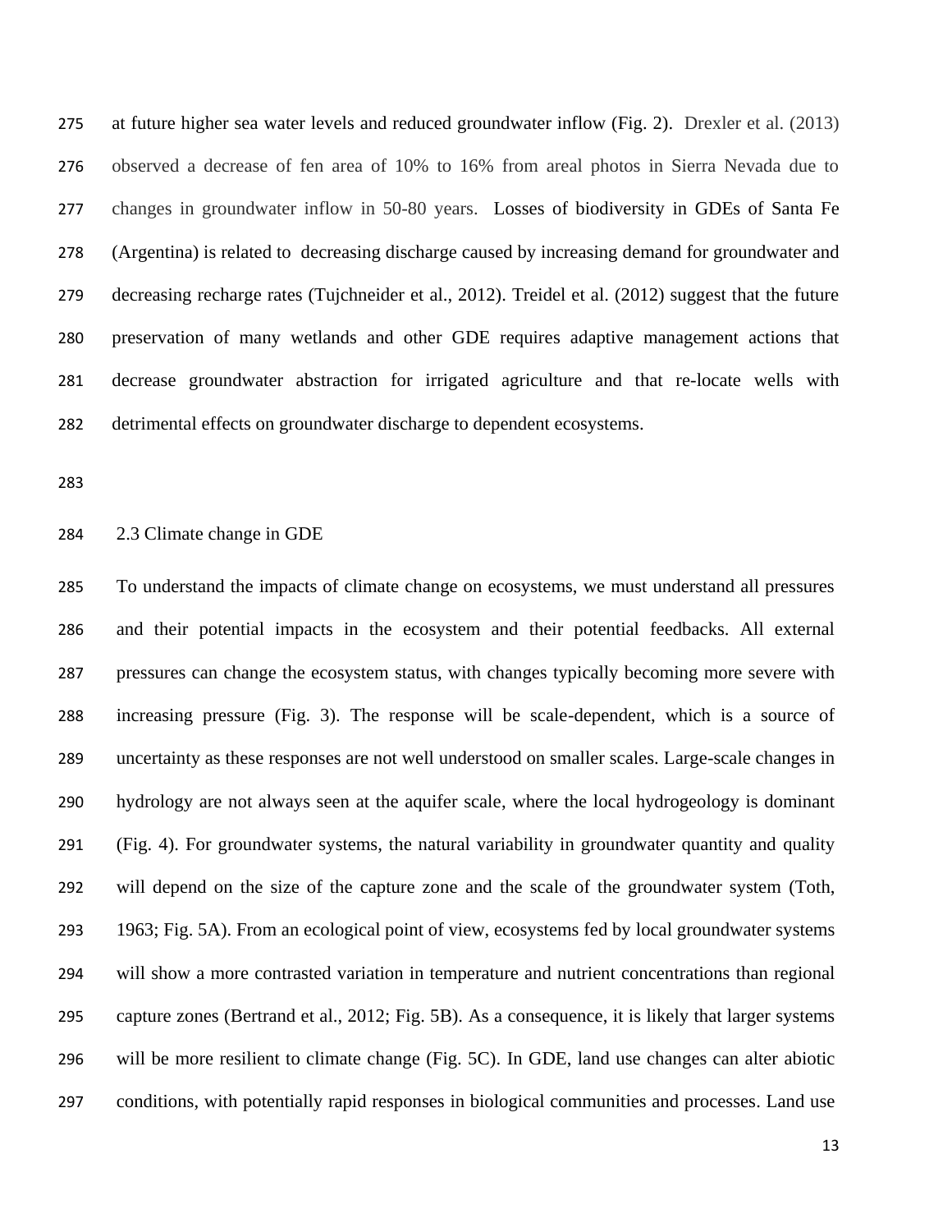at future higher sea water levels and reduced groundwater inflow (Fig. 2). Drexler et al. (2013) observed a decrease of fen area of 10% to 16% from areal photos in Sierra Nevada due to changes in groundwater inflow in 50-80 years. Losses of biodiversity in GDEs of Santa Fe (Argentina) is related to decreasing discharge caused by increasing demand for groundwater and decreasing recharge rates (Tujchneider et al., 2012). Treidel et al. (2012) suggest that the future preservation of many wetlands and other GDE requires adaptive management actions that decrease groundwater abstraction for irrigated agriculture and that re-locate wells with detrimental effects on groundwater discharge to dependent ecosystems.

## 2.3 Climate change in GDE

To understand the impacts of climate change on ecosystems, we must understand all pressures and their potential impacts in the ecosystem and their potential feedbacks. All external pressures can change the ecosystem status, with changes typically becoming more severe with increasing pressure (Fig. 3). The response will be scale-dependent, which is a source of uncertainty as these responses are not well understood on smaller scales. Large-scale changes in hydrology are not always seen at the aquifer scale, where the local hydrogeology is dominant (Fig. 4). For groundwater systems, the natural variability in groundwater quantity and quality will depend on the size of the capture zone and the scale of the groundwater system (Toth, 1963; Fig. 5A). From an ecological point of view, ecosystems fed by local groundwater systems will show a more contrasted variation in temperature and nutrient concentrations than regional capture zones (Bertrand et al., 2012; Fig. 5B). As a consequence, it is likely that larger systems will be more resilient to climate change (Fig. 5C). In GDE, land use changes can alter abiotic conditions, with potentially rapid responses in biological communities and processes. Land use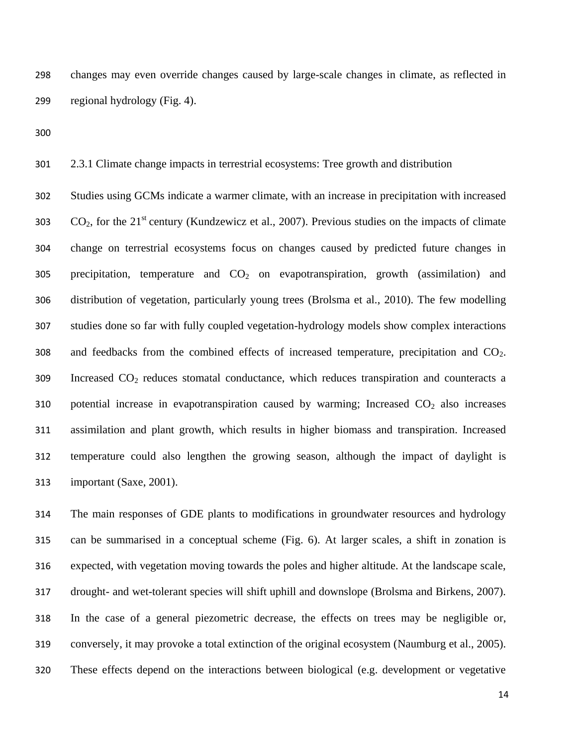changes may even override changes caused by large-scale changes in climate, as reflected in regional hydrology (Fig. 4).

### 2.3.1 Climate change impacts in terrestrial ecosystems: Tree growth and distribution

Studies using GCMs indicate a warmer climate, with an increase in precipitation with increased $CO_2$, for the 21st century (Kundzewicz et al., 2007). Previous studies on the impacts of climate change on terrestrial ecosystems focus on changes caused by predicted future changes in precipitation, temperature and $CO_2$ on evapotranspiration, growth (assimilation) and distribution of vegetation, particularly young trees (Brolsma et al., 2010). The few modelling studies done so far with fully coupled vegetation-hydrology models show complex interactions and feedbacks from the combined effects of increased temperature, precipitation and $CO_2$. Increased $CO_2$ reduces stomatal conductance, which reduces transpiration and counteracts a potential increase in evapotranspiration caused by warming; Increased $CO_2$ also increases assimilation and plant growth, which results in higher biomass and transpiration. Increased temperature could also lengthen the growing season, although the impact of daylight is important (Saxe, 2001).

The main responses of GDE plants to modifications in groundwater resources and hydrology can be summarised in a conceptual scheme (Fig. 6). At larger scales, a shift in zonation is expected, with vegetation moving towards the poles and higher altitude. At the landscape scale, drought- and wet-tolerant species will shift uphill and downslope (Brolsma and Birkens, 2007). In the case of a general piezometric decrease, the effects on trees may be negligible or, conversely, it may provoke a total extinction of the original ecosystem (Naumburg et al., 2005). These effects depend on the interactions between biological (e.g. development or vegetative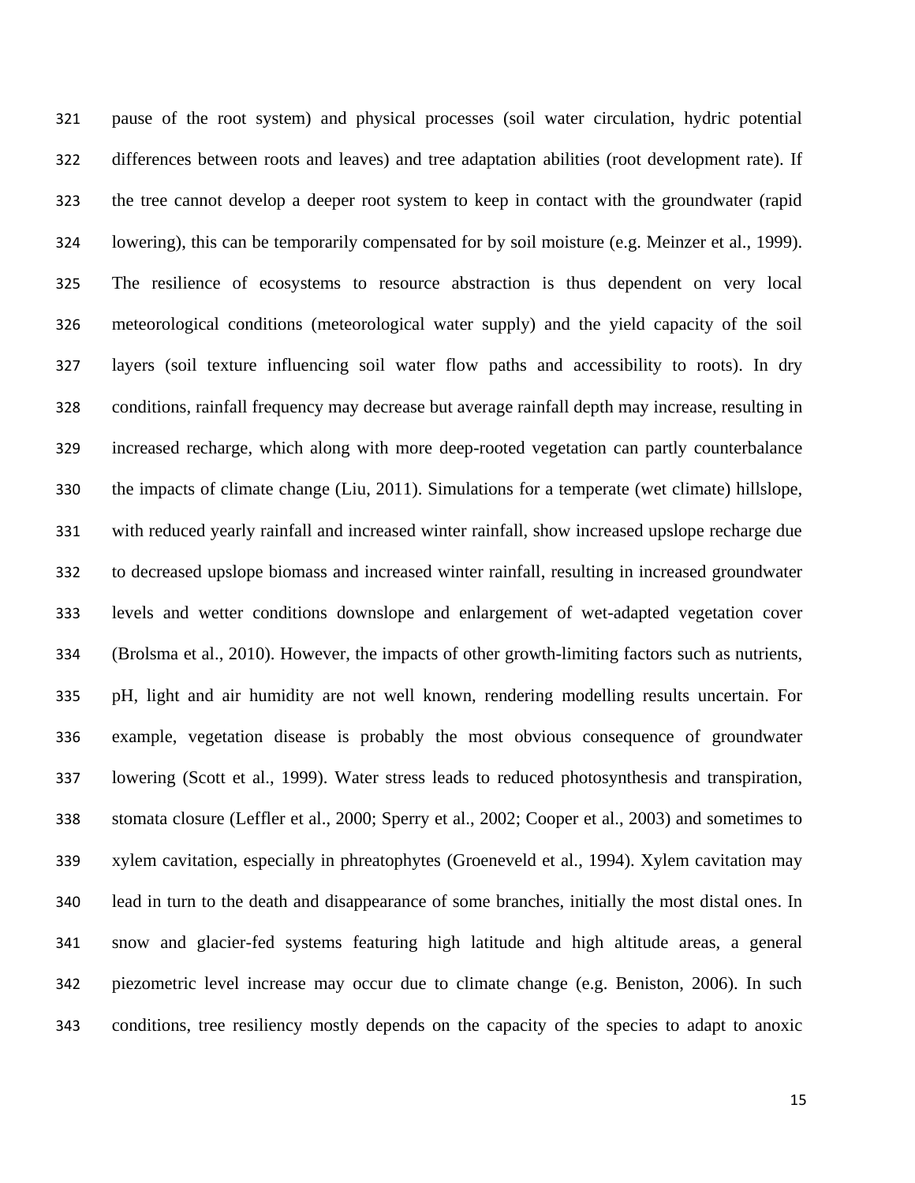pause of the root system) and physical processes (soil water circulation, hydric potential differences between roots and leaves) and tree adaptation abilities (root development rate). If the tree cannot develop a deeper root system to keep in contact with the groundwater (rapid lowering), this can be temporarily compensated for by soil moisture (e.g. Meinzer et al., 1999). The resilience of ecosystems to resource abstraction is thus dependent on very local meteorological conditions (meteorological water supply) and the yield capacity of the soil layers (soil texture influencing soil water flow paths and accessibility to roots). In dry conditions, rainfall frequency may decrease but average rainfall depth may increase, resulting in increased recharge, which along with more deep-rooted vegetation can partly counterbalance the impacts of climate change (Liu, 2011). Simulations for a temperate (wet climate) hillslope, with reduced yearly rainfall and increased winter rainfall, show increased upslope recharge due to decreased upslope biomass and increased winter rainfall, resulting in increased groundwater levels and wetter conditions downslope and enlargement of wet-adapted vegetation cover (Brolsma et al., 2010). However, the impacts of other growth-limiting factors such as nutrients, pH, light and air humidity are not well known, rendering modelling results uncertain. For example, vegetation disease is probably the most obvious consequence of groundwater lowering (Scott et al., 1999). Water stress leads to reduced photosynthesis and transpiration, stomata closure (Leffler et al., 2000; Sperry et al., 2002; Cooper et al., 2003) and sometimes to xylem cavitation, especially in phreatophytes (Groeneveld et al., 1994). Xylem cavitation may lead in turn to the death and disappearance of some branches, initially the most distal ones. In snow and glacier-fed systems featuring high latitude and high altitude areas, a general piezometric level increase may occur due to climate change (e.g. Beniston, 2006). In such conditions, tree resiliency mostly depends on the capacity of the species to adapt to anoxic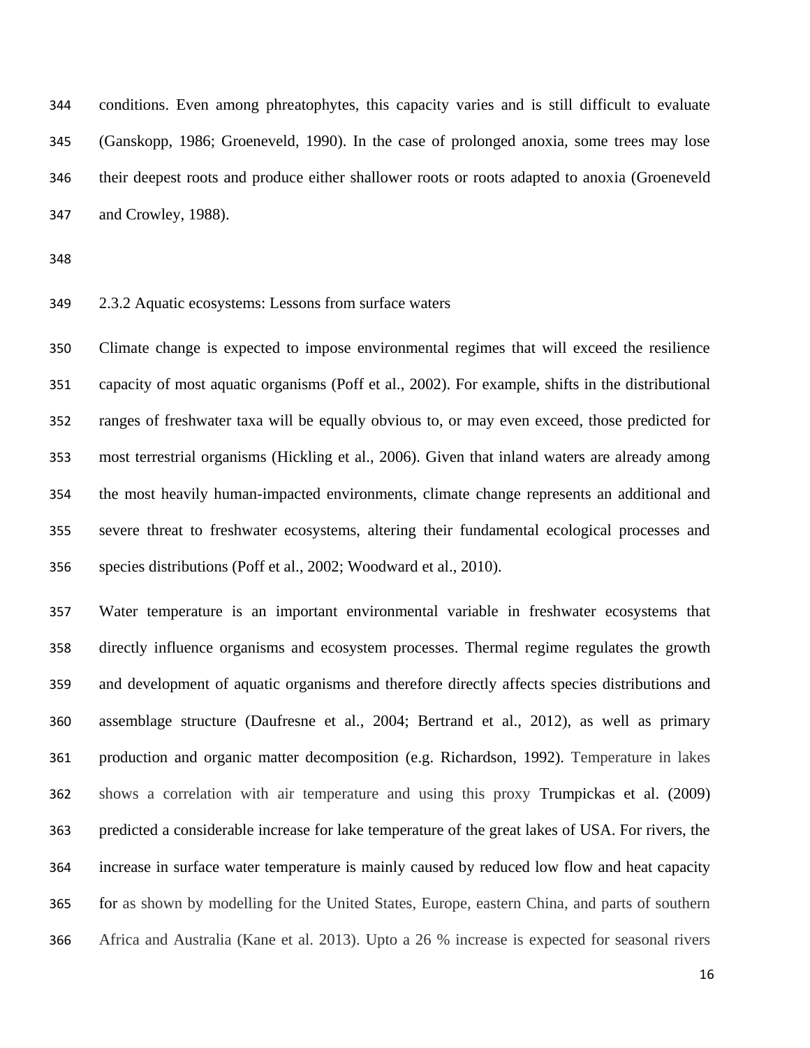conditions. Even among phreatophytes, this capacity varies and is still difficult to evaluate (Ganskopp, 1986; Groeneveld, 1990). In the case of prolonged anoxia, some trees may lose their deepest roots and produce either shallower roots or roots adapted to anoxia (Groeneveld and Crowley, 1988).

### 2.3.2 Aquatic ecosystems: Lessons from surface waters

Climate change is expected to impose environmental regimes that will exceed the resilience capacity of most aquatic organisms (Poff et al., 2002). For example, shifts in the distributional ranges of freshwater taxa will be equally obvious to, or may even exceed, those predicted for most terrestrial organisms (Hickling et al., 2006). Given that inland waters are already among the most heavily human-impacted environments, climate change represents an additional and severe threat to freshwater ecosystems, altering their fundamental ecological processes and species distributions (Poff et al., 2002; Woodward et al., 2010).

Water temperature is an important environmental variable in freshwater ecosystems that directly influence organisms and ecosystem processes. Thermal regime regulates the growth and development of aquatic organisms and therefore directly affects species distributions and assemblage structure (Daufresne et al., 2004; Bertrand et al., 2012), as well as primary production and organic matter decomposition (e.g. Richardson, 1992). Temperature in lakes shows a correlation with air temperature and using this proxy Trumpickas et al. (2009) predicted a considerable increase for lake temperature of the great lakes of USA. For rivers, the increase in surface water temperature is mainly caused by reduced low flow and heat capacity for as shown by modelling for the United States, Europe, eastern China, and parts of southern Africa and Australia (Kane et al. 2013). Upto a 26 % increase is expected for seasonal rivers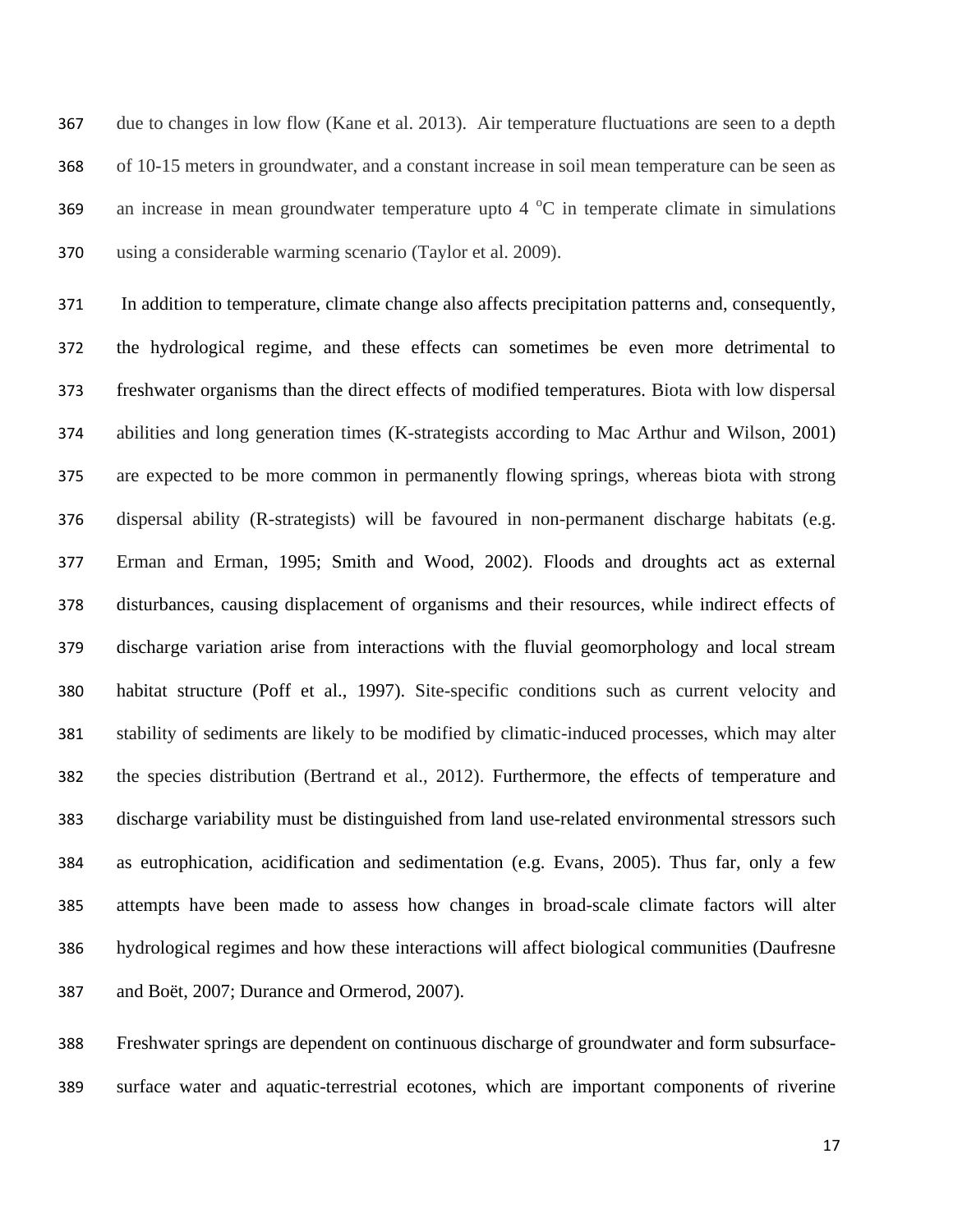due to changes in low flow (Kane et al. 2013). Air temperature fluctuations are seen to a depth of 10-15 meters in groundwater, and a constant increase in soil mean temperature can be seen as an increase in mean groundwater temperature upto 4 $^{o}$C in temperate climate in simulations using a considerable warming scenario (Taylor et al. 2009).

In addition to temperature, climate change also affects precipitation patterns and, consequently, the hydrological regime, and these effects can sometimes be even more detrimental to freshwater organisms than the direct effects of modified temperatures. Biota with low dispersal abilities and long generation times (K-strategists according to Mac Arthur and Wilson, 2001) are expected to be more common in permanently flowing springs, whereas biota with strong dispersal ability (R-strategists) will be favoured in non-permanent discharge habitats (e.g. Erman and Erman, 1995; Smith and Wood, 2002). Floods and droughts act as external disturbances, causing displacement of organisms and their resources, while indirect effects of discharge variation arise from interactions with the fluvial geomorphology and local stream habitat structure (Poff et al., 1997). Site-specific conditions such as current velocity and stability of sediments are likely to be modified by climatic-induced processes, which may alter the species distribution (Bertrand et al., 2012). Furthermore, the effects of temperature and discharge variability must be distinguished from land use-related environmental stressors such as eutrophication, acidification and sedimentation (e.g. Evans, 2005). Thus far, only a few attempts have been made to assess how changes in broad-scale climate factors will alter hydrological regimes and how these interactions will affect biological communities (Daufresne and Boët, 2007; Durance and Ormerod, 2007).

Freshwater springs are dependent on continuous discharge of groundwater and form subsurface-surface water and aquatic-terrestrial ecotones, which are important components of riverine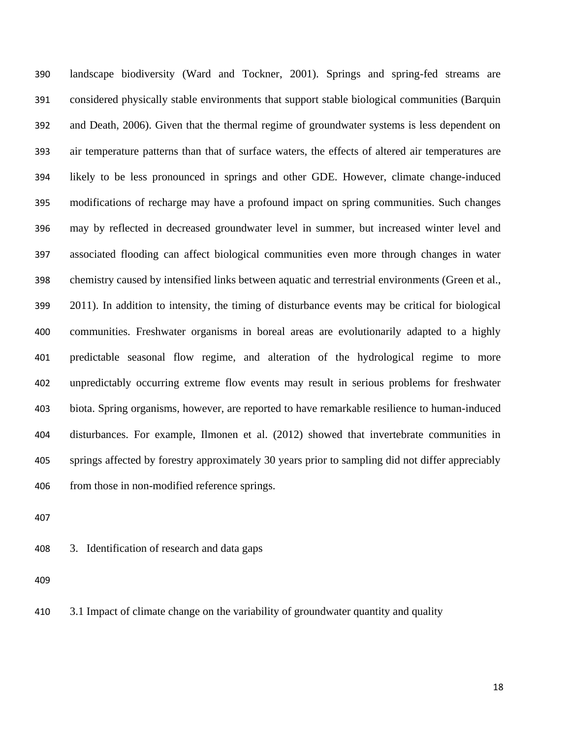landscape biodiversity (Ward and Tockner, 2001). Springs and spring-fed streams are considered physically stable environments that support stable biological communities (Barquin and Death, 2006). Given that the thermal regime of groundwater systems is less dependent on air temperature patterns than that of surface waters, the effects of altered air temperatures are likely to be less pronounced in springs and other GDE. However, climate change-induced modifications of recharge may have a profound impact on spring communities. Such changes may by reflected in decreased groundwater level in summer, but increased winter level and associated flooding can affect biological communities even more through changes in water chemistry caused by intensified links between aquatic and terrestrial environments (Green et al., 2011). In addition to intensity, the timing of disturbance events may be critical for biological communities. Freshwater organisms in boreal areas are evolutionarily adapted to a highly predictable seasonal flow regime, and alteration of the hydrological regime to more unpredictably occurring extreme flow events may result in serious problems for freshwater biota. Spring organisms, however, are reported to have remarkable resilience to human-induced disturbances. For example, Ilmonen et al. (2012) showed that invertebrate communities in springs affected by forestry approximately 30 years prior to sampling did not differ appreciably from those in non-modified reference springs.

## 3. Identification of research and data gaps

### 3.1 Impact of climate change on the variability of groundwater quantity and quality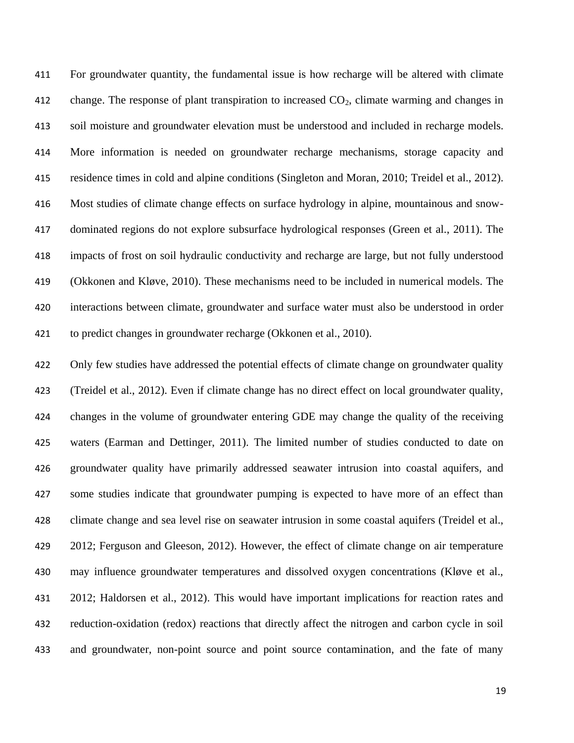For groundwater quantity, the fundamental issue is how recharge will be altered with climate change. The response of plant transpiration to increased $CO_2$, climate warming and changes in soil moisture and groundwater elevation must be understood and included in recharge models. More information is needed on groundwater recharge mechanisms, storage capacity and residence times in cold and alpine conditions (Singleton and Moran, 2010; Treidel et al., 2012). Most studies of climate change effects on surface hydrology in alpine, mountainous and snow-dominated regions do not explore subsurface hydrological responses (Green et al., 2011). The impacts of frost on soil hydraulic conductivity and recharge are large, but not fully understood (Okkonen and Kløve, 2010). These mechanisms need to be included in numerical models. The interactions between climate, groundwater and surface water must also be understood in order to predict changes in groundwater recharge (Okkonen et al., 2010).

Only few studies have addressed the potential effects of climate change on groundwater quality (Treidel et al., 2012). Even if climate change has no direct effect on local groundwater quality, changes in the volume of groundwater entering GDE may change the quality of the receiving waters (Earman and Dettinger, 2011). The limited number of studies conducted to date on groundwater quality have primarily addressed seawater intrusion into coastal aquifers, and some studies indicate that groundwater pumping is expected to have more of an effect than climate change and sea level rise on seawater intrusion in some coastal aquifers (Treidel et al., 2012; Ferguson and Gleeson, 2012). However, the effect of climate change on air temperature may influence groundwater temperatures and dissolved oxygen concentrations (Kløve et al., 2012; Haldorsen et al., 2012). This would have important implications for reaction rates and reduction-oxidation (redox) reactions that directly affect the nitrogen and carbon cycle in soil and groundwater, non-point source and point source contamination, and the fate of many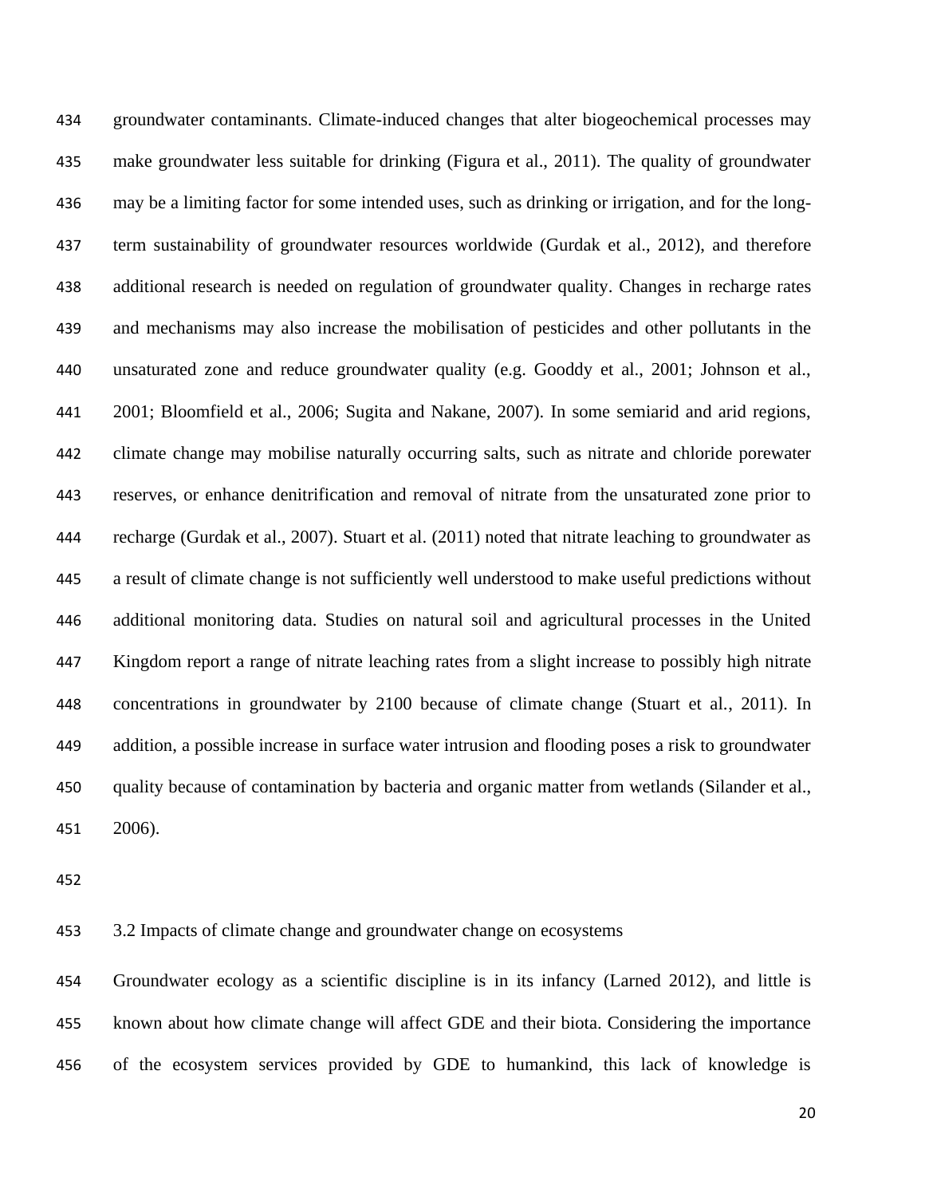groundwater contaminants. Climate-induced changes that alter biogeochemical processes may make groundwater less suitable for drinking (Figura et al., 2011). The quality of groundwater may be a limiting factor for some intended uses, such as drinking or irrigation, and for the long-term sustainability of groundwater resources worldwide (Gurdak et al., 2012), and therefore additional research is needed on regulation of groundwater quality. Changes in recharge rates and mechanisms may also increase the mobilisation of pesticides and other pollutants in the unsaturated zone and reduce groundwater quality (e.g. Gooddy et al., 2001; Johnson et al., 2001; Bloomfield et al., 2006; Sugita and Nakane, 2007). In some semiarid and arid regions, climate change may mobilise naturally occurring salts, such as nitrate and chloride porewater reserves, or enhance denitrification and removal of nitrate from the unsaturated zone prior to recharge (Gurdak et al., 2007). Stuart et al. (2011) noted that nitrate leaching to groundwater as a result of climate change is not sufficiently well understood to make useful predictions without additional monitoring data. Studies on natural soil and agricultural processes in the United Kingdom report a range of nitrate leaching rates from a slight increase to possibly high nitrate concentrations in groundwater by 2100 because of climate change (Stuart et al., 2011). In addition, a possible increase in surface water intrusion and flooding poses a risk to groundwater quality because of contamination by bacteria and organic matter from wetlands (Silander et al., 2006).

### 3.2 Impacts of climate change and groundwater change on ecosystems

Groundwater ecology as a scientific discipline is in its infancy (Larned 2012), and little is known about how climate change will affect GDE and their biota. Considering the importance of the ecosystem services provided by GDE to humankind, this lack of knowledge is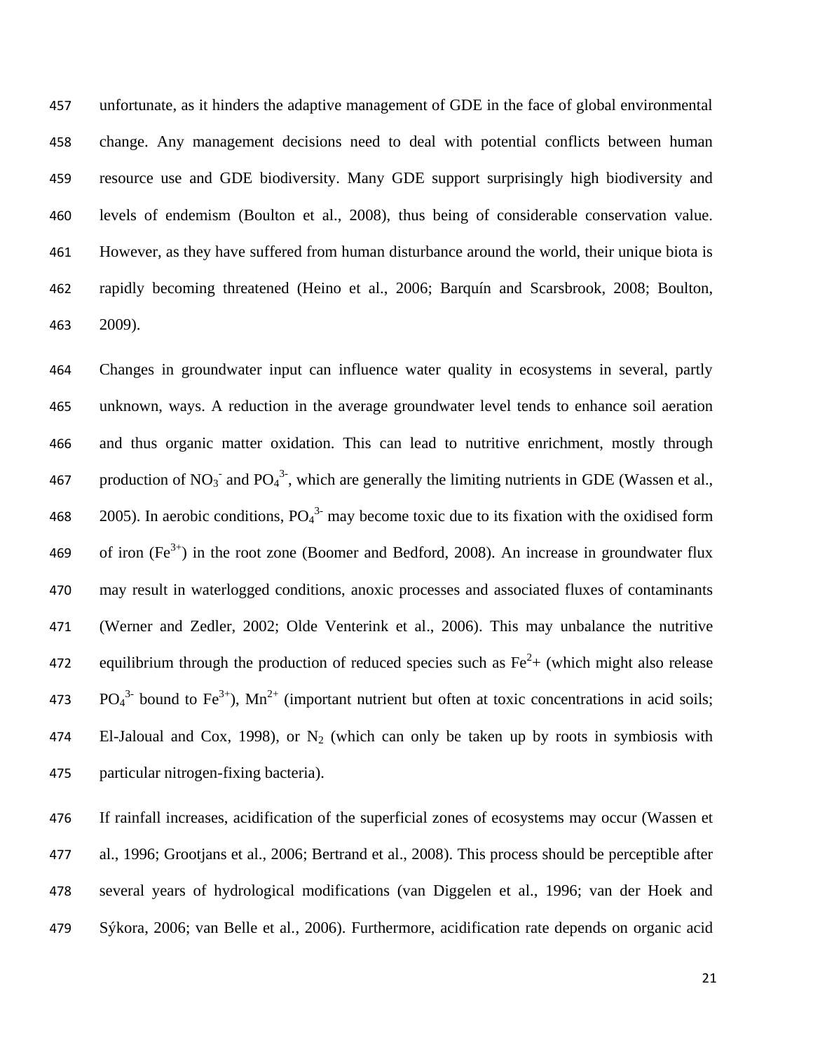unfortunate, as it hinders the adaptive management of GDE in the face of global environmental change. Any management decisions need to deal with potential conflicts between human resource use and GDE biodiversity. Many GDE support surprisingly high biodiversity and levels of endemism (Boulton et al., 2008), thus being of considerable conservation value. However, as they have suffered from human disturbance around the world, their unique biota is rapidly becoming threatened (Heino et al., 2006; Barquín and Scarsbrook, 2008; Boulton, 2009).

Changes in groundwater input can influence water quality in ecosystems in several, partly unknown, ways. A reduction in the average groundwater level tends to enhance soil aeration and thus organic matter oxidation. This can lead to nutritive enrichment, mostly through production of $NO_3^-$ and $PO_4^{3-}$, which are generally the limiting nutrients in GDE (Wassen et al., 2005). In aerobic conditions, $PO_4^{3-}$ may become toxic due to its fixation with the oxidised form of iron ($Fe^{3+}$) in the root zone (Boomer and Bedford, 2008). An increase in groundwater flux may result in waterlogged conditions, anoxic processes and associated fluxes of contaminants (Werner and Zedler, 2002; Olde Venterink et al., 2006). This may unbalance the nutritive equilibrium through the production of reduced species such as $Fe^2$+ (which might also release $PO_4^{3-}$ bound to $Fe^{3+}$), $Mn^{2+}$ (important nutrient but often at toxic concentrations in acid soils; El-Jaloual and Cox, 1998), or $N_2$ (which can only be taken up by roots in symbiosis with particular nitrogen-fixing bacteria).

If rainfall increases, acidification of the superficial zones of ecosystems may occur (Wassen et al., 1996; Grootjans et al., 2006; Bertrand et al., 2008). This process should be perceptible after several years of hydrological modifications (van Diggelen et al., 1996; van der Hoek and Sýkora, 2006; van Belle et al., 2006). Furthermore, acidification rate depends on organic acid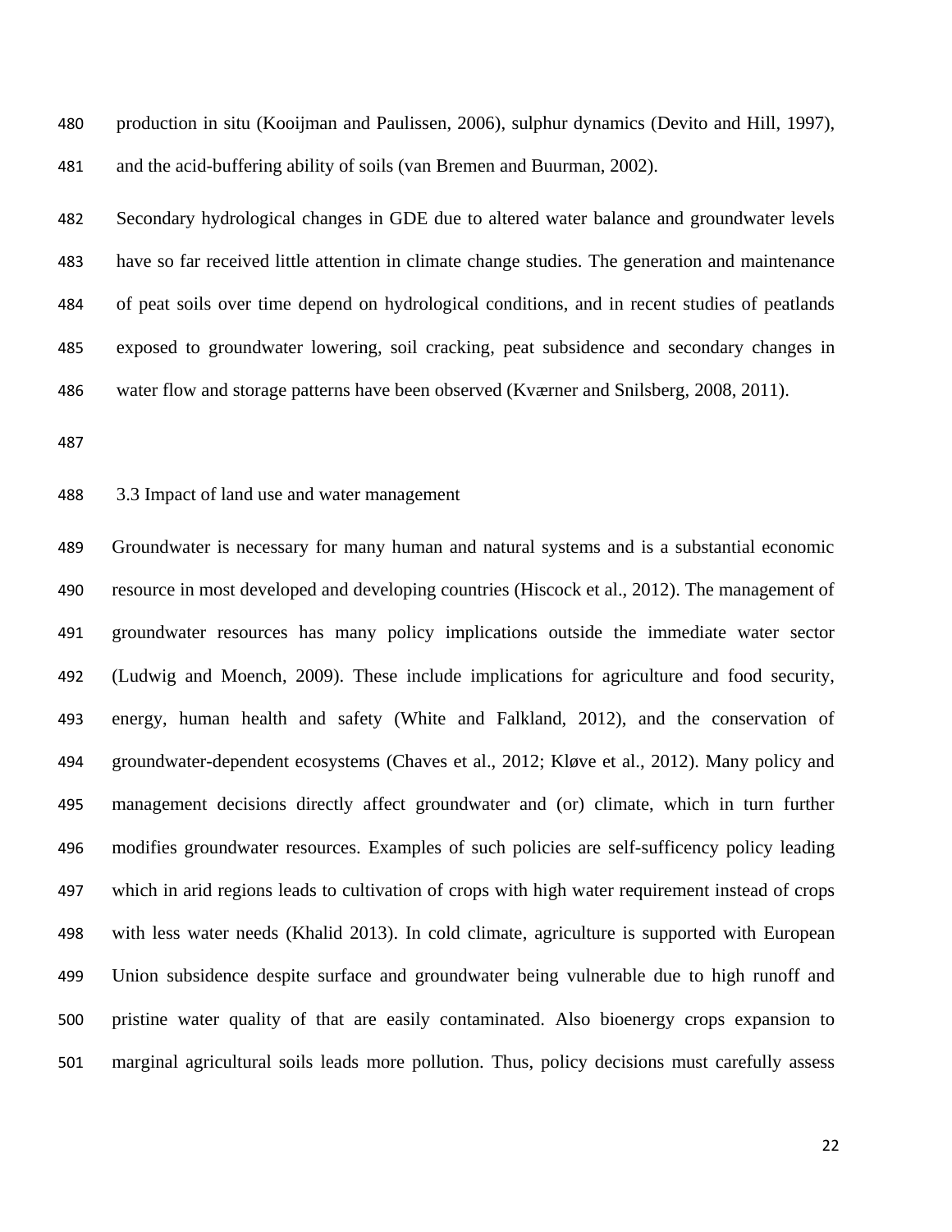production in situ (Kooijman and Paulissen, 2006), sulphur dynamics (Devito and Hill, 1997), and the acid-buffering ability of soils (van Bremen and Buurman, 2002).

Secondary hydrological changes in GDE due to altered water balance and groundwater levels have so far received little attention in climate change studies. The generation and maintenance of peat soils over time depend on hydrological conditions, and in recent studies of peatlands exposed to groundwater lowering, soil cracking, peat subsidence and secondary changes in water flow and storage patterns have been observed (Kværner and Snilsberg, 2008, 2011).

### 3.3 Impact of land use and water management

Groundwater is necessary for many human and natural systems and is a substantial economic resource in most developed and developing countries (Hiscock et al., 2012). The management of groundwater resources has many policy implications outside the immediate water sector (Ludwig and Moench, 2009). These include implications for agriculture and food security, energy, human health and safety (White and Falkland, 2012), and the conservation of groundwater-dependent ecosystems (Chaves et al., 2012; Kløve et al., 2012). Many policy and management decisions directly affect groundwater and (or) climate, which in turn further modifies groundwater resources. Examples of such policies are self-sufficency policy leading which in arid regions leads to cultivation of crops with high water requirement instead of crops with less water needs (Khalid 2013). In cold climate, agriculture is supported with European Union subsidence despite surface and groundwater being vulnerable due to high runoff and pristine water quality of that are easily contaminated. Also bioenergy crops expansion to marginal agricultural soils leads more pollution. Thus, policy decisions must carefully assess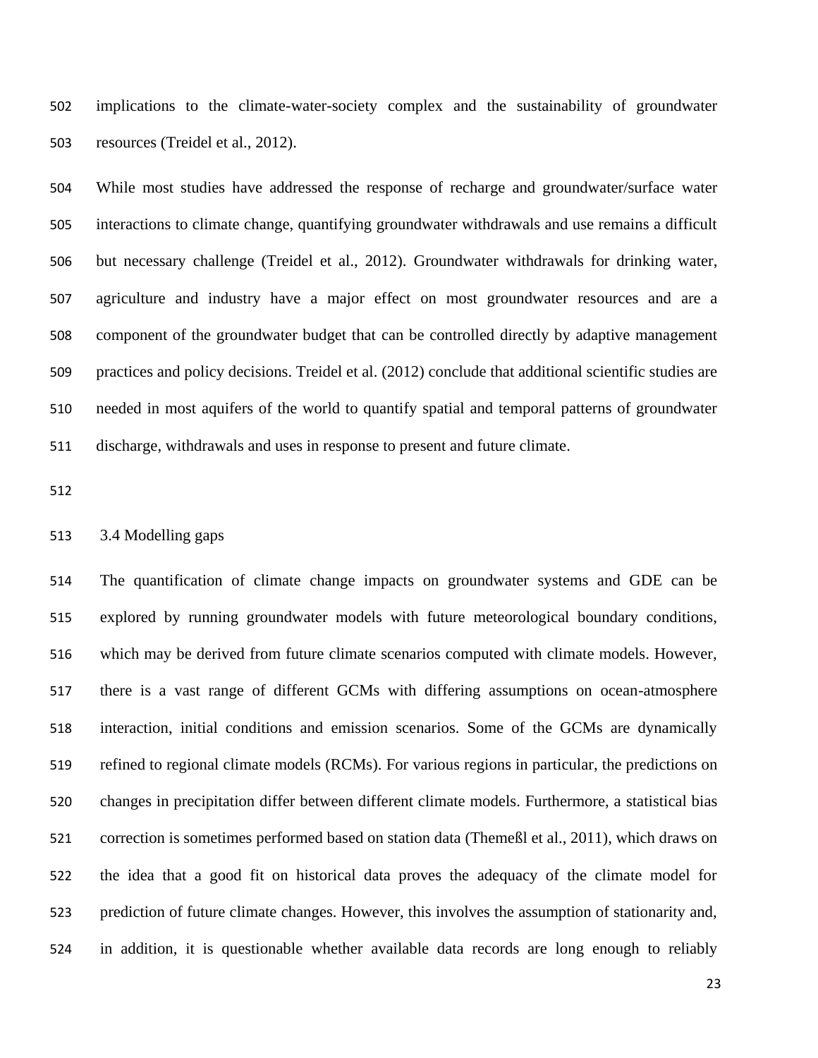implications to the climate-water-society complex and the sustainability of groundwater resources (Treidel et al., 2012).

While most studies have addressed the response of recharge and groundwater/surface water interactions to climate change, quantifying groundwater withdrawals and use remains a difficult but necessary challenge (Treidel et al., 2012). Groundwater withdrawals for drinking water, agriculture and industry have a major effect on most groundwater resources and are a component of the groundwater budget that can be controlled directly by adaptive management practices and policy decisions. Treidel et al. (2012) conclude that additional scientific studies are needed in most aquifers of the world to quantify spatial and temporal patterns of groundwater discharge, withdrawals and uses in response to present and future climate.

### 3.4 Modelling gaps

The quantification of climate change impacts on groundwater systems and GDE can be explored by running groundwater models with future meteorological boundary conditions, which may be derived from future climate scenarios computed with climate models. However, there is a vast range of different GCMs with differing assumptions on ocean-atmosphere interaction, initial conditions and emission scenarios. Some of the GCMs are dynamically refined to regional climate models (RCMs). For various regions in particular, the predictions on changes in precipitation differ between different climate models. Furthermore, a statistical bias correction is sometimes performed based on station data (Themeßl et al., 2011), which draws on the idea that a good fit on historical data proves the adequacy of the climate model for prediction of future climate changes. However, this involves the assumption of stationarity and, in addition, it is questionable whether available data records are long enough to reliably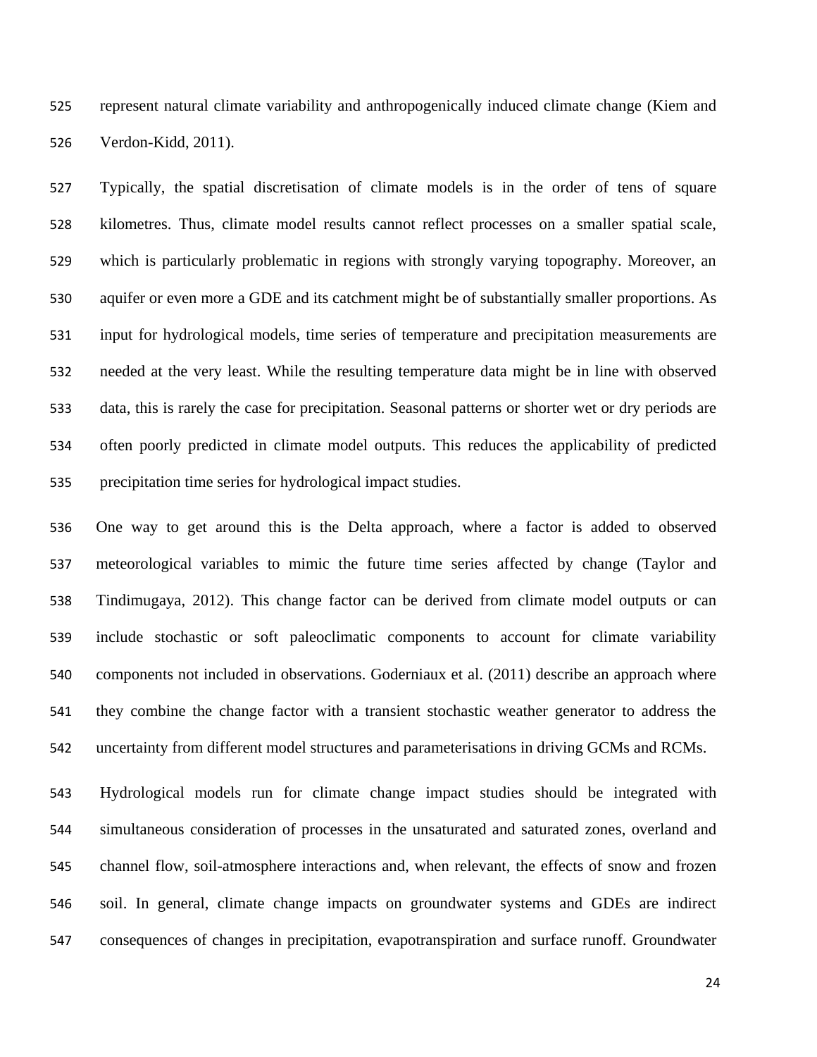represent natural climate variability and anthropogenically induced climate change (Kiem and Verdon-Kidd, 2011).

Typically, the spatial discretisation of climate models is in the order of tens of square kilometres. Thus, climate model results cannot reflect processes on a smaller spatial scale, which is particularly problematic in regions with strongly varying topography. Moreover, an aquifer or even more a GDE and its catchment might be of substantially smaller proportions. As input for hydrological models, time series of temperature and precipitation measurements are needed at the very least. While the resulting temperature data might be in line with observed data, this is rarely the case for precipitation. Seasonal patterns or shorter wet or dry periods are often poorly predicted in climate model outputs. This reduces the applicability of predicted precipitation time series for hydrological impact studies.

One way to get around this is the Delta approach, where a factor is added to observed meteorological variables to mimic the future time series affected by change (Taylor and Tindimugaya, 2012). This change factor can be derived from climate model outputs or can include stochastic or soft paleoclimatic components to account for climate variability components not included in observations. Goderniaux et al. (2011) describe an approach where they combine the change factor with a transient stochastic weather generator to address the uncertainty from different model structures and parameterisations in driving GCMs and RCMs.

Hydrological models run for climate change impact studies should be integrated with simultaneous consideration of processes in the unsaturated and saturated zones, overland and channel flow, soil-atmosphere interactions and, when relevant, the effects of snow and frozen soil. In general, climate change impacts on groundwater systems and GDEs are indirect consequences of changes in precipitation, evapotranspiration and surface runoff. Groundwater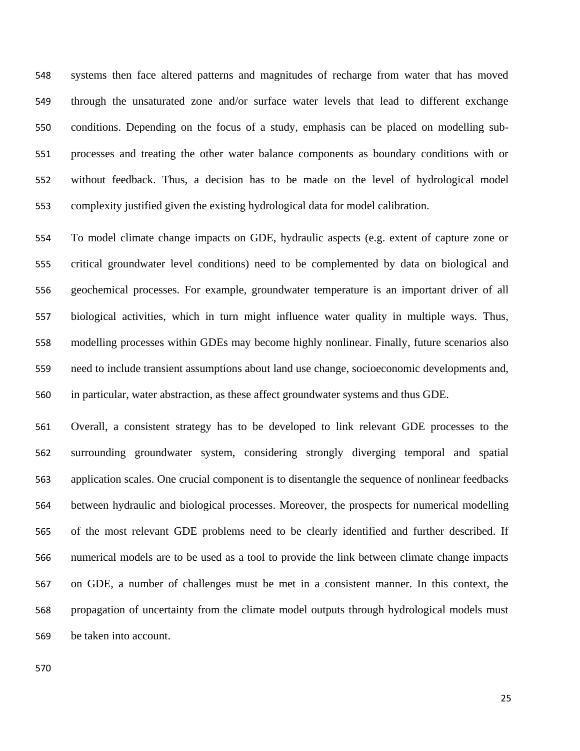systems then face altered patterns and magnitudes of recharge from water that has moved through the unsaturated zone and/or surface water levels that lead to different exchange conditions. Depending on the focus of a study, emphasis can be placed on modelling sub-processes and treating the other water balance components as boundary conditions with or without feedback. Thus, a decision has to be made on the level of hydrological model complexity justified given the existing hydrological data for model calibration.

To model climate change impacts on GDE, hydraulic aspects (e.g. extent of capture zone or critical groundwater level conditions) need to be complemented by data on biological and geochemical processes. For example, groundwater temperature is an important driver of all biological activities, which in turn might influence water quality in multiple ways. Thus, modelling processes within GDEs may become highly nonlinear. Finally, future scenarios also need to include transient assumptions about land use change, socioeconomic developments and, in particular, water abstraction, as these affect groundwater systems and thus GDE.

Overall, a consistent strategy has to be developed to link relevant GDE processes to the surrounding groundwater system, considering strongly diverging temporal and spatial application scales. One crucial component is to disentangle the sequence of nonlinear feedbacks between hydraulic and biological processes. Moreover, the prospects for numerical modelling of the most relevant GDE problems need to be clearly identified and further described. If numerical models are to be used as a tool to provide the link between climate change impacts on GDE, a number of challenges must be met in a consistent manner. In this context, the propagation of uncertainty from the climate model outputs through hydrological models must be taken into account.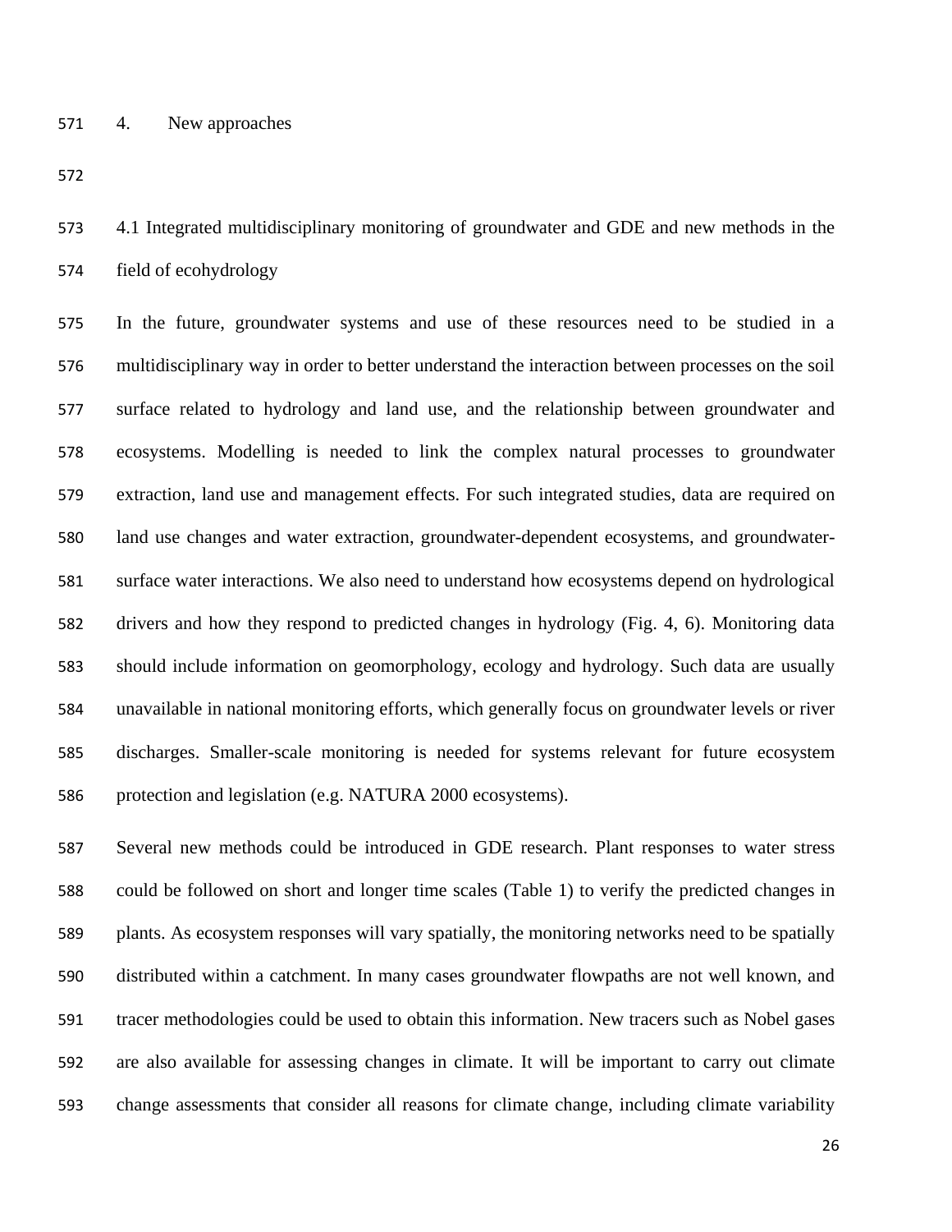# 4. New approaches

## 4.1 Integrated multidisciplinary monitoring of groundwater and GDE and new methods in the field of ecohydrology

In the future, groundwater systems and use of these resources need to be studied in a multidisciplinary way in order to better understand the interaction between processes on the soil surface related to hydrology and land use, and the relationship between groundwater and ecosystems. Modelling is needed to link the complex natural processes to groundwater extraction, land use and management effects. For such integrated studies, data are required on land use changes and water extraction, groundwater-dependent ecosystems, and groundwater-surface water interactions. We also need to understand how ecosystems depend on hydrological drivers and how they respond to predicted changes in hydrology (Fig. 4, 6). Monitoring data should include information on geomorphology, ecology and hydrology. Such data are usually unavailable in national monitoring efforts, which generally focus on groundwater levels or river discharges. Smaller-scale monitoring is needed for systems relevant for future ecosystem protection and legislation (e.g. NATURA 2000 ecosystems).

Several new methods could be introduced in GDE research. Plant responses to water stress could be followed on short and longer time scales (Table 1) to verify the predicted changes in plants. As ecosystem responses will vary spatially, the monitoring networks need to be spatially distributed within a catchment. In many cases groundwater flowpaths are not well known, and tracer methodologies could be used to obtain this information. New tracers such as Nobel gases are also available for assessing changes in climate. It will be important to carry out climate change assessments that consider all reasons for climate change, including climate variability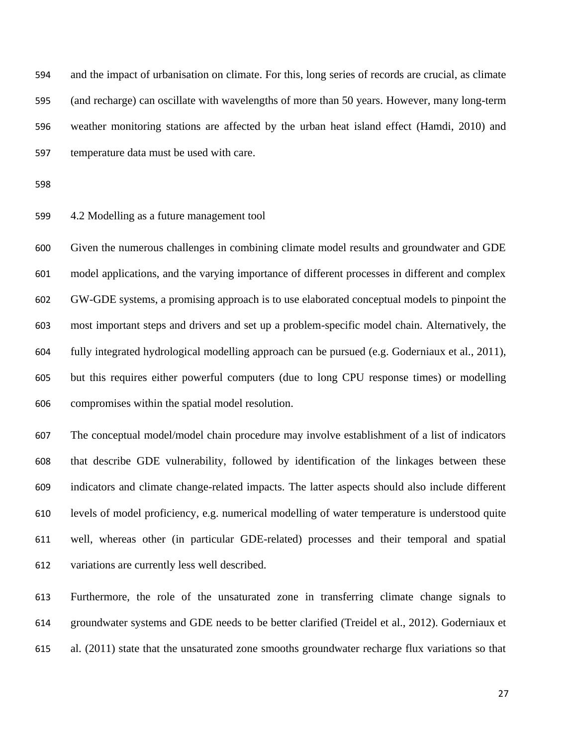and the impact of urbanisation on climate. For this, long series of records are crucial, as climate (and recharge) can oscillate with wavelengths of more than 50 years. However, many long-term weather monitoring stations are affected by the urban heat island effect (Hamdi, 2010) and temperature data must be used with care.

## 4.2 Modelling as a future management tool

Given the numerous challenges in combining climate model results and groundwater and GDE model applications, and the varying importance of different processes in different and complex GW-GDE systems, a promising approach is to use elaborated conceptual models to pinpoint the most important steps and drivers and set up a problem-specific model chain. Alternatively, the fully integrated hydrological modelling approach can be pursued (e.g. Goderniaux et al., 2011), but this requires either powerful computers (due to long CPU response times) or modelling compromises within the spatial model resolution.

The conceptual model/model chain procedure may involve establishment of a list of indicators that describe GDE vulnerability, followed by identification of the linkages between these indicators and climate change-related impacts. The latter aspects should also include different levels of model proficiency, e.g. numerical modelling of water temperature is understood quite well, whereas other (in particular GDE-related) processes and their temporal and spatial variations are currently less well described.

Furthermore, the role of the unsaturated zone in transferring climate change signals to groundwater systems and GDE needs to be better clarified (Treidel et al., 2012). Goderniaux et al. (2011) state that the unsaturated zone smooths groundwater recharge flux variations so that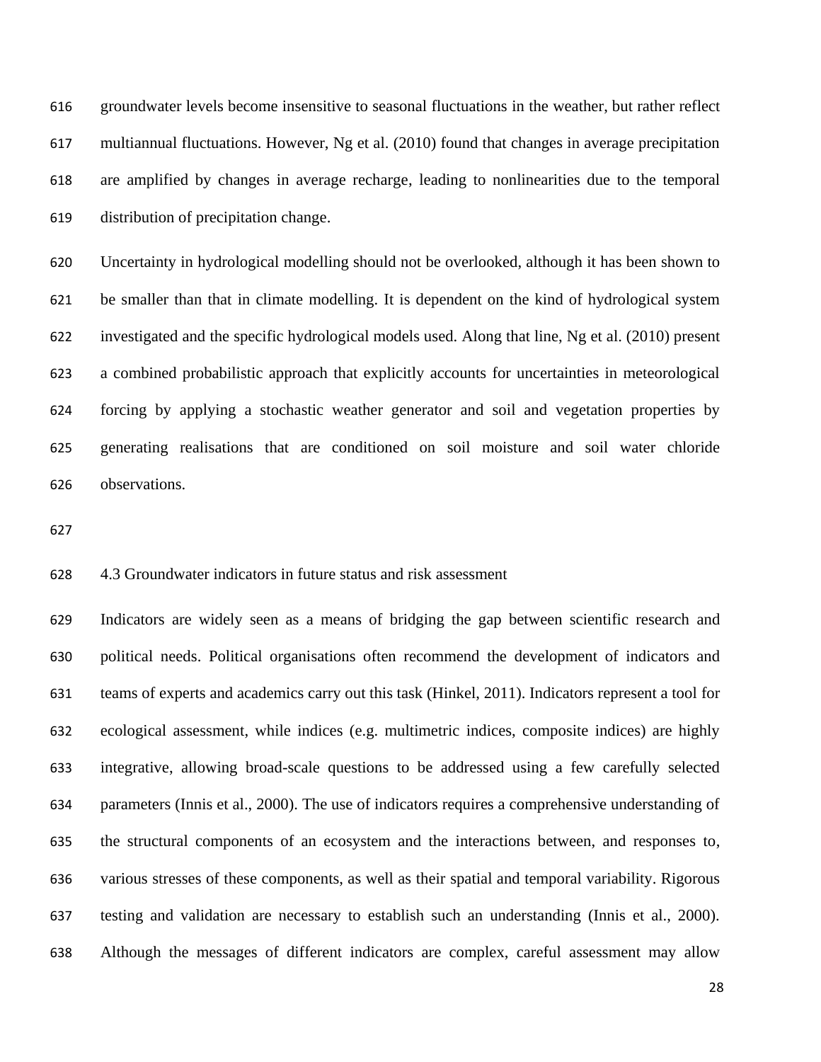groundwater levels become insensitive to seasonal fluctuations in the weather, but rather reflect multiannual fluctuations. However, Ng et al. (2010) found that changes in average precipitation are amplified by changes in average recharge, leading to nonlinearities due to the temporal distribution of precipitation change.

Uncertainty in hydrological modelling should not be overlooked, although it has been shown to be smaller than that in climate modelling. It is dependent on the kind of hydrological system investigated and the specific hydrological models used. Along that line, Ng et al. (2010) present a combined probabilistic approach that explicitly accounts for uncertainties in meteorological forcing by applying a stochastic weather generator and soil and vegetation properties by generating realisations that are conditioned on soil moisture and soil water chloride observations.

### 4.3 Groundwater indicators in future status and risk assessment

Indicators are widely seen as a means of bridging the gap between scientific research and political needs. Political organisations often recommend the development of indicators and teams of experts and academics carry out this task (Hinkel, 2011). Indicators represent a tool for ecological assessment, while indices (e.g. multimetric indices, composite indices) are highly integrative, allowing broad-scale questions to be addressed using a few carefully selected parameters (Innis et al., 2000). The use of indicators requires a comprehensive understanding of the structural components of an ecosystem and the interactions between, and responses to, various stresses of these components, as well as their spatial and temporal variability. Rigorous testing and validation are necessary to establish such an understanding (Innis et al., 2000). Although the messages of different indicators are complex, careful assessment may allow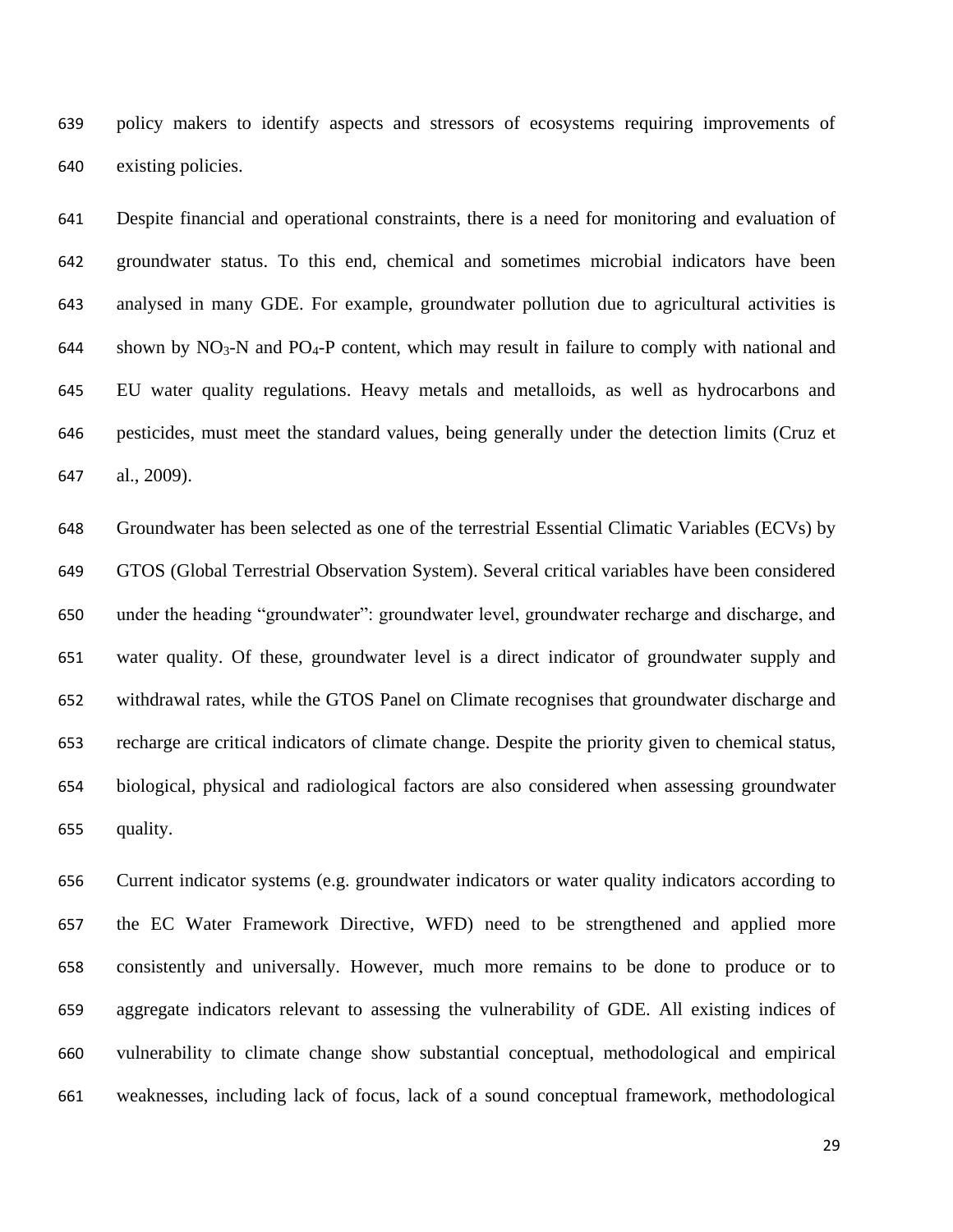policy makers to identify aspects and stressors of ecosystems requiring improvements of existing policies.

Despite financial and operational constraints, there is a need for monitoring and evaluation of groundwater status. To this end, chemical and sometimes microbial indicators have been analysed in many GDE. For example, groundwater pollution due to agricultural activities is shown by $NO_3$-N and $PO_4$-P content, which may result in failure to comply with national and EU water quality regulations. Heavy metals and metalloids, as well as hydrocarbons and pesticides, must meet the standard values, being generally under the detection limits (Cruz et al., 2009).

Groundwater has been selected as one of the terrestrial Essential Climatic Variables (ECVs) by GTOS (Global Terrestrial Observation System). Several critical variables have been considered under the heading "groundwater": groundwater level, groundwater recharge and discharge, and water quality. Of these, groundwater level is a direct indicator of groundwater supply and withdrawal rates, while the GTOS Panel on Climate recognises that groundwater discharge and recharge are critical indicators of climate change. Despite the priority given to chemical status, biological, physical and radiological factors are also considered when assessing groundwater quality.

Current indicator systems (e.g. groundwater indicators or water quality indicators according to the EC Water Framework Directive, WFD) need to be strengthened and applied more consistently and universally. However, much more remains to be done to produce or to aggregate indicators relevant to assessing the vulnerability of GDE. All existing indices of vulnerability to climate change show substantial conceptual, methodological and empirical weaknesses, including lack of focus, lack of a sound conceptual framework, methodological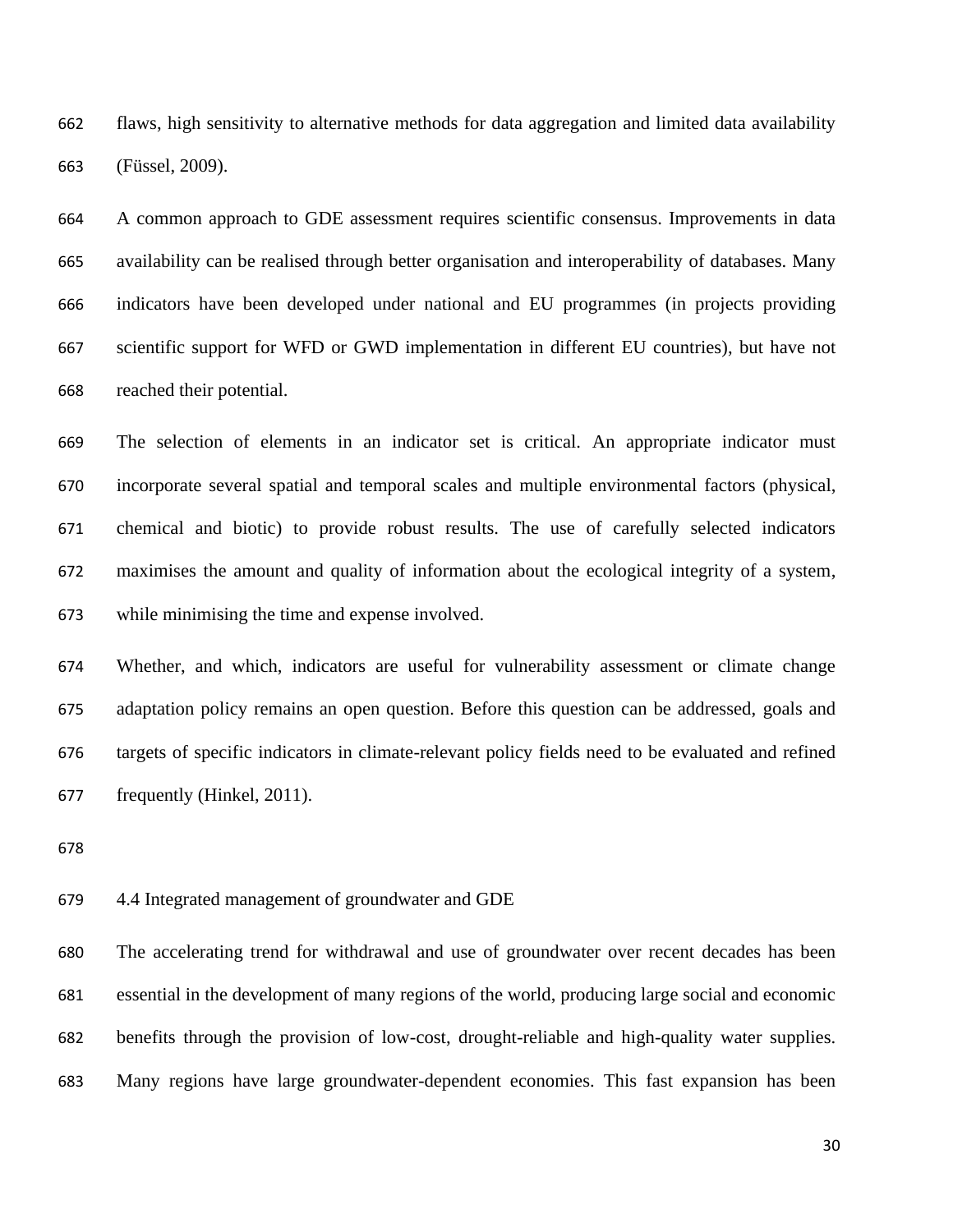flaws, high sensitivity to alternative methods for data aggregation and limited data availability (Füssel, 2009).

A common approach to GDE assessment requires scientific consensus. Improvements in data availability can be realised through better organisation and interoperability of databases. Many indicators have been developed under national and EU programmes (in projects providing scientific support for WFD or GWD implementation in different EU countries), but have not reached their potential.

The selection of elements in an indicator set is critical. An appropriate indicator must incorporate several spatial and temporal scales and multiple environmental factors (physical, chemical and biotic) to provide robust results. The use of carefully selected indicators maximises the amount and quality of information about the ecological integrity of a system, while minimising the time and expense involved.

Whether, and which, indicators are useful for vulnerability assessment or climate change adaptation policy remains an open question. Before this question can be addressed, goals and targets of specific indicators in climate-relevant policy fields need to be evaluated and refined frequently (Hinkel, 2011).

## 4.4 Integrated management of groundwater and GDE

The accelerating trend for withdrawal and use of groundwater over recent decades has been essential in the development of many regions of the world, producing large social and economic benefits through the provision of low-cost, drought-reliable and high-quality water supplies. Many regions have large groundwater-dependent economies. This fast expansion has been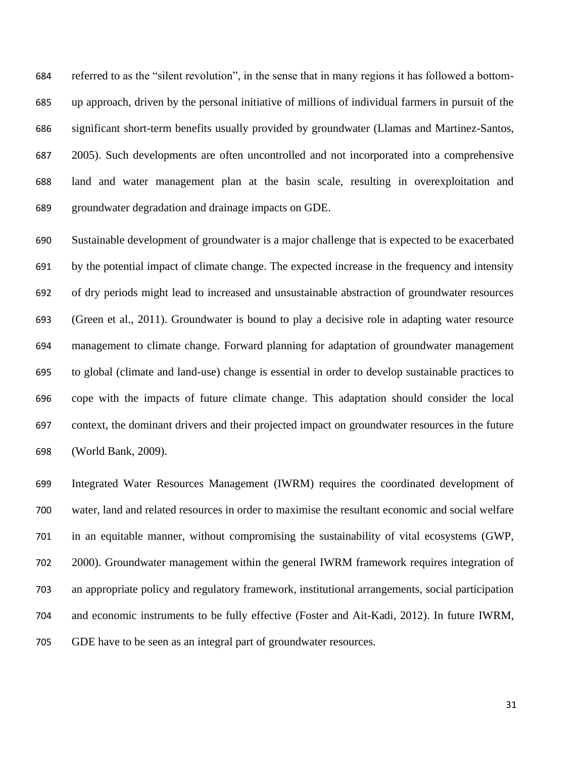referred to as the “silent revolution”, in the sense that in many regions it has followed a bottom-up approach, driven by the personal initiative of millions of individual farmers in pursuit of the significant short-term benefits usually provided by groundwater (Llamas and Martinez-Santos, 2005). Such developments are often uncontrolled and not incorporated into a comprehensive land and water management plan at the basin scale, resulting in overexploitation and groundwater degradation and drainage impacts on GDE.

Sustainable development of groundwater is a major challenge that is expected to be exacerbated by the potential impact of climate change. The expected increase in the frequency and intensity of dry periods might lead to increased and unsustainable abstraction of groundwater resources (Green et al., 2011). Groundwater is bound to play a decisive role in adapting water resource management to climate change. Forward planning for adaptation of groundwater management to global (climate and land-use) change is essential in order to develop sustainable practices to cope with the impacts of future climate change. This adaptation should consider the local context, the dominant drivers and their projected impact on groundwater resources in the future (World Bank, 2009).

Integrated Water Resources Management (IWRM) requires the coordinated development of water, land and related resources in order to maximise the resultant economic and social welfare in an equitable manner, without compromising the sustainability of vital ecosystems (GWP, 2000). Groundwater management within the general IWRM framework requires integration of an appropriate policy and regulatory framework, institutional arrangements, social participation and economic instruments to be fully effective (Foster and Ait-Kadi, 2012). In future IWRM, GDE have to be seen as an integral part of groundwater resources.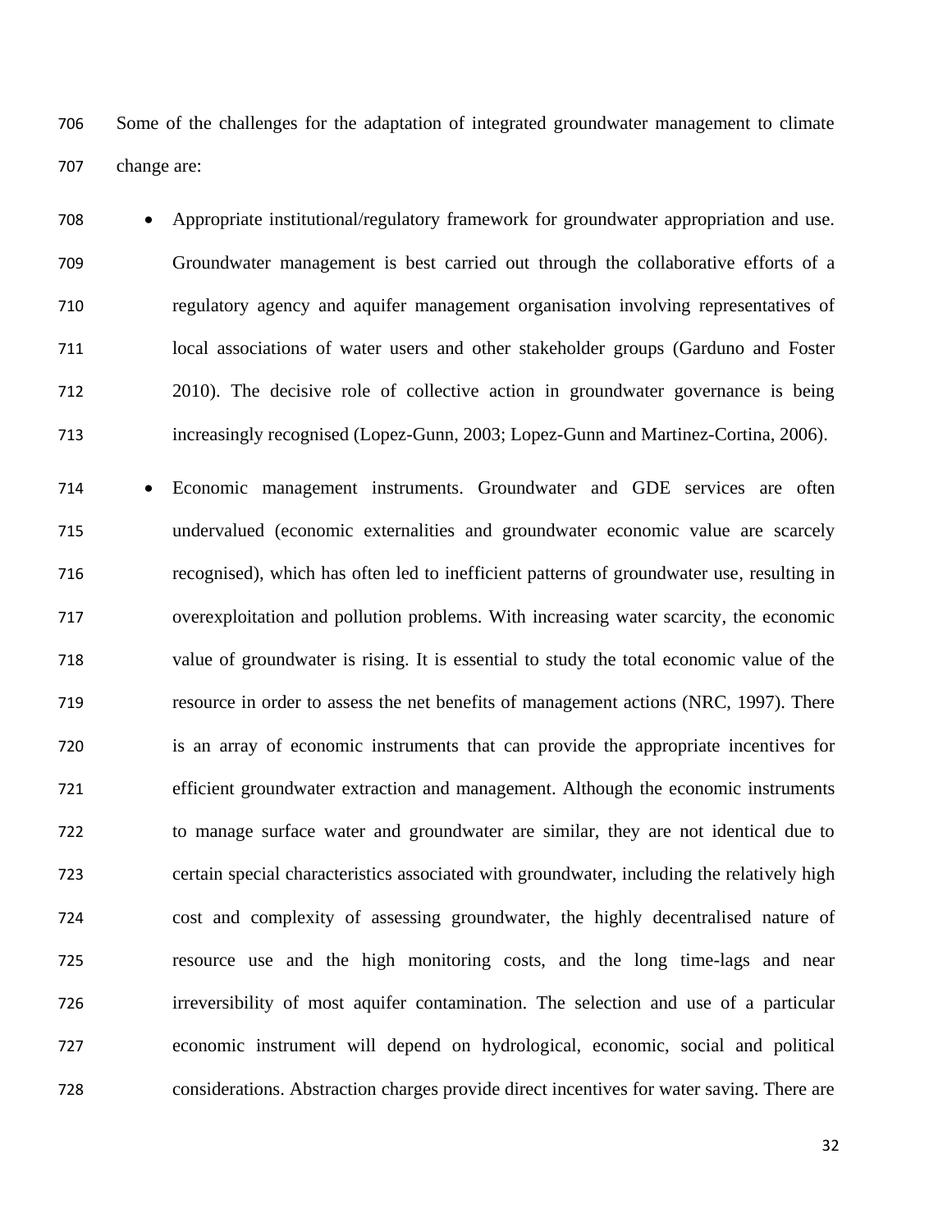Some of the challenges for the adaptation of integrated groundwater management to climate change are:

- Appropriate institutional/regulatory framework for groundwater appropriation and use. Groundwater management is best carried out through the collaborative efforts of a regulatory agency and aquifer management organisation involving representatives of local associations of water users and other stakeholder groups (Garduno and Foster 2010). The decisive role of collective action in groundwater governance is being increasingly recognised (Lopez-Gunn, 2003; Lopez-Gunn and Martinez-Cortina, 2006).
- Economic management instruments. Groundwater and GDE services are often undervalued (economic externalities and groundwater economic value are scarcely recognised), which has often led to inefficient patterns of groundwater use, resulting in overexploitation and pollution problems. With increasing water scarcity, the economic value of groundwater is rising. It is essential to study the total economic value of the resource in order to assess the net benefits of management actions (NRC, 1997). There is an array of economic instruments that can provide the appropriate incentives for efficient groundwater extraction and management. Although the economic instruments to manage surface water and groundwater are similar, they are not identical due to certain special characteristics associated with groundwater, including the relatively high cost and complexity of assessing groundwater, the highly decentralised nature of resource use and the high monitoring costs, and the long time-lags and near irreversibility of most aquifer contamination. The selection and use of a particular economic instrument will depend on hydrological, economic, social and political considerations. Abstraction charges provide direct incentives for water saving. There are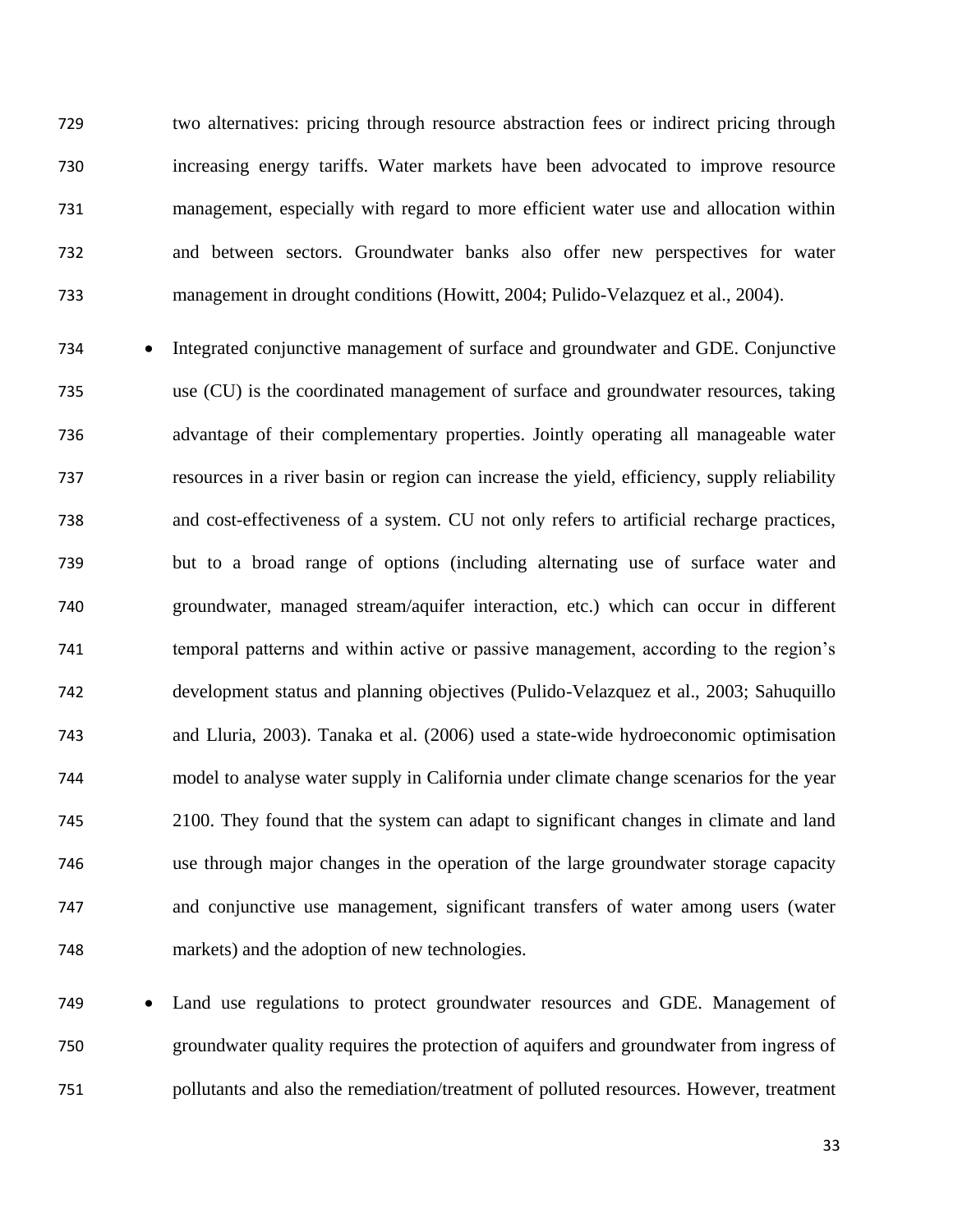two alternatives: pricing through resource abstraction fees or indirect pricing through increasing energy tariffs. Water markets have been advocated to improve resource management, especially with regard to more efficient water use and allocation within and between sectors. Groundwater banks also offer new perspectives for water management in drought conditions (Howitt, 2004; Pulido-Velazquez et al., 2004).

- Integrated conjunctive management of surface and groundwater and GDE. Conjunctive use (CU) is the coordinated management of surface and groundwater resources, taking advantage of their complementary properties. Jointly operating all manageable water resources in a river basin or region can increase the yield, efficiency, supply reliability and cost-effectiveness of a system. CU not only refers to artificial recharge practices, but to a broad range of options (including alternating use of surface water and groundwater, managed stream/aquifer interaction, etc.) which can occur in different temporal patterns and within active or passive management, according to the region's development status and planning objectives (Pulido-Velazquez et al., 2003; Sahuquillo and Lluria, 2003). Tanaka et al. (2006) used a state-wide hydroeconomic optimisation model to analyse water supply in California under climate change scenarios for the year 2100. They found that the system can adapt to significant changes in climate and land use through major changes in the operation of the large groundwater storage capacity and conjunctive use management, significant transfers of water among users (water markets) and the adoption of new technologies.

- Land use regulations to protect groundwater resources and GDE. Management of groundwater quality requires the protection of aquifers and groundwater from ingress of pollutants and also the remediation/treatment of polluted resources. However, treatment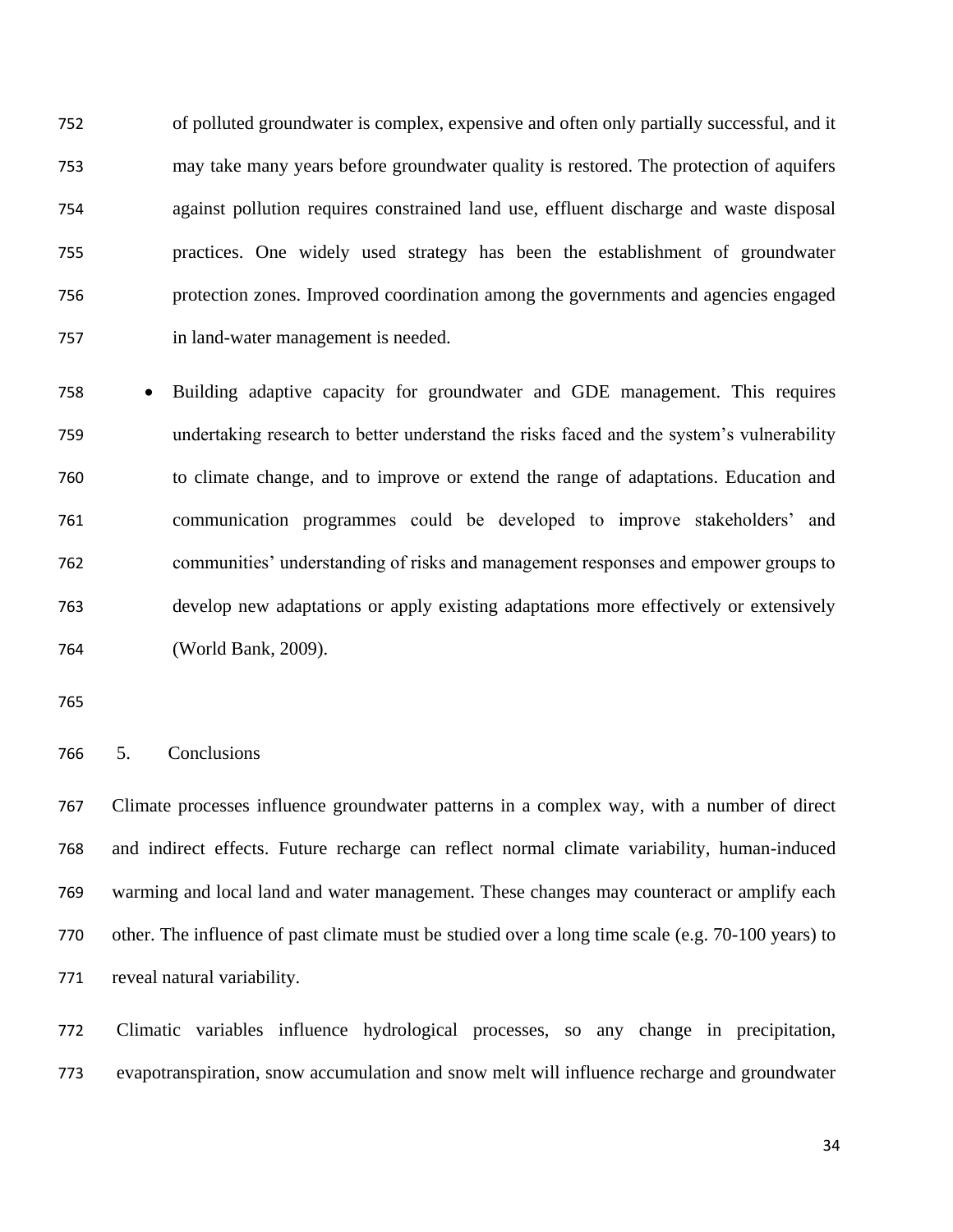of polluted groundwater is complex, expensive and often only partially successful, and it may take many years before groundwater quality is restored. The protection of aquifers against pollution requires constrained land use, effluent discharge and waste disposal practices. One widely used strategy has been the establishment of groundwater protection zones. Improved coordination among the governments and agencies engaged in land-water management is needed.

- Building adaptive capacity for groundwater and GDE management. This requires undertaking research to better understand the risks faced and the system's vulnerability to climate change, and to improve or extend the range of adaptations. Education and communication programmes could be developed to improve stakeholders' and communities' understanding of risks and management responses and empower groups to develop new adaptations or apply existing adaptations more effectively or extensively (World Bank, 2009).

## 5. Conclusions

Climate processes influence groundwater patterns in a complex way, with a number of direct and indirect effects. Future recharge can reflect normal climate variability, human-induced warming and local land and water management. These changes may counteract or amplify each other. The influence of past climate must be studied over a long time scale (e.g. 70-100 years) to reveal natural variability.

Climatic variables influence hydrological processes, so any change in precipitation, evapotranspiration, snow accumulation and snow melt will influence recharge and groundwater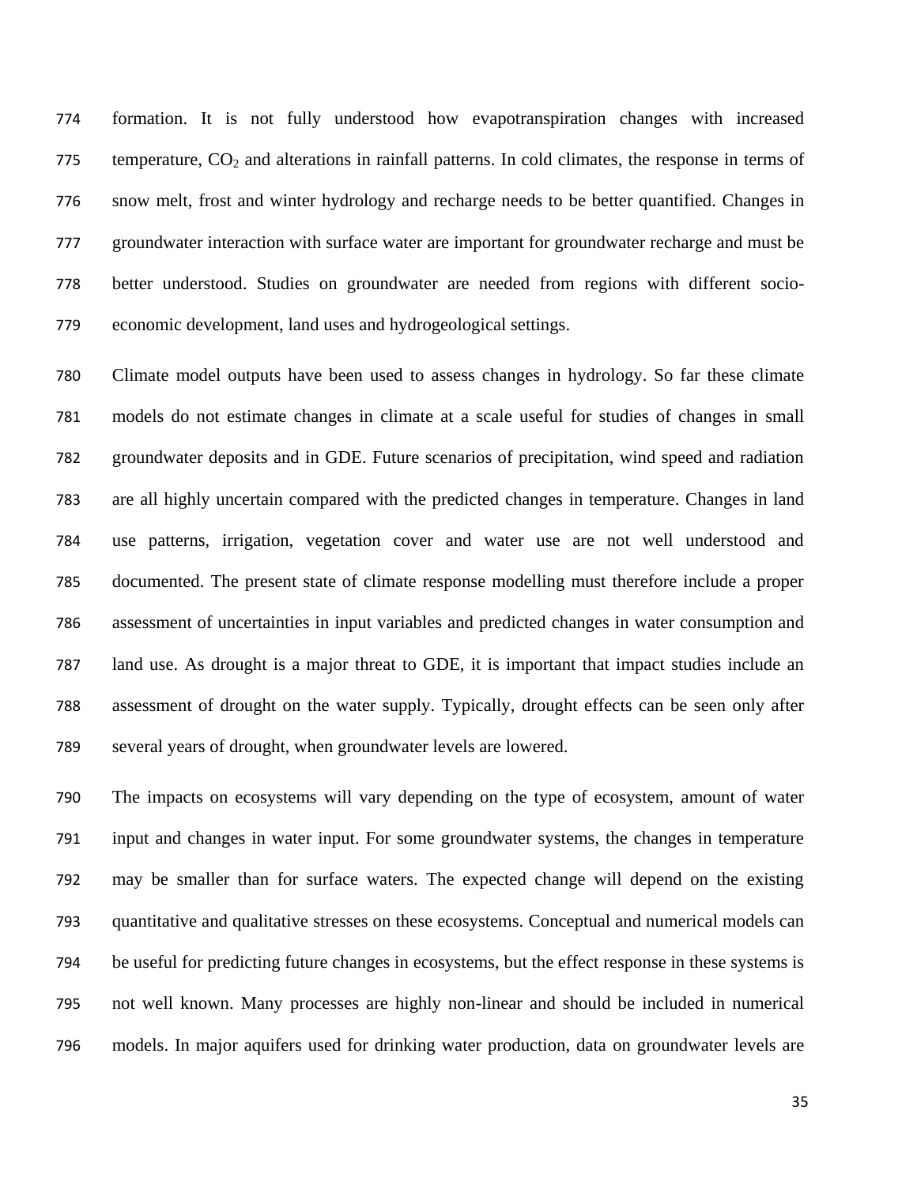formation. It is not fully understood how evapotranspiration changes with increased temperature, $CO_2$ and alterations in rainfall patterns. In cold climates, the response in terms of snow melt, frost and winter hydrology and recharge needs to be better quantified. Changes in groundwater interaction with surface water are important for groundwater recharge and must be better understood. Studies on groundwater are needed from regions with different socio-economic development, land uses and hydrogeological settings.

Climate model outputs have been used to assess changes in hydrology. So far these climate models do not estimate changes in climate at a scale useful for studies of changes in small groundwater deposits and in GDE. Future scenarios of precipitation, wind speed and radiation are all highly uncertain compared with the predicted changes in temperature. Changes in land use patterns, irrigation, vegetation cover and water use are not well understood and documented. The present state of climate response modelling must therefore include a proper assessment of uncertainties in input variables and predicted changes in water consumption and land use. As drought is a major threat to GDE, it is important that impact studies include an assessment of drought on the water supply. Typically, drought effects can be seen only after several years of drought, when groundwater levels are lowered.

The impacts on ecosystems will vary depending on the type of ecosystem, amount of water input and changes in water input. For some groundwater systems, the changes in temperature may be smaller than for surface waters. The expected change will depend on the existing quantitative and qualitative stresses on these ecosystems. Conceptual and numerical models can be useful for predicting future changes in ecosystems, but the effect response in these systems is not well known. Many processes are highly non-linear and should be included in numerical models. In major aquifers used for drinking water production, data on groundwater levels are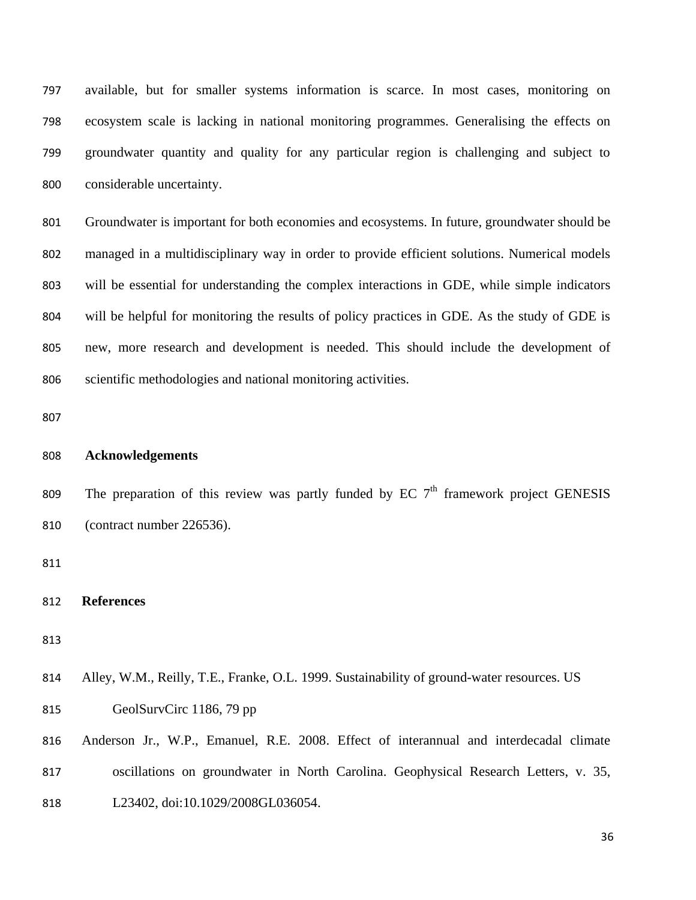available, but for smaller systems information is scarce. In most cases, monitoring on ecosystem scale is lacking in national monitoring programmes. Generalising the effects on groundwater quantity and quality for any particular region is challenging and subject to considerable uncertainty.

Groundwater is important for both economies and ecosystems. In future, groundwater should be managed in a multidisciplinary way in order to provide efficient solutions. Numerical models will be essential for understanding the complex interactions in GDE, while simple indicators will be helpful for monitoring the results of policy practices in GDE. As the study of GDE is new, more research and development is needed. This should include the development of scientific methodologies and national monitoring activities.

## Acknowledgements

The preparation of this review was partly funded by EC 7th framework project GENESIS (contract number 226536).

## References

Alley, W.M., Reilly, T.E., Franke, O.L. 1999. Sustainability of ground-water resources. US GeolSurvCirc 1186, 79 pp

Anderson Jr., W.P., Emanuel, R.E. 2008. Effect of interannual and interdecadal climate oscillations on groundwater in North Carolina. Geophysical Research Letters, v. 35, L23402, doi:10.1029/2008GL036054.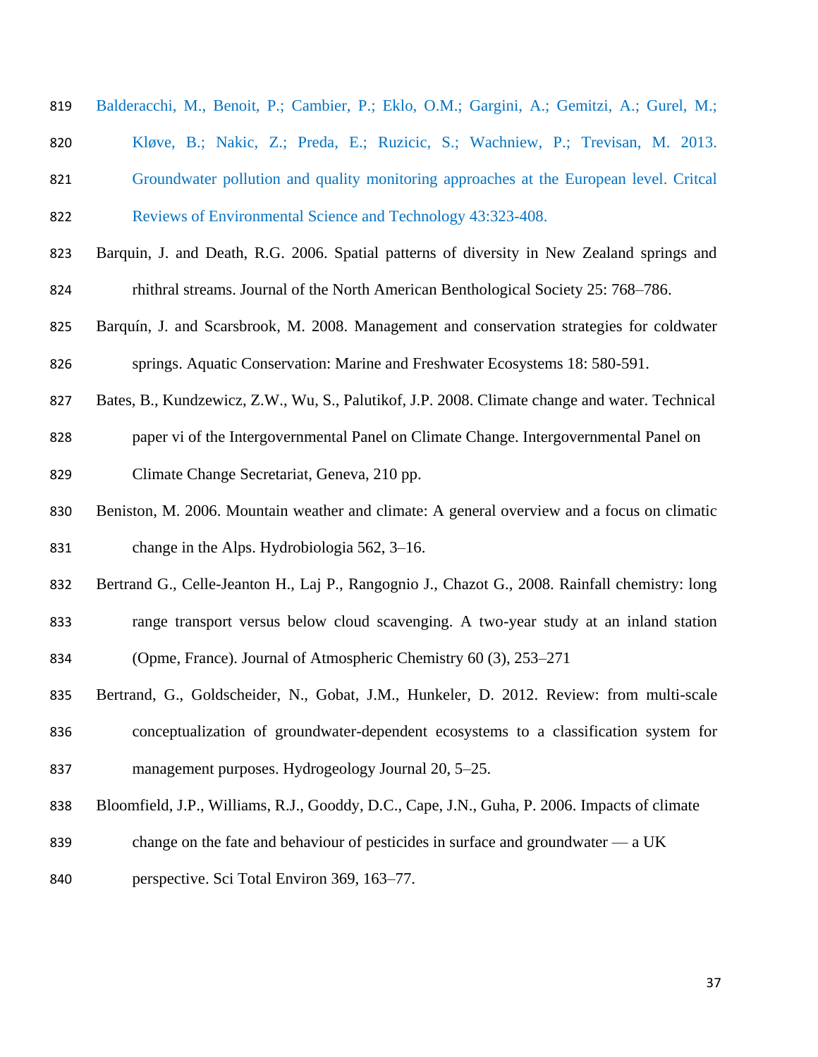Balderacchi, M., Benoit, P.; Cambier, P.; Eklo, O.M.; Gargini, A.; Gemitzi, A.; Gurel, M.; Kløve, B.; Nakic, Z.; Preda, E.; Ruzicic, S.; Wachniew, P.; Trevisan, M. 2013. Groundwater pollution and quality monitoring approaches at the European level. Critcal Reviews of Environmental Science and Technology 43:323-408.

Barquin, J. and Death, R.G. 2006. Spatial patterns of diversity in New Zealand springs and rhithral streams. Journal of the North American Benthological Society 25: 768–786.

Barquín, J. and Scarsbrook, M. 2008. Management and conservation strategies for coldwater springs. Aquatic Conservation: Marine and Freshwater Ecosystems 18: 580-591.

Bates, B., Kundzewicz, Z.W., Wu, S., Palutikof, J.P. 2008. Climate change and water. Technical paper vi of the Intergovernmental Panel on Climate Change. Intergovernmental Panel on Climate Change Secretariat, Geneva, 210 pp.

Beniston, M. 2006. Mountain weather and climate: A general overview and a focus on climatic change in the Alps. Hydrobiologia 562, 3–16.

Bertrand G., Celle-Jeanton H., Laj P., Rangognio J., Chazot G., 2008. Rainfall chemistry: long range transport versus below cloud scavenging. A two-year study at an inland station (Opme, France). Journal of Atmospheric Chemistry 60 (3), 253–271

Bertrand, G., Goldscheider, N., Gobat, J.M., Hunkeler, D. 2012. Review: from multi-scale conceptualization of groundwater-dependent ecosystems to a classification system for management purposes. Hydrogeology Journal 20, 5–25.

Bloomfield, J.P., Williams, R.J., Gooddy, D.C., Cape, J.N., Guha, P. 2006. Impacts of climate change on the fate and behaviour of pesticides in surface and groundwater — a UK perspective. Sci Total Environ 369, 163–77.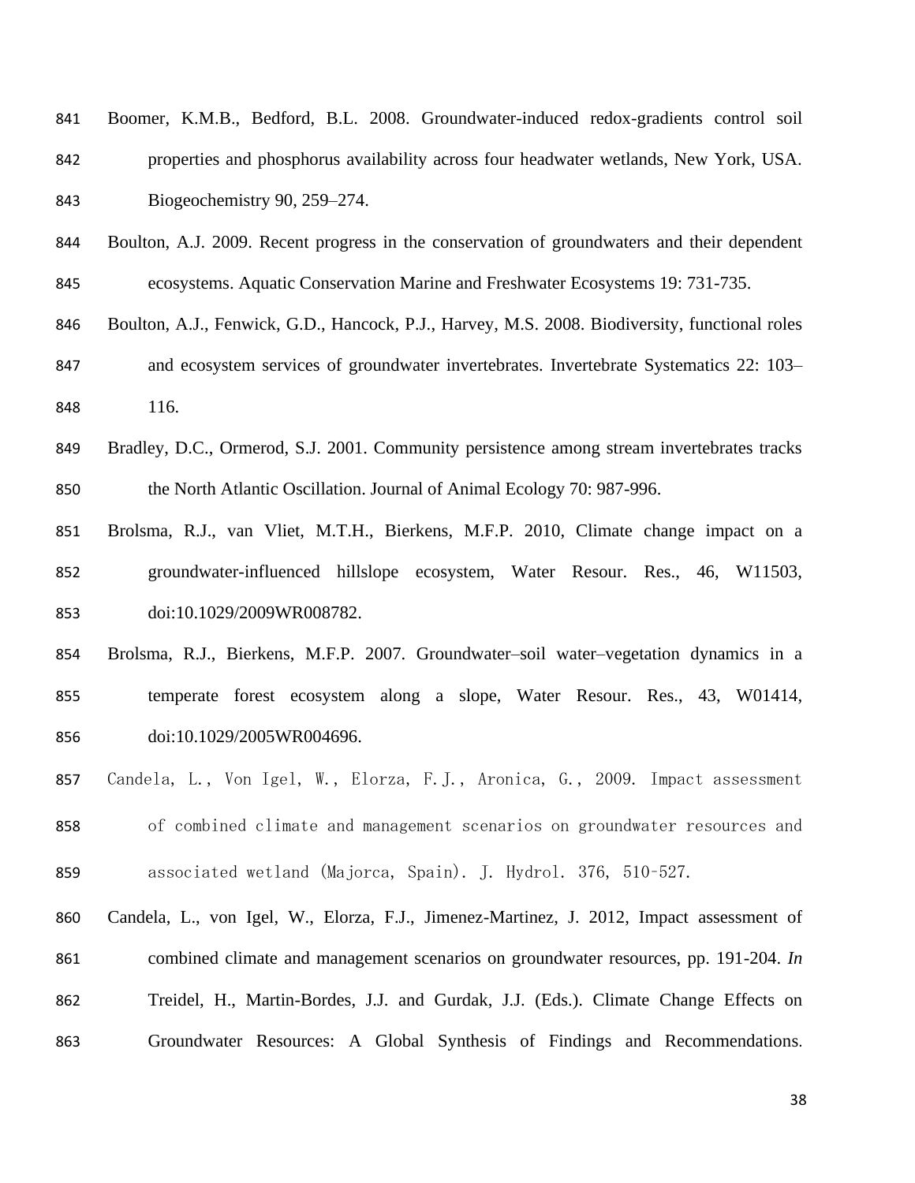Boomer, K.M.B., Bedford, B.L. 2008. Groundwater-induced redox-gradients control soil properties and phosphorus availability across four headwater wetlands, New York, USA. Biogeochemistry 90, 259–274.

Boulton, A.J. 2009. Recent progress in the conservation of groundwaters and their dependent ecosystems. Aquatic Conservation Marine and Freshwater Ecosystems 19: 731-735.

Boulton, A.J., Fenwick, G.D., Hancock, P.J., Harvey, M.S. 2008. Biodiversity, functional roles and ecosystem services of groundwater invertebrates. Invertebrate Systematics 22: 103–116.

Bradley, D.C., Ormerod, S.J. 2001. Community persistence among stream invertebrates tracks the North Atlantic Oscillation. Journal of Animal Ecology 70: 987-996.

Brolsma, R.J., van Vliet, M.T.H., Bierkens, M.F.P. 2010, Climate change impact on a groundwater-influenced hillslope ecosystem, Water Resour. Res., 46, W11503, doi:10.1029/2009WR008782.

Brolsma, R.J., Bierkens, M.F.P. 2007. Groundwater–soil water–vegetation dynamics in a temperate forest ecosystem along a slope, Water Resour. Res., 43, W01414, doi:10.1029/2005WR004696.

Candela, L., Von Igel, W., Elorza, F.J., Aronica, G., 2009. Impact assessment of combined climate and management scenarios on groundwater resources and associated wetland (Majorca, Spain). J. Hydrol. 376, 510-527.

Candela, L., von Igel, W., Elorza, F.J., Jimenez-Martinez, J. 2012, Impact assessment of combined climate and management scenarios on groundwater resources, pp. 191-204. *In* Treidel, H., Martin-Bordes, J.J. and Gurdak, J.J. (Eds.). Climate Change Effects on Groundwater Resources: A Global Synthesis of Findings and Recommendations.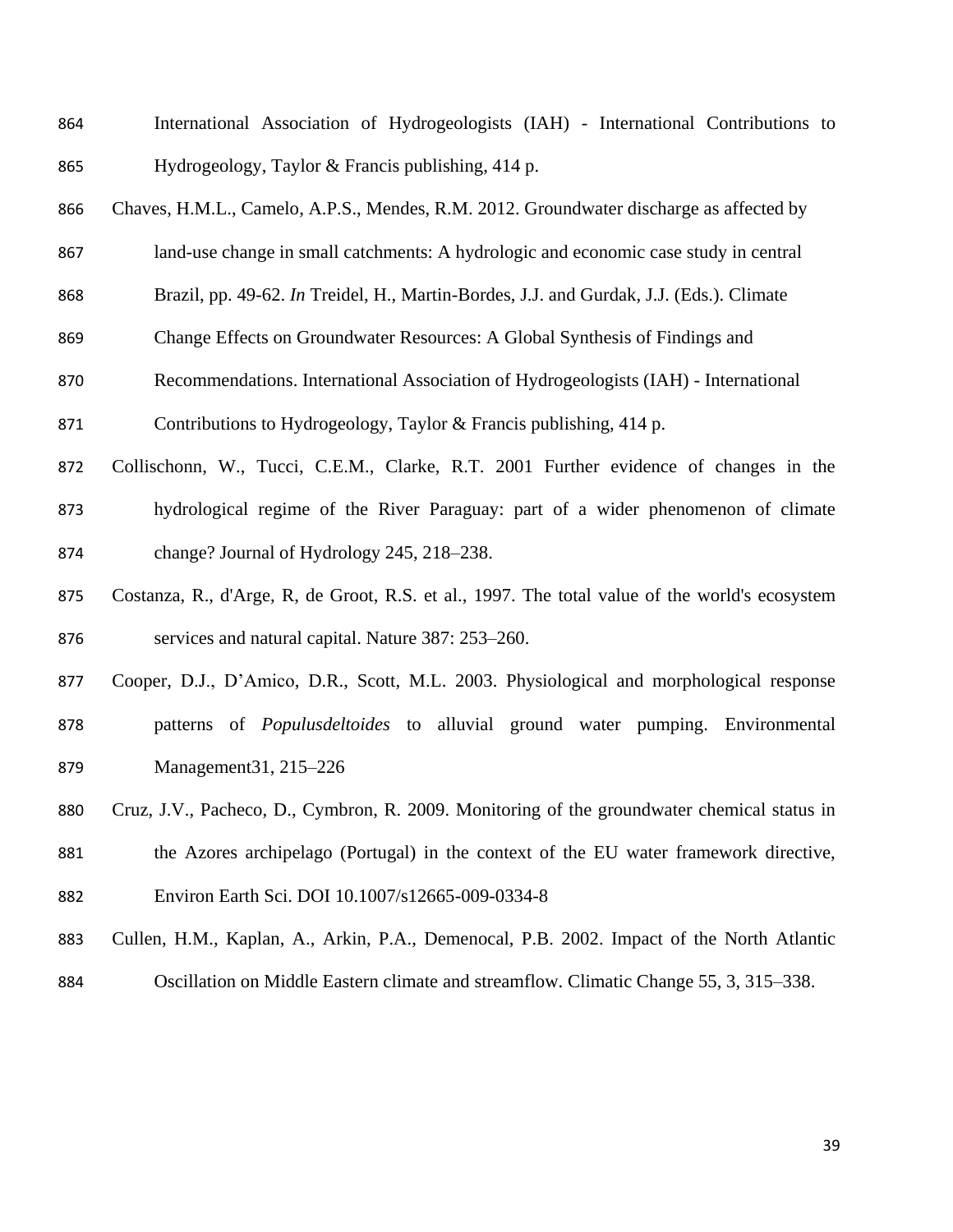International Association of Hydrogeologists (IAH) - International Contributions to Hydrogeology, Taylor & Francis publishing, 414 p.

Chaves, H.M.L., Camelo, A.P.S., Mendes, R.M. 2012. Groundwater discharge as affected by land-use change in small catchments: A hydrologic and economic case study in central Brazil, pp. 49-62. *In* Treidel, H., Martin-Bordes, J.J. and Gurdak, J.J. (Eds.). Climate Change Effects on Groundwater Resources: A Global Synthesis of Findings and Recommendations. International Association of Hydrogeologists (IAH) - International Contributions to Hydrogeology, Taylor & Francis publishing, 414 p.

Collischonn, W., Tucci, C.E.M., Clarke, R.T. 2001 Further evidence of changes in the hydrological regime of the River Paraguay: part of a wider phenomenon of climate change? Journal of Hydrology 245, 218–238.

Costanza, R., d'Arge, R, de Groot, R.S. et al., 1997. The total value of the world's ecosystem services and natural capital. Nature 387: 253–260.

Cooper, D.J., D'Amico, D.R., Scott, M.L. 2003. Physiological and morphological response patterns of *Populusdeltoides* to alluvial ground water pumping. Environmental Management31, 215–226

Cruz, J.V., Pacheco, D., Cymbron, R. 2009. Monitoring of the groundwater chemical status in the Azores archipelago (Portugal) in the context of the EU water framework directive, Environ Earth Sci. DOI 10.1007/s12665-009-0334-8

Cullen, H.M., Kaplan, A., Arkin, P.A., Demenocal, P.B. 2002. Impact of the North Atlantic Oscillation on Middle Eastern climate and streamflow. Climatic Change 55, 3, 315–338.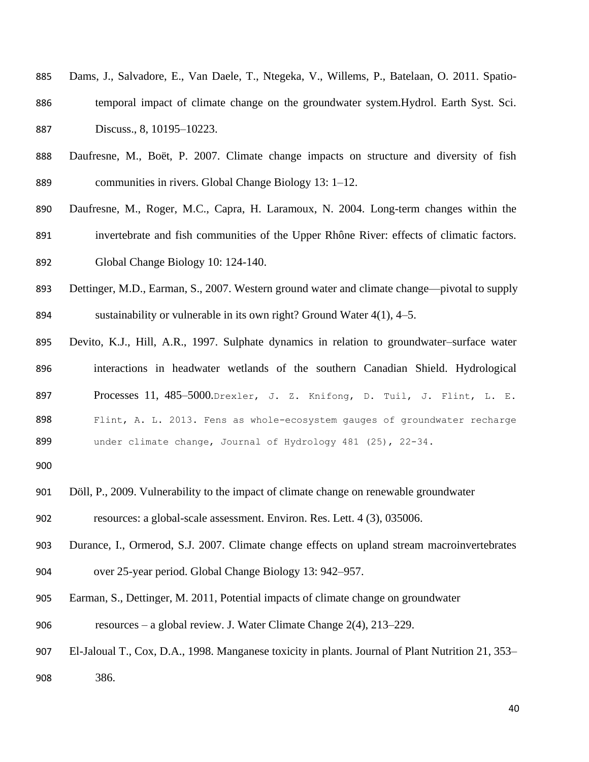Dams, J., Salvadore, E., Van Daele, T., Ntegeka, V., Willems, P., Batelaan, O. 2011. Spatio-temporal impact of climate change on the groundwater system.Hydrol. Earth Syst. Sci. Discuss., 8, 10195–10223.

Daufresne, M., Boët, P. 2007. Climate change impacts on structure and diversity of fish communities in rivers. Global Change Biology 13: 1–12.

Daufresne, M., Roger, M.C., Capra, H. Laramoux, N. 2004. Long-term changes within the invertebrate and fish communities of the Upper Rhône River: effects of climatic factors. Global Change Biology 10: 124-140.

Dettinger, M.D., Earman, S., 2007. Western ground water and climate change—pivotal to supply sustainability or vulnerable in its own right? Ground Water 4(1), 4–5.

Devito, K.J., Hill, A.R., 1997. Sulphate dynamics in relation to groundwater–surface water interactions in headwater wetlands of the southern Canadian Shield. Hydrological Processes 11, 485–5000.Drexler, J. Z. Knifong, D. Tuil, J. Flint, L. E. Flint, A. L. 2013. Fens as whole-ecosystem gauges of groundwater recharge under climate change, Journal of Hydrology 481 (25), 22-34.

Döll, P., 2009. Vulnerability to the impact of climate change on renewable groundwater resources: a global-scale assessment. Environ. Res. Lett. 4 (3), 035006.

Durance, I., Ormerod, S.J. 2007. Climate change effects on upland stream macroinvertebrates over 25-year period. Global Change Biology 13: 942–957.

Earman, S., Dettinger, M. 2011, Potential impacts of climate change on groundwater resources – a global review. J. Water Climate Change 2(4), 213–229.

El-Jaloual T., Cox, D.A., 1998. Manganese toxicity in plants. Journal of Plant Nutrition 21, 353–386.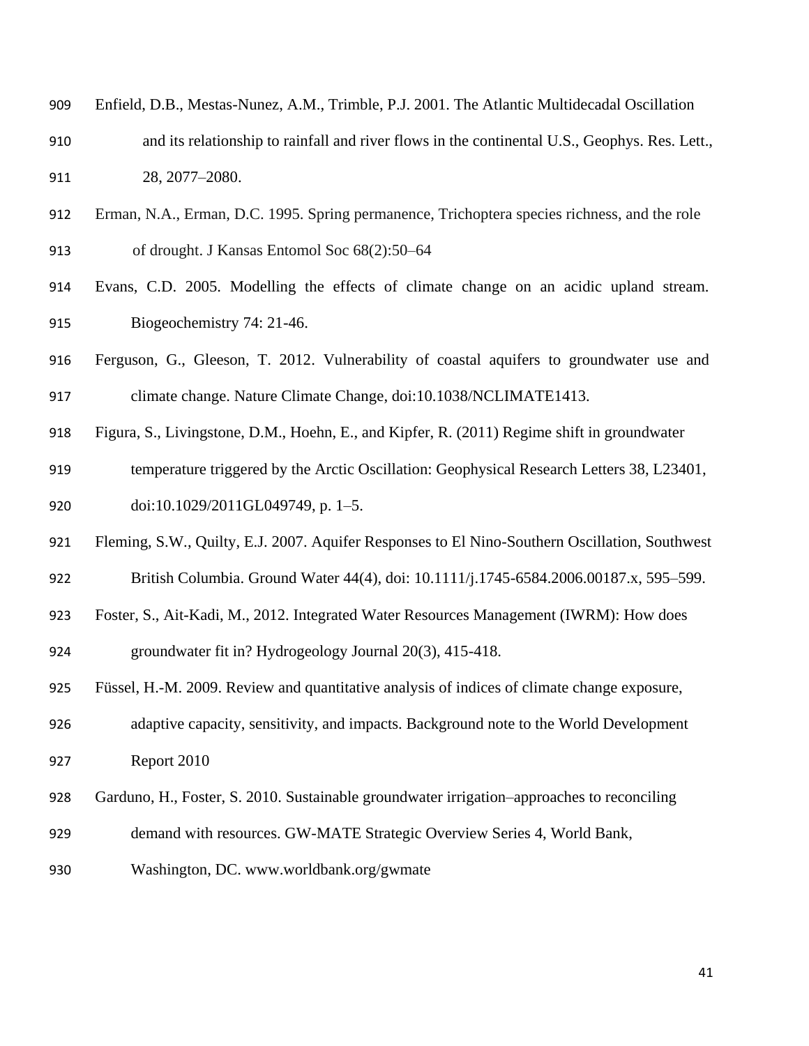Enfield, D.B., Mestas-Nunez, A.M., Trimble, P.J. 2001. The Atlantic Multidecadal Oscillation and its relationship to rainfall and river flows in the continental U.S., Geophys. Res. Lett., 28, 2077–2080.

Erman, N.A., Erman, D.C. 1995. Spring permanence, Trichoptera species richness, and the role of drought. J Kansas Entomol Soc 68(2):50–64

Evans, C.D. 2005. Modelling the effects of climate change on an acidic upland stream. Biogeochemistry 74: 21-46.

Ferguson, G., Gleeson, T. 2012. Vulnerability of coastal aquifers to groundwater use and climate change. Nature Climate Change, doi:10.1038/NCLIMATE1413.

Figura, S., Livingstone, D.M., Hoehn, E., and Kipfer, R. (2011) Regime shift in groundwater temperature triggered by the Arctic Oscillation: Geophysical Research Letters 38, L23401, doi:10.1029/2011GL049749, p. 1–5.

Fleming, S.W., Quilty, E.J. 2007. Aquifer Responses to El Nino-Southern Oscillation, Southwest British Columbia. Ground Water 44(4), doi: 10.1111/j.1745-6584.2006.00187.x, 595–599.

Foster, S., Ait-Kadi, M., 2012. Integrated Water Resources Management (IWRM): How does groundwater fit in? Hydrogeology Journal 20(3), 415-418.

Füssel, H.-M. 2009. Review and quantitative analysis of indices of climate change exposure, adaptive capacity, sensitivity, and impacts. Background note to the World Development Report 2010

Garduno, H., Foster, S. 2010. Sustainable groundwater irrigation–approaches to reconciling demand with resources. GW-MATE Strategic Overview Series 4, World Bank, Washington, DC. www.worldbank.org/gwmate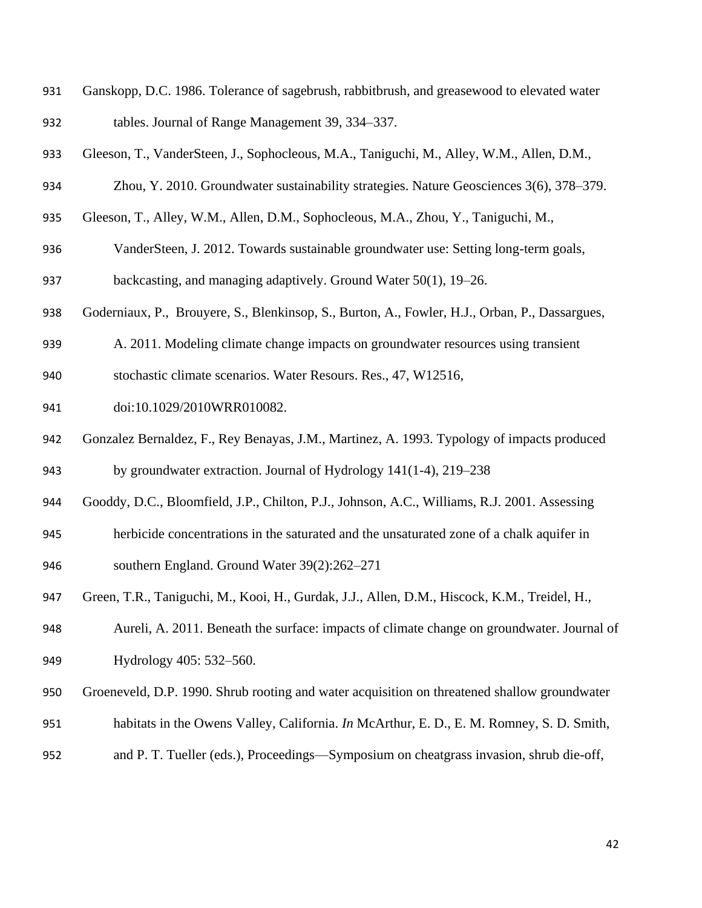Ganskopp, D.C. 1986. Tolerance of sagebrush, rabbitbrush, and greasewood to elevated water tables. Journal of Range Management 39, 334–337.

Gleeson, T., VanderSteen, J., Sophocleous, M.A., Taniguchi, M., Alley, W.M., Allen, D.M., Zhou, Y. 2010. Groundwater sustainability strategies. Nature Geosciences 3(6), 378–379.

Gleeson, T., Alley, W.M., Allen, D.M., Sophocleous, M.A., Zhou, Y., Taniguchi, M., VanderSteen, J. 2012. Towards sustainable groundwater use: Setting long-term goals, backcasting, and managing adaptively. Ground Water 50(1), 19–26.

Goderniaux, P., Brouyere, S., Blenkinsop, S., Burton, A., Fowler, H.J., Orban, P., Dassargues, A. 2011. Modeling climate change impacts on groundwater resources using transient stochastic climate scenarios. Water Resours. Res., 47, W12516, doi:10.1029/2010WRR010082.

Gonzalez Bernaldez, F., Rey Benayas, J.M., Martinez, A. 1993. Typology of impacts produced by groundwater extraction. Journal of Hydrology 141(1-4), 219–238

Gooddy, D.C., Bloomfield, J.P., Chilton, P.J., Johnson, A.C., Williams, R.J. 2001. Assessing herbicide concentrations in the saturated and the unsaturated zone of a chalk aquifer in southern England. Ground Water 39(2):262–271

Green, T.R., Taniguchi, M., Kooi, H., Gurdak, J.J., Allen, D.M., Hiscock, K.M., Treidel, H., Aureli, A. 2011. Beneath the surface: impacts of climate change on groundwater. Journal of Hydrology 405: 532–560.

Groeneveld, D.P. 1990. Shrub rooting and water acquisition on threatened shallow groundwater habitats in the Owens Valley, California. *In* McArthur, E. D., E. M. Romney, S. D. Smith, and P. T. Tueller (eds.), Proceedings—Symposium on cheatgrass invasion, shrub die-off,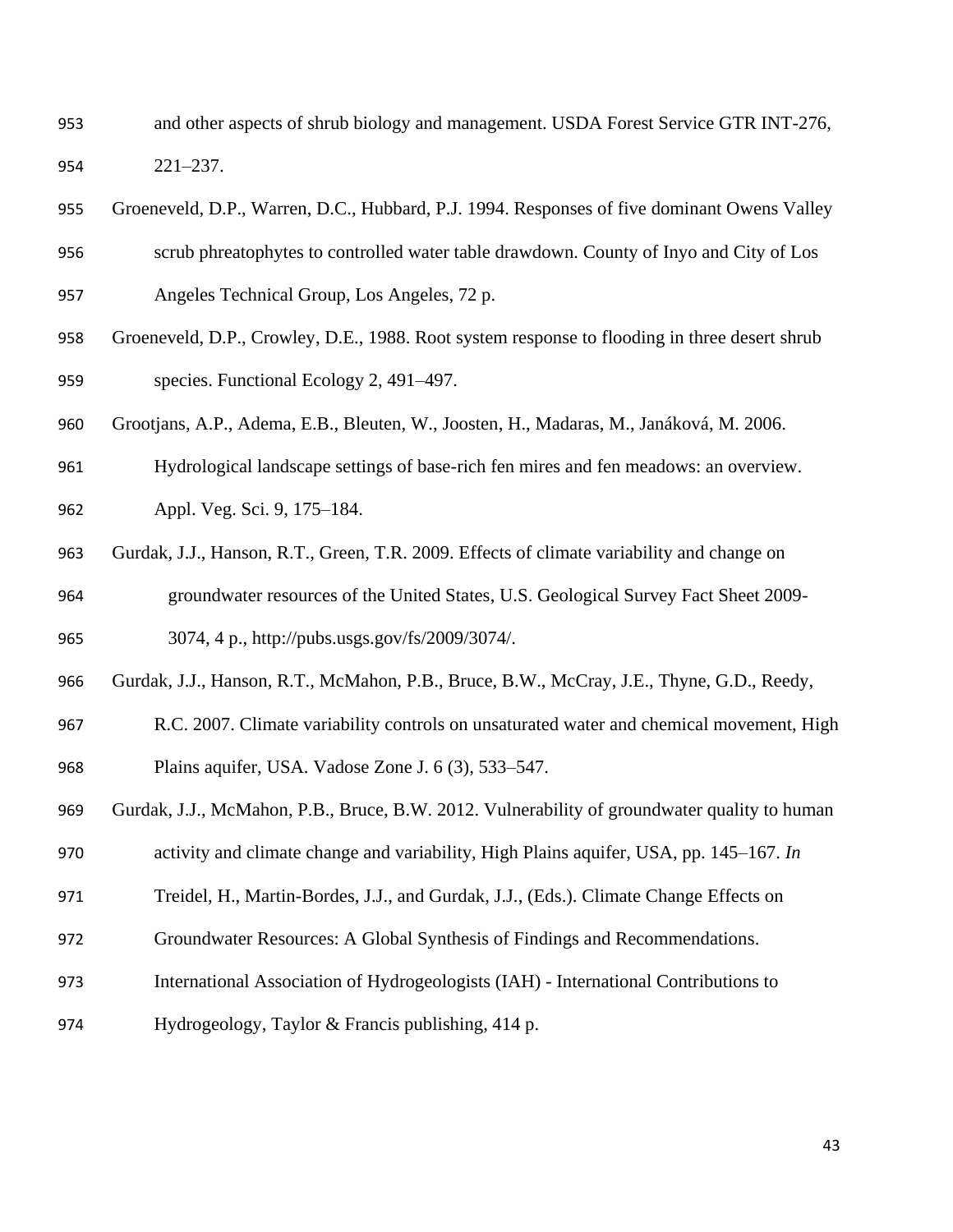and other aspects of shrub biology and management. USDA Forest Service GTR INT-276, 221–237.

Groeneveld, D.P., Warren, D.C., Hubbard, P.J. 1994. Responses of five dominant Owens Valley scrub phreatophytes to controlled water table drawdown. County of Inyo and City of Los Angeles Technical Group, Los Angeles, 72 p.

Groeneveld, D.P., Crowley, D.E., 1988. Root system response to flooding in three desert shrub species. Functional Ecology 2, 491–497.

Grootjans, A.P., Adema, E.B., Bleuten, W., Joosten, H., Madaras, M., Janáková, M. 2006. Hydrological landscape settings of base-rich fen mires and fen meadows: an overview. Appl. Veg. Sci. 9, 175–184.

Gurdak, J.J., Hanson, R.T., Green, T.R. 2009. Effects of climate variability and change on groundwater resources of the United States, U.S. Geological Survey Fact Sheet 2009-3074, 4 p., http://pubs.usgs.gov/fs/2009/3074/.

Gurdak, J.J., Hanson, R.T., McMahon, P.B., Bruce, B.W., McCray, J.E., Thyne, G.D., Reedy, R.C. 2007. Climate variability controls on unsaturated water and chemical movement, High Plains aquifer, USA. Vadose Zone J. 6 (3), 533–547.

Gurdak, J.J., McMahon, P.B., Bruce, B.W. 2012. Vulnerability of groundwater quality to human activity and climate change and variability, High Plains aquifer, USA, pp. 145–167. *In* Treidel, H., Martin-Bordes, J.J., and Gurdak, J.J., (Eds.). Climate Change Effects on Groundwater Resources: A Global Synthesis of Findings and Recommendations. International Association of Hydrogeologists (IAH) - International Contributions to Hydrogeology, Taylor & Francis publishing, 414 p.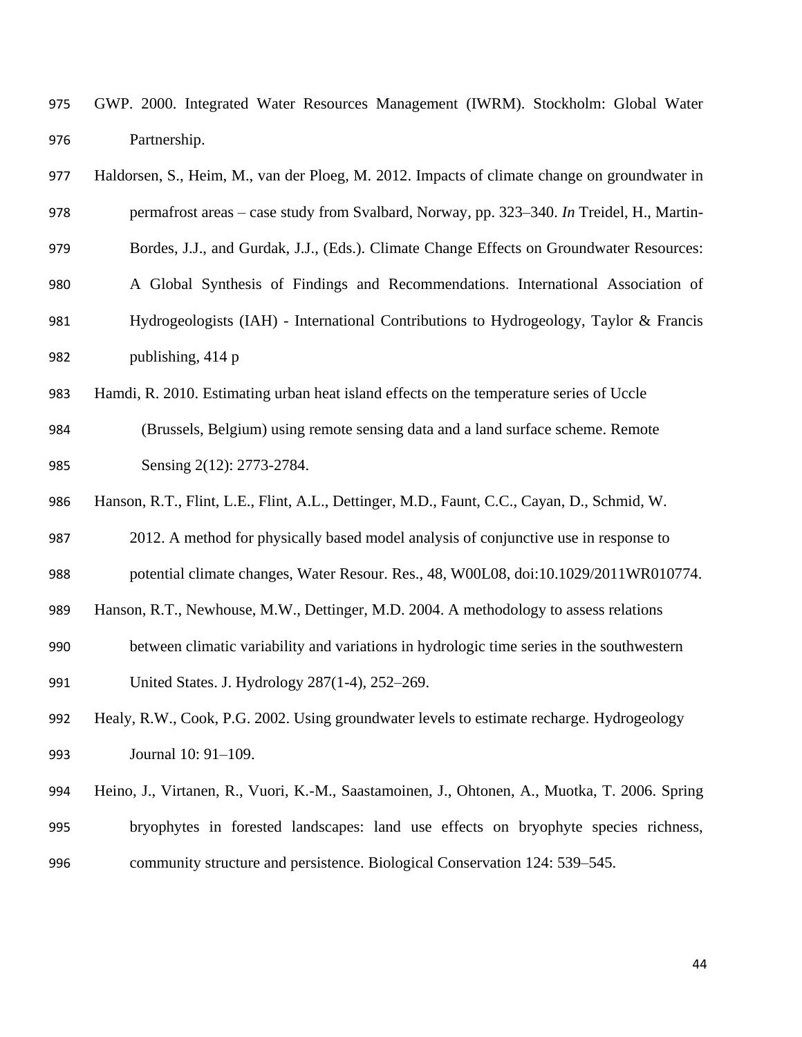GWP. 2000. Integrated Water Resources Management (IWRM). Stockholm: Global Water Partnership.

Haldorsen, S., Heim, M., van der Ploeg, M. 2012. Impacts of climate change on groundwater in permafrost areas – case study from Svalbard, Norway, pp. 323–340. *In* Treidel, H., Martin-Bordes, J.J., and Gurdak, J.J., (Eds.). Climate Change Effects on Groundwater Resources: A Global Synthesis of Findings and Recommendations. International Association of Hydrogeologists (IAH) - International Contributions to Hydrogeology, Taylor & Francis publishing, 414 p

Hamdi, R. 2010. Estimating urban heat island effects on the temperature series of Uccle (Brussels, Belgium) using remote sensing data and a land surface scheme. Remote Sensing 2(12): 2773-2784.

Hanson, R.T., Flint, L.E., Flint, A.L., Dettinger, M.D., Faunt, C.C., Cayan, D., Schmid, W. 2012. A method for physically based model analysis of conjunctive use in response to potential climate changes, Water Resour. Res., 48, W00L08, doi:10.1029/2011WR010774.

Hanson, R.T., Newhouse, M.W., Dettinger, M.D. 2004. A methodology to assess relations between climatic variability and variations in hydrologic time series in the southwestern United States. J. Hydrology 287(1-4), 252–269.

Healy, R.W., Cook, P.G. 2002. Using groundwater levels to estimate recharge. Hydrogeology Journal 10: 91–109.

Heino, J., Virtanen, R., Vuori, K.-M., Saastamoinen, J., Ohtonen, A., Muotka, T. 2006. Spring bryophytes in forested landscapes: land use effects on bryophyte species richness, community structure and persistence. Biological Conservation 124: 539–545.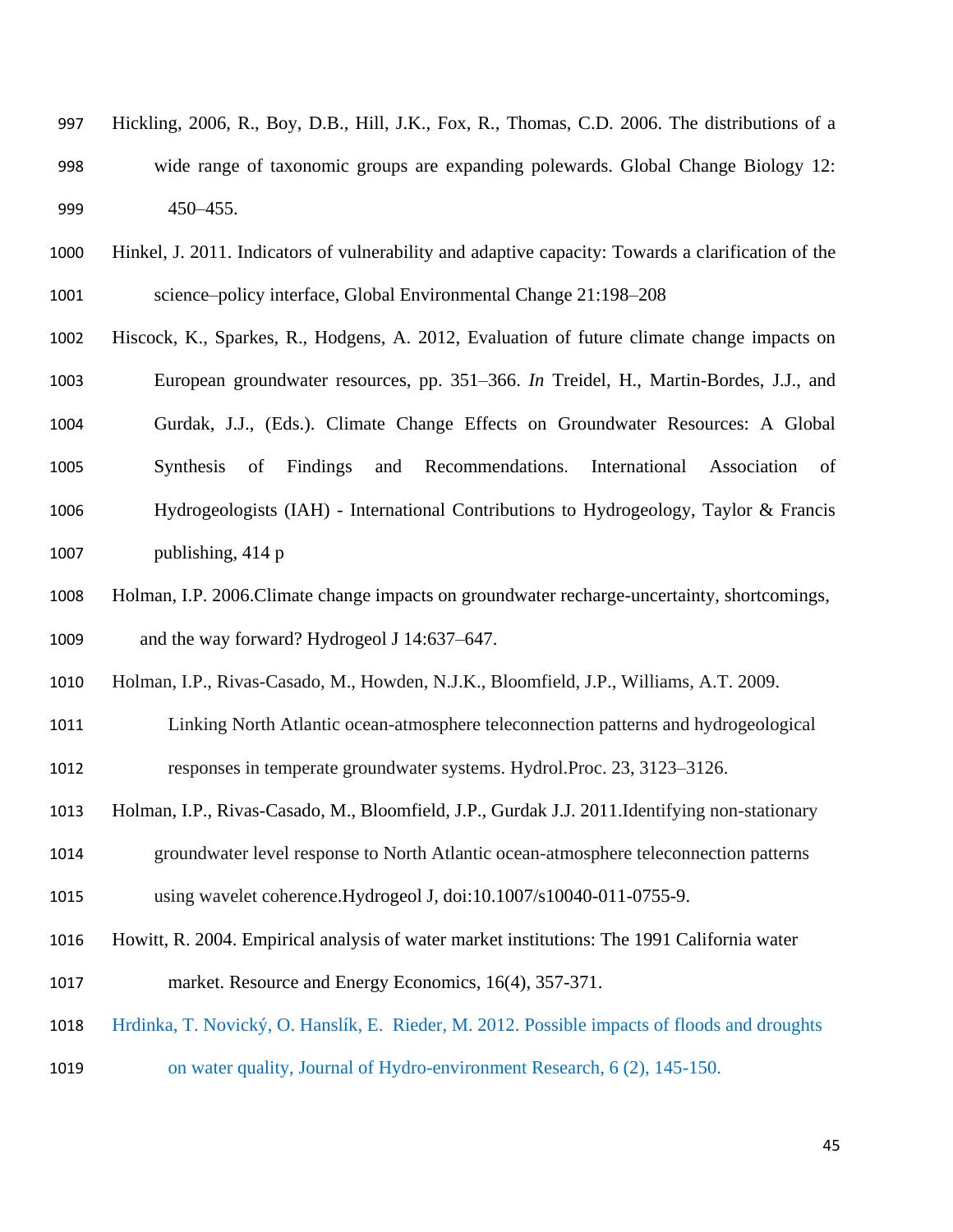Hickling, 2006, R., Boy, D.B., Hill, J.K., Fox, R., Thomas, C.D. 2006. The distributions of a wide range of taxonomic groups are expanding polewards. Global Change Biology 12: 450–455.

Hinkel, J. 2011. Indicators of vulnerability and adaptive capacity: Towards a clarification of the science–policy interface, Global Environmental Change 21:198–208

Hiscock, K., Sparkes, R., Hodgens, A. 2012, Evaluation of future climate change impacts on European groundwater resources, pp. 351–366. *In* Treidel, H., Martin-Bordes, J.J., and Gurdak, J.J., (Eds.). Climate Change Effects on Groundwater Resources: A Global Synthesis of Findings and Recommendations. International Association of Hydrogeologists (IAH) - International Contributions to Hydrogeology, Taylor & Francis publishing, 414 p

Holman, I.P. 2006.Climate change impacts on groundwater recharge-uncertainty, shortcomings, and the way forward? Hydrogeol J 14:637–647.

Holman, I.P., Rivas-Casado, M., Howden, N.J.K., Bloomfield, J.P., Williams, A.T. 2009. Linking North Atlantic ocean-atmosphere teleconnection patterns and hydrogeological responses in temperate groundwater systems. Hydrol.Proc. 23, 3123–3126.

Holman, I.P., Rivas-Casado, M., Bloomfield, J.P., Gurdak J.J. 2011.Identifying non-stationary groundwater level response to North Atlantic ocean-atmosphere teleconnection patterns using wavelet coherence.Hydrogeol J, doi:10.1007/s10040-011-0755-9.

Howitt, R. 2004. Empirical analysis of water market institutions: The 1991 California water market. Resource and Energy Economics, 16(4), 357-371.

Hrdinka, T. Novický, O. Hanslík, E. Rieder, M. 2012. Possible impacts of floods and droughts on water quality, Journal of Hydro-environment Research, 6 (2), 145-150.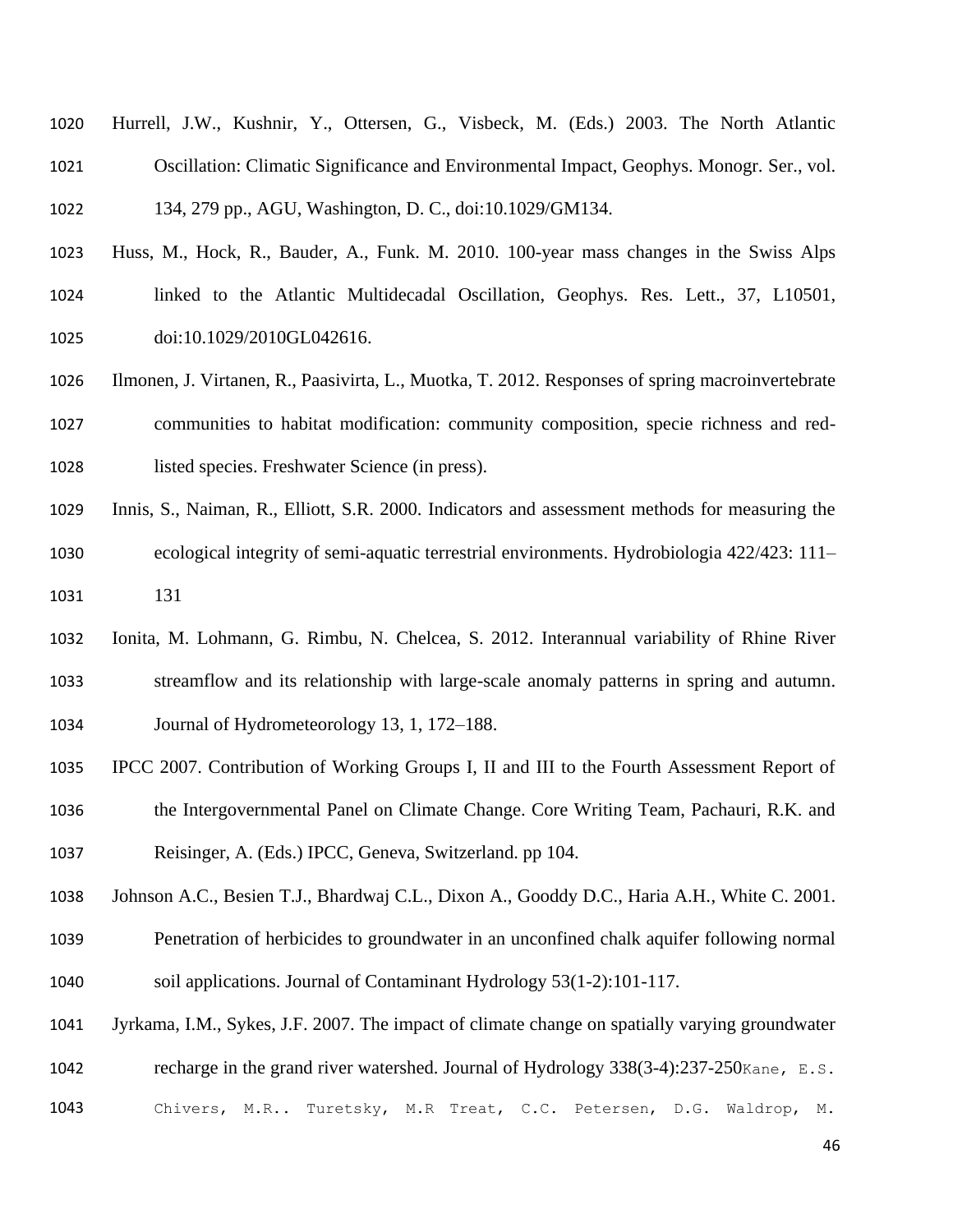Hurrell, J.W., Kushnir, Y., Ottersen, G., Visbeck, M. (Eds.) 2003. The North Atlantic Oscillation: Climatic Significance and Environmental Impact, Geophys. Monogr. Ser., vol. 134, 279 pp., AGU, Washington, D. C., doi:10.1029/GM134.

Huss, M., Hock, R., Bauder, A., Funk. M. 2010. 100-year mass changes in the Swiss Alps linked to the Atlantic Multidecadal Oscillation, Geophys. Res. Lett., 37, L10501, doi:10.1029/2010GL042616.

Ilmonen, J. Virtanen, R., Paasivirta, L., Muotka, T. 2012. Responses of spring macroinvertebrate communities to habitat modification: community composition, specie richness and red-listed species. Freshwater Science (in press).

Innis, S., Naiman, R., Elliott, S.R. 2000. Indicators and assessment methods for measuring the ecological integrity of semi-aquatic terrestrial environments. Hydrobiologia 422/423: 111–131

Ionita, M. Lohmann, G. Rimbu, N. Chelcea, S. 2012. Interannual variability of Rhine River streamflow and its relationship with large-scale anomaly patterns in spring and autumn. Journal of Hydrometeorology 13, 1, 172–188.

IPCC 2007. Contribution of Working Groups I, II and III to the Fourth Assessment Report of the Intergovernmental Panel on Climate Change. Core Writing Team, Pachauri, R.K. and Reisinger, A. (Eds.) IPCC, Geneva, Switzerland. pp 104.

Johnson A.C., Besien T.J., Bhardwaj C.L., Dixon A., Gooddy D.C., Haria A.H., White C. 2001. Penetration of herbicides to groundwater in an unconfined chalk aquifer following normal soil applications. Journal of Contaminant Hydrology 53(1-2):101-117.

Jyrkama, I.M., Sykes, J.F. 2007. The impact of climate change on spatially varying groundwater recharge in the grand river watershed. Journal of Hydrology 338(3-4):237-250Kane, E.S. Chivers, M.R.. Turetsky, M.R Treat, C.C. Petersen, D.G. Waldrop, M.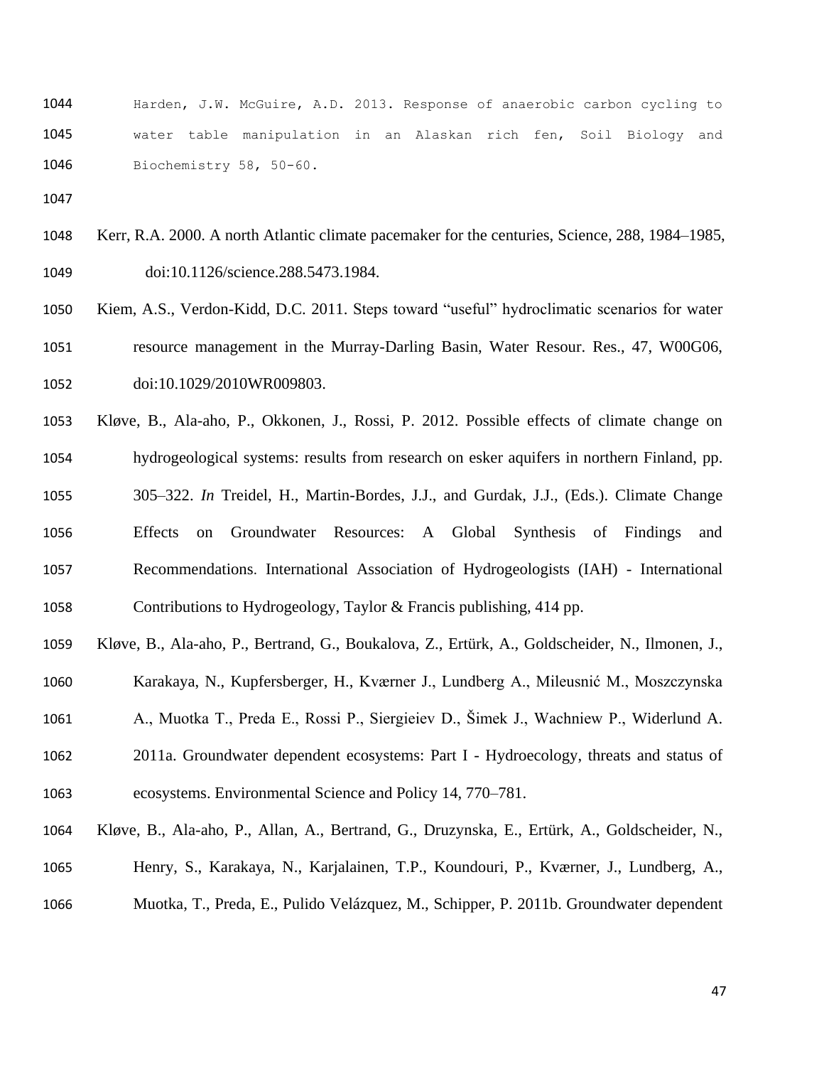Harden, J.W. McGuire, A.D. 2013. Response of anaerobic carbon cycling to water table manipulation in an Alaskan rich fen, Soil Biology and Biochemistry 58, 50-60.

Kerr, R.A. 2000. A north Atlantic climate pacemaker for the centuries, Science, 288, 1984–1985, doi:10.1126/science.288.5473.1984.

Kiem, A.S., Verdon-Kidd, D.C. 2011. Steps toward "useful" hydroclimatic scenarios for water resource management in the Murray-Darling Basin, Water Resour. Res., 47, W00G06, doi:10.1029/2010WR009803.

Kløve, B., Ala-aho, P., Okkonen, J., Rossi, P. 2012. Possible effects of climate change on hydrogeological systems: results from research on esker aquifers in northern Finland, pp. 305–322. *In* Treidel, H., Martin-Bordes, J.J., and Gurdak, J.J., (Eds.). Climate Change Effects on Groundwater Resources: A Global Synthesis of Findings and Recommendations. International Association of Hydrogeologists (IAH) - International Contributions to Hydrogeology, Taylor & Francis publishing, 414 pp.

Kløve, B., Ala-aho, P., Bertrand, G., Boukalova, Z., Ertürk, A., Goldscheider, N., Ilmonen, J., Karakaya, N., Kupfersberger, H., Kværner J., Lundberg A., Mileusnić M., Moszczynska A., Muotka T., Preda E., Rossi P., Siergieiev D., Šimek J., Wachniew P., Widerlund A. 2011a. Groundwater dependent ecosystems: Part I - Hydroecology, threats and status of ecosystems. Environmental Science and Policy 14, 770–781.

Kløve, B., Ala-aho, P., Allan, A., Bertrand, G., Druzynska, E., Ertürk, A., Goldscheider, N., Henry, S., Karakaya, N., Karjalainen, T.P., Koundouri, P., Kværner, J., Lundberg, A., Muotka, T., Preda, E., Pulido Velázquez, M., Schipper, P. 2011b. Groundwater dependent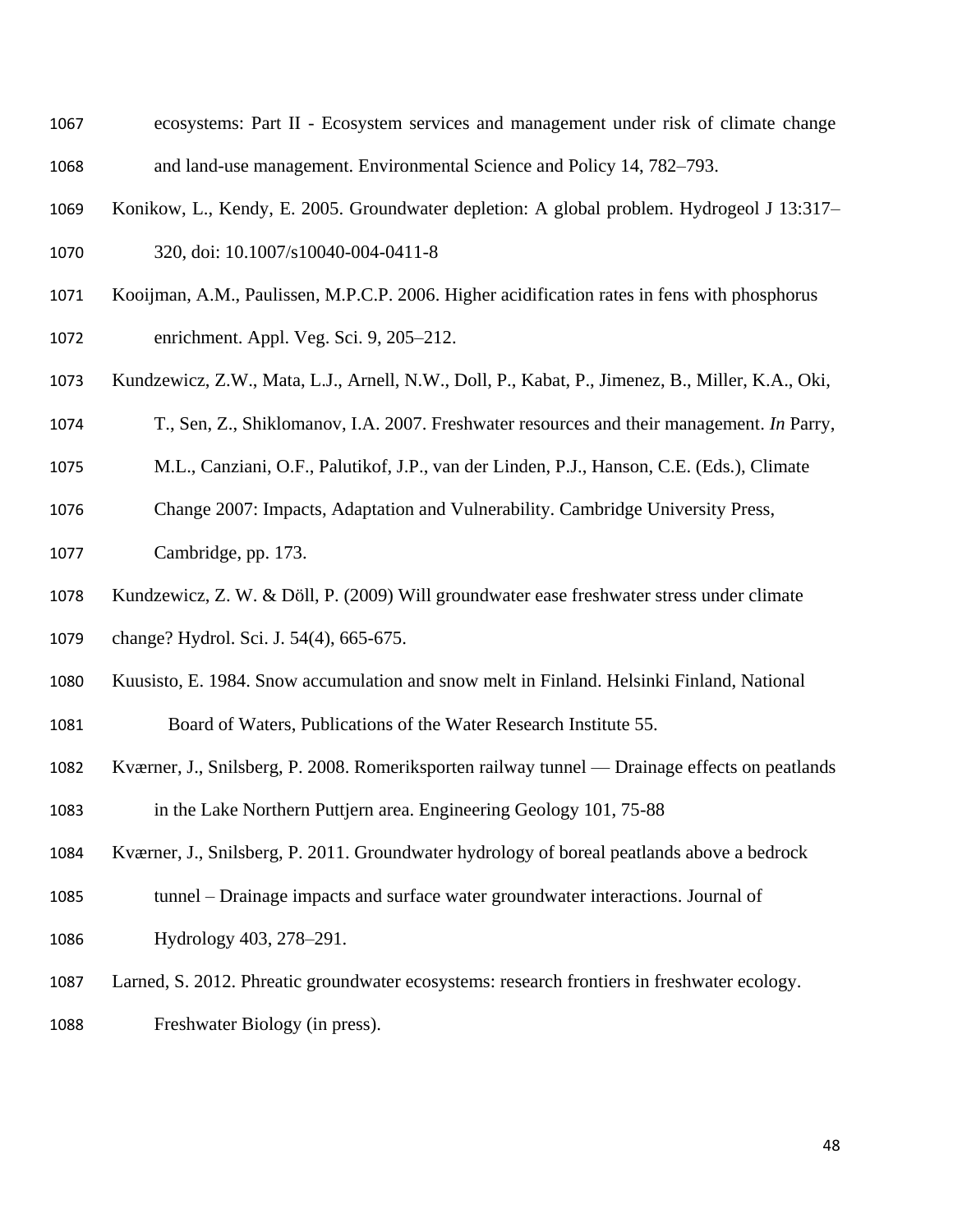ecosystems: Part II - Ecosystem services and management under risk of climate change and land-use management. Environmental Science and Policy 14, 782–793.

Konikow, L., Kendy, E. 2005. Groundwater depletion: A global problem. Hydrogeol J 13:317–320, doi: 10.1007/s10040-004-0411-8

Kooijman, A.M., Paulissen, M.P.C.P. 2006. Higher acidification rates in fens with phosphorus enrichment. Appl. Veg. Sci. 9, 205–212.

Kundzewicz, Z.W., Mata, L.J., Arnell, N.W., Doll, P., Kabat, P., Jimenez, B., Miller, K.A., Oki, T., Sen, Z., Shiklomanov, I.A. 2007. Freshwater resources and their management. *In* Parry, M.L., Canziani, O.F., Palutikof, J.P., van der Linden, P.J., Hanson, C.E. (Eds.), Climate Change 2007: Impacts, Adaptation and Vulnerability. Cambridge University Press, Cambridge, pp. 173.

Kundzewicz, Z. W. & Döll, P. (2009) Will groundwater ease freshwater stress under climate change? Hydrol. Sci. J. 54(4), 665-675.

Kuusisto, E. 1984. Snow accumulation and snow melt in Finland. Helsinki Finland, National Board of Waters, Publications of the Water Research Institute 55.

Kværner, J., Snilsberg, P. 2008. Romeriksporten railway tunnel — Drainage effects on peatlands in the Lake Northern Puttjern area. Engineering Geology 101, 75-88

Kværner, J., Snilsberg, P. 2011. Groundwater hydrology of boreal peatlands above a bedrock tunnel – Drainage impacts and surface water groundwater interactions. Journal of Hydrology 403, 278–291.

Larned, S. 2012. Phreatic groundwater ecosystems: research frontiers in freshwater ecology. Freshwater Biology (in press).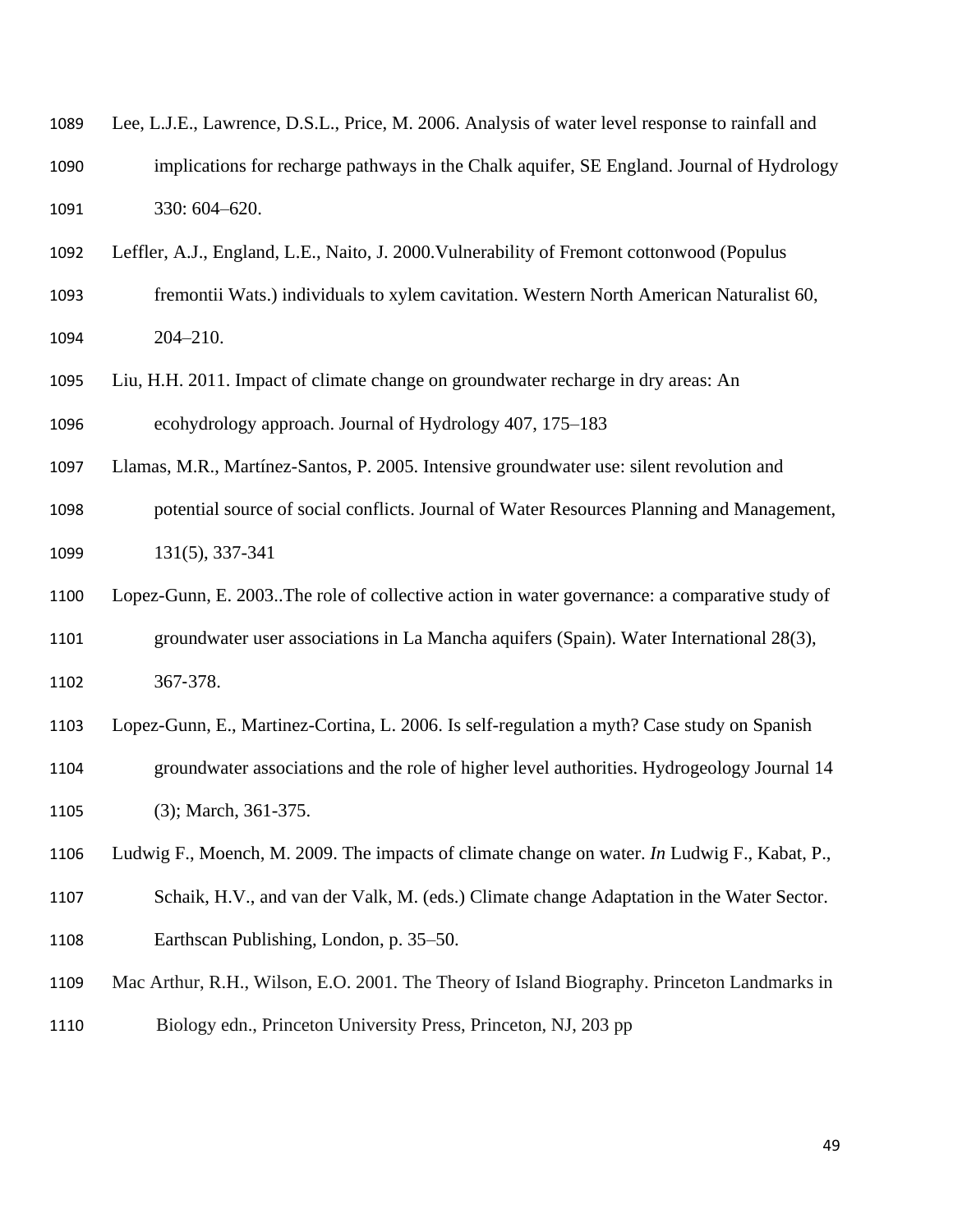Lee, L.J.E., Lawrence, D.S.L., Price, M. 2006. Analysis of water level response to rainfall and implications for recharge pathways in the Chalk aquifer, SE England. Journal of Hydrology 330: 604–620.

Leffler, A.J., England, L.E., Naito, J. 2000.Vulnerability of Fremont cottonwood (Populus fremontii Wats.) individuals to xylem cavitation. Western North American Naturalist 60, 204–210.

Liu, H.H. 2011. Impact of climate change on groundwater recharge in dry areas: An ecohydrology approach. Journal of Hydrology 407, 175–183

Llamas, M.R., Martínez-Santos, P. 2005. Intensive groundwater use: silent revolution and potential source of social conflicts. Journal of Water Resources Planning and Management, 131(5), 337-341

Lopez-Gunn, E. 2003..The role of collective action in water governance: a comparative study of groundwater user associations in La Mancha aquifers (Spain). Water International 28(3), 367-378.

Lopez-Gunn, E., Martinez-Cortina, L. 2006. Is self-regulation a myth? Case study on Spanish groundwater associations and the role of higher level authorities. Hydrogeology Journal 14 (3); March, 361-375.

Ludwig F., Moench, M. 2009. The impacts of climate change on water. *In* Ludwig F., Kabat, P., Schaik, H.V., and van der Valk, M. (eds.) Climate change Adaptation in the Water Sector. Earthscan Publishing, London, p. 35–50.

Mac Arthur, R.H., Wilson, E.O. 2001. The Theory of Island Biography. Princeton Landmarks in Biology edn., Princeton University Press, Princeton, NJ, 203 pp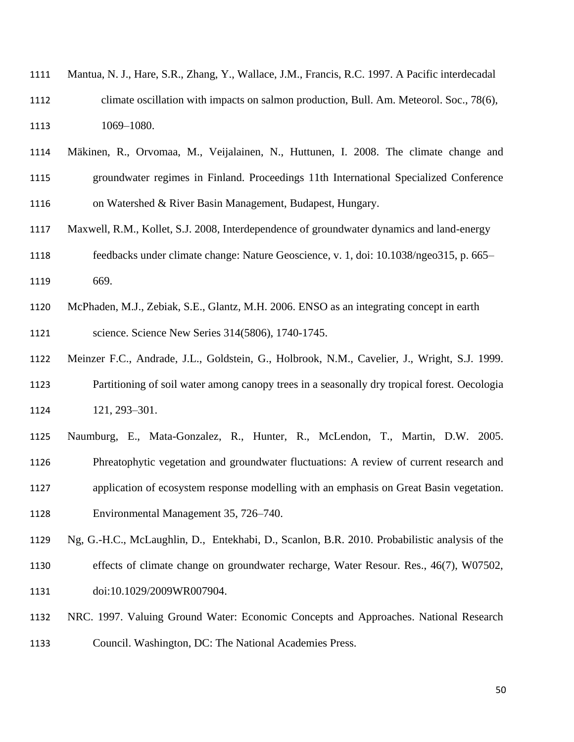Mantua, N. J., Hare, S.R., Zhang, Y., Wallace, J.M., Francis, R.C. 1997. A Pacific interdecadal climate oscillation with impacts on salmon production, Bull. Am. Meteorol. Soc., 78(6), 1069–1080.

Mäkinen, R., Orvomaa, M., Veijalainen, N., Huttunen, I. 2008. The climate change and groundwater regimes in Finland. Proceedings 11th International Specialized Conference on Watershed & River Basin Management, Budapest, Hungary.

Maxwell, R.M., Kollet, S.J. 2008, Interdependence of groundwater dynamics and land-energy feedbacks under climate change: Nature Geoscience, v. 1, doi: 10.1038/ngeo315, p. 665–669.

McPhaden, M.J., Zebiak, S.E., Glantz, M.H. 2006. ENSO as an integrating concept in earth science. Science New Series 314(5806), 1740-1745.

Meinzer F.C., Andrade, J.L., Goldstein, G., Holbrook, N.M., Cavelier, J., Wright, S.J. 1999. Partitioning of soil water among canopy trees in a seasonally dry tropical forest. Oecologia 121, 293–301.

Naumburg, E., Mata-Gonzalez, R., Hunter, R., McLendon, T., Martin, D.W. 2005. Phreatophytic vegetation and groundwater fluctuations: A review of current research and application of ecosystem response modelling with an emphasis on Great Basin vegetation. Environmental Management 35, 726–740.

Ng, G.-H.C., McLaughlin, D., Entekhabi, D., Scanlon, B.R. 2010. Probabilistic analysis of the effects of climate change on groundwater recharge, Water Resour. Res., 46(7), W07502, doi:10.1029/2009WR007904.

NRC. 1997. Valuing Ground Water: Economic Concepts and Approaches. National Research Council. Washington, DC: The National Academies Press.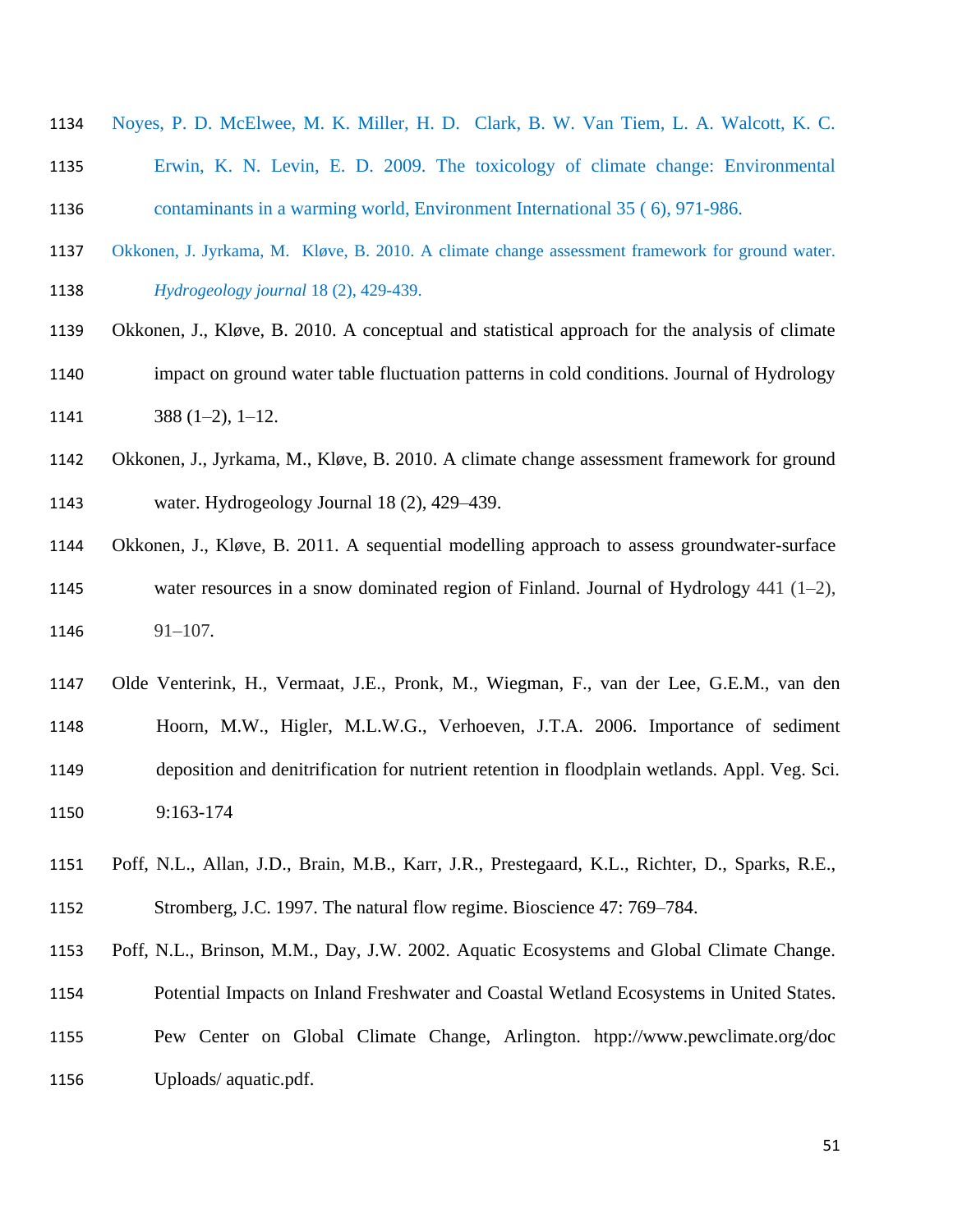Noyes, P. D. McElwee, M. K. Miller, H. D. Clark, B. W. Van Tiem, L. A. Walcott, K. C. Erwin, K. N. Levin, E. D. 2009. The toxicology of climate change: Environmental contaminants in a warming world, Environment International 35 ( 6), 971-986.

Okkonen, J. Jyrkama, M. Kløve, B. 2010. A climate change assessment framework for ground water. *Hydrogeology journal* 18 (2), 429-439.

Okkonen, J., Kløve, B. 2010. A conceptual and statistical approach for the analysis of climate impact on ground water table fluctuation patterns in cold conditions. Journal of Hydrology 388 (1–2), 1–12.

Okkonen, J., Jyrkama, M., Kløve, B. 2010. A climate change assessment framework for ground water. Hydrogeology Journal 18 (2), 429–439.

Okkonen, J., Kløve, B. 2011. A sequential modelling approach to assess groundwater-surface water resources in a snow dominated region of Finland. Journal of Hydrology 441 (1–2), 91–107.

Olde Venterink, H., Vermaat, J.E., Pronk, M., Wiegman, F., van der Lee, G.E.M., van den Hoorn, M.W., Higler, M.L.W.G., Verhoeven, J.T.A. 2006. Importance of sediment deposition and denitrification for nutrient retention in floodplain wetlands. Appl. Veg. Sci. 9:163-174

Poff, N.L., Allan, J.D., Brain, M.B., Karr, J.R., Prestegaard, K.L., Richter, D., Sparks, R.E., Stromberg, J.C. 1997. The natural flow regime. Bioscience 47: 769–784.

Poff, N.L., Brinson, M.M., Day, J.W. 2002. Aquatic Ecosystems and Global Climate Change. Potential Impacts on Inland Freshwater and Coastal Wetland Ecosystems in United States. Pew Center on Global Climate Change, Arlington. htpp://www.pewclimate.org/doc Uploads/ aquatic.pdf.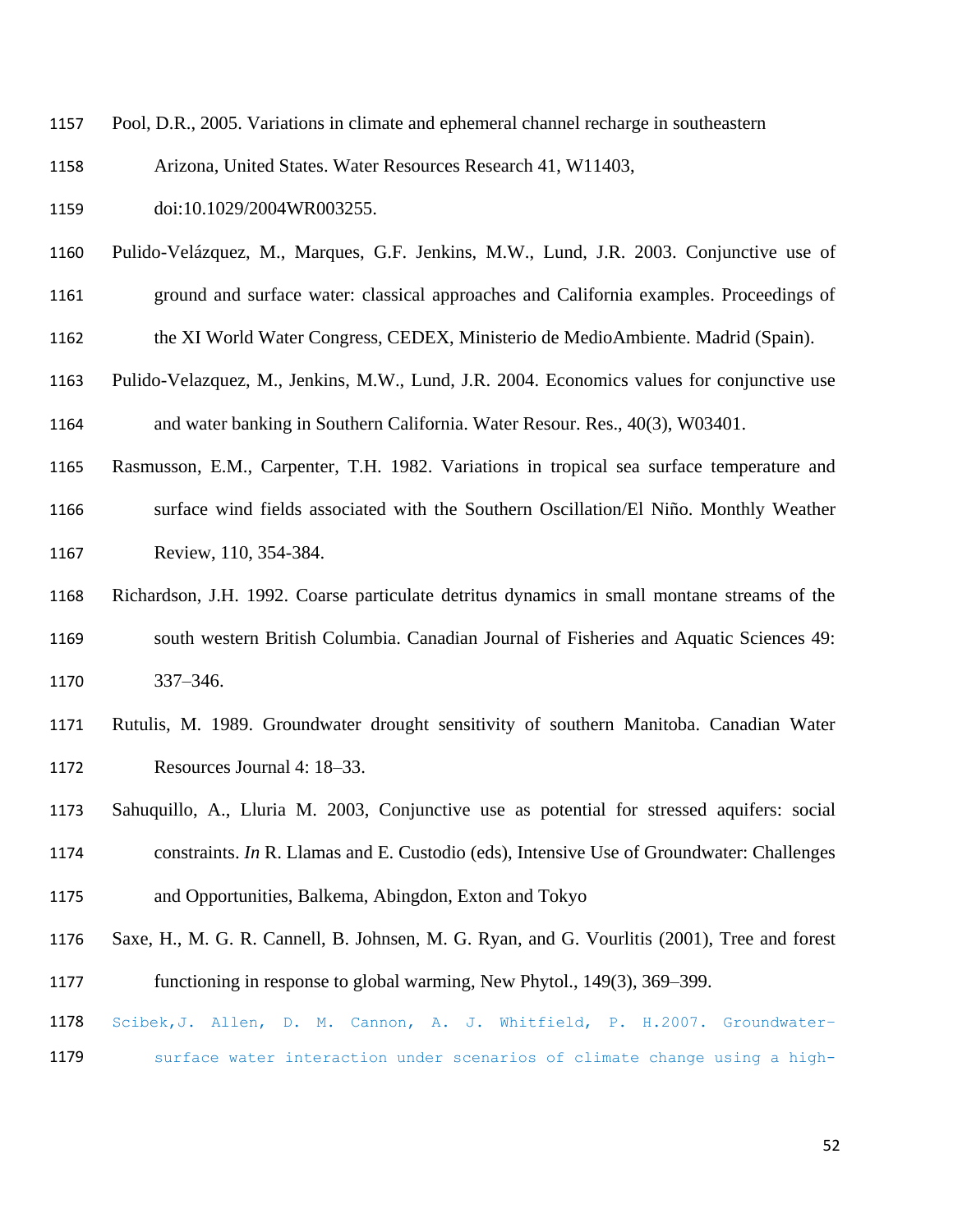Pool, D.R., 2005. Variations in climate and ephemeral channel recharge in southeastern Arizona, United States. Water Resources Research 41, W11403, doi:10.1029/2004WR003255.

Pulido-Velázquez, M., Marques, G.F. Jenkins, M.W., Lund, J.R. 2003. Conjunctive use of ground and surface water: classical approaches and California examples. Proceedings of the XI World Water Congress, CEDEX, Ministerio de MedioAmbiente. Madrid (Spain).

Pulido-Velazquez, M., Jenkins, M.W., Lund, J.R. 2004. Economics values for conjunctive use and water banking in Southern California. Water Resour. Res., 40(3), W03401.

Rasmusson, E.M., Carpenter, T.H. 1982. Variations in tropical sea surface temperature and surface wind fields associated with the Southern Oscillation/El Niño. Monthly Weather Review, 110, 354-384.

Richardson, J.H. 1992. Coarse particulate detritus dynamics in small montane streams of the south western British Columbia. Canadian Journal of Fisheries and Aquatic Sciences 49: 337–346.

Rutulis, M. 1989. Groundwater drought sensitivity of southern Manitoba. Canadian Water Resources Journal 4: 18–33.

Sahuquillo, A., Lluria M. 2003, Conjunctive use as potential for stressed aquifers: social constraints. *In* R. Llamas and E. Custodio (eds), Intensive Use of Groundwater: Challenges and Opportunities, Balkema, Abingdon, Exton and Tokyo

Saxe, H., M. G. R. Cannell, B. Johnsen, M. G. Ryan, and G. Vourlitis (2001), Tree and forest functioning in response to global warming, New Phytol., 149(3), 369–399.

Scibek,J. Allen, D. M. Cannon, A. J. Whitfield, P. H.2007. Groundwater-surface water interaction under scenarios of climate change using a high-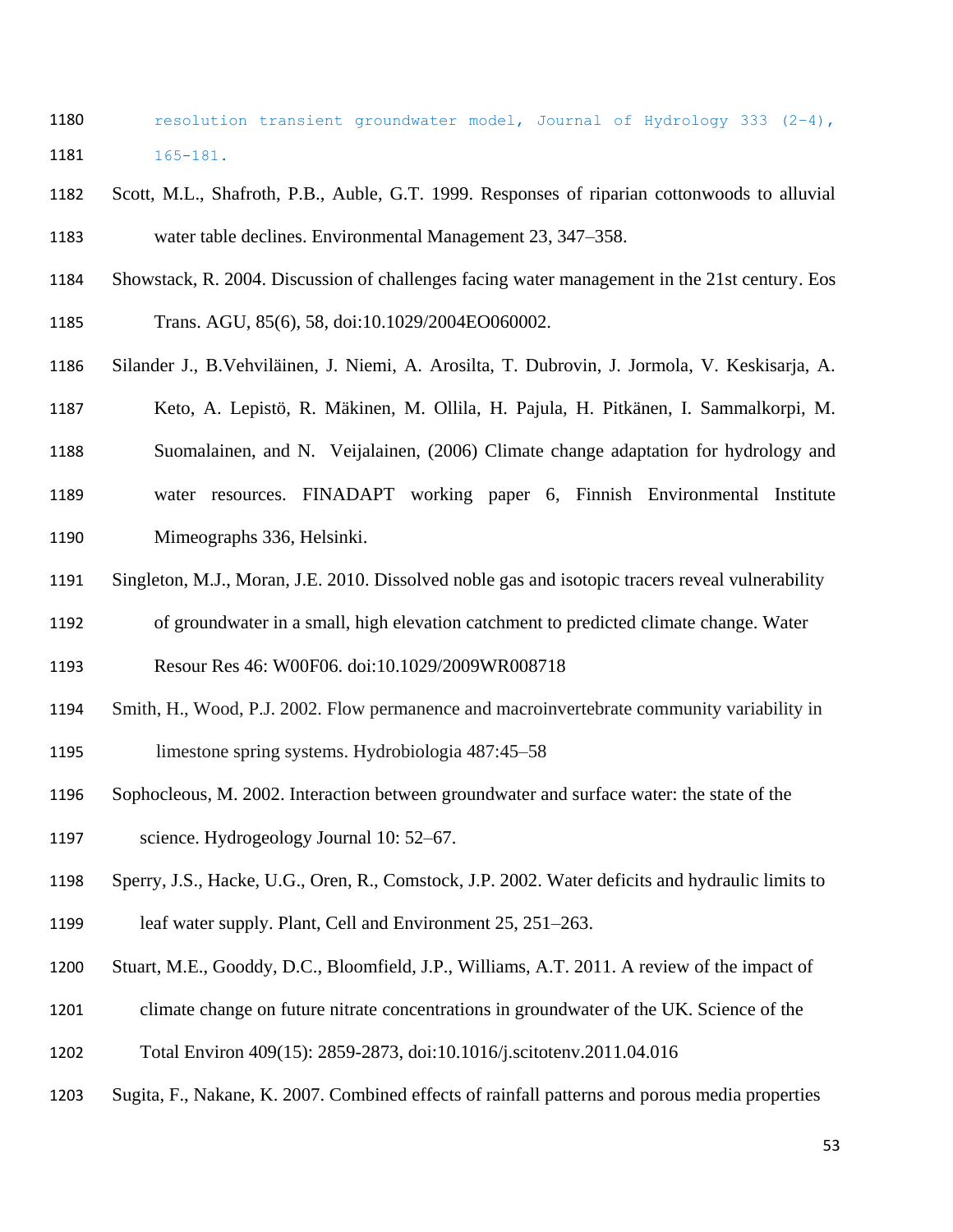resolution transient groundwater model, Journal of Hydrology 333 (2-4), 165-181.

Scott, M.L., Shafroth, P.B., Auble, G.T. 1999. Responses of riparian cottonwoods to alluvial water table declines. Environmental Management 23, 347–358.

Showstack, R. 2004. Discussion of challenges facing water management in the 21st century. Eos Trans. AGU, 85(6), 58, doi:10.1029/2004EO060002.

Silander J., B.Vehviläinen, J. Niemi, A. Arosilta, T. Dubrovin, J. Jormola, V. Keskisarja, A. Keto, A. Lepistö, R. Mäkinen, M. Ollila, H. Pajula, H. Pitkänen, I. Sammalkorpi, M. Suomalainen, and N. Veijalainen, (2006) Climate change adaptation for hydrology and water resources. FINADAPT working paper 6, Finnish Environmental Institute Mimeographs 336, Helsinki.

Singleton, M.J., Moran, J.E. 2010. Dissolved noble gas and isotopic tracers reveal vulnerability of groundwater in a small, high elevation catchment to predicted climate change. Water Resour Res 46: W00F06. doi:10.1029/2009WR008718

Smith, H., Wood, P.J. 2002. Flow permanence and macroinvertebrate community variability in limestone spring systems. Hydrobiologia 487:45–58

Sophocleous, M. 2002. Interaction between groundwater and surface water: the state of the science. Hydrogeology Journal 10: 52–67.

Sperry, J.S., Hacke, U.G., Oren, R., Comstock, J.P. 2002. Water deficits and hydraulic limits to leaf water supply. Plant, Cell and Environment 25, 251–263.

Stuart, M.E., Gooddy, D.C., Bloomfield, J.P., Williams, A.T. 2011. A review of the impact of climate change on future nitrate concentrations in groundwater of the UK. Science of the Total Environ 409(15): 2859-2873, doi:10.1016/j.scitotenv.2011.04.016

Sugita, F., Nakane, K. 2007. Combined effects of rainfall patterns and porous media properties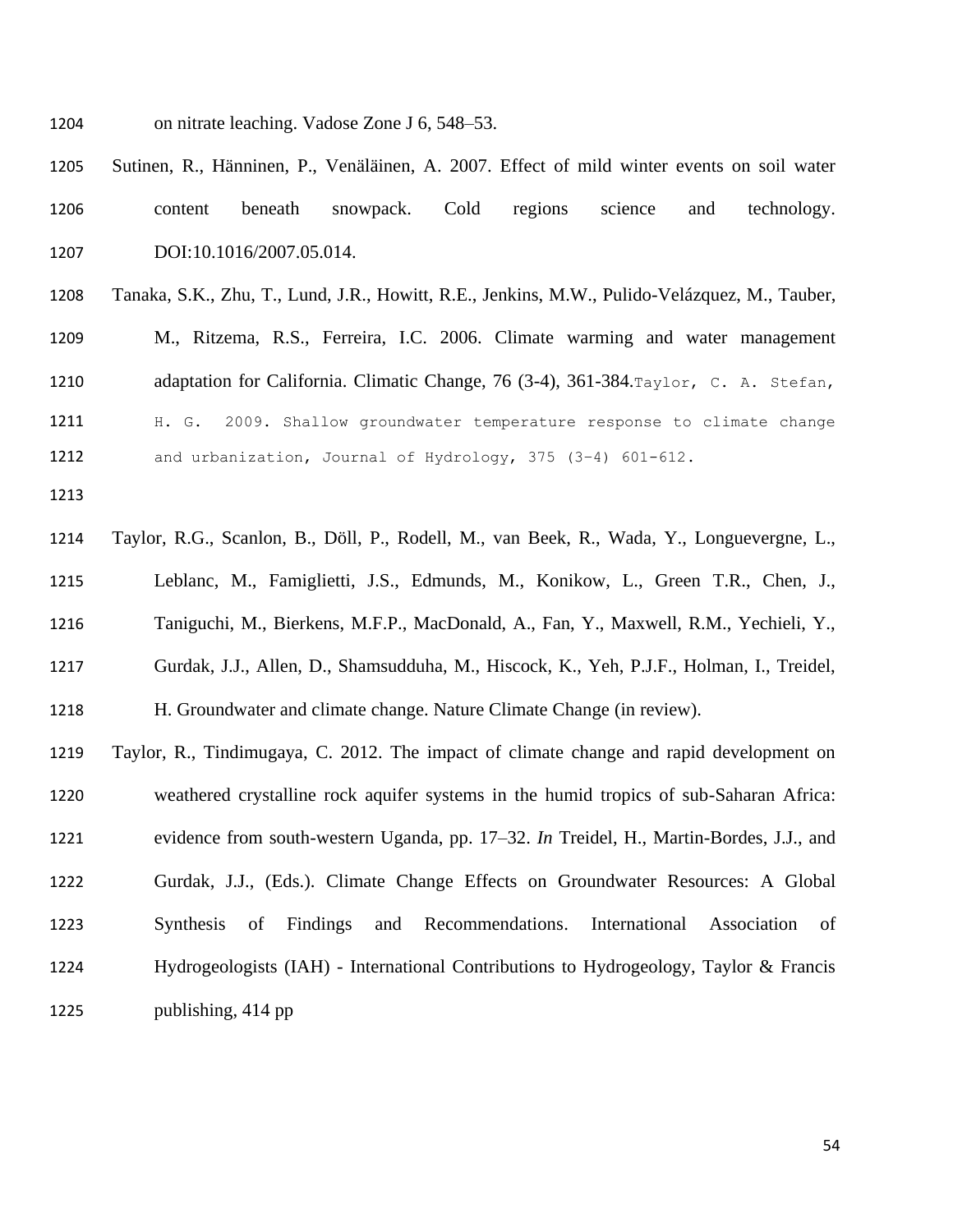on nitrate leaching. Vadose Zone J 6, 548–53.

Sutinen, R., Hänninen, P., Venäläinen, A. 2007. Effect of mild winter events on soil water content beneath snowpack. Cold regions science and technology. DOI:10.1016/2007.05.014.

Tanaka, S.K., Zhu, T., Lund, J.R., Howitt, R.E., Jenkins, M.W., Pulido-Velázquez, M., Tauber, M., Ritzema, R.S., Ferreira, I.C. 2006. Climate warming and water management adaptation for California. Climatic Change, 76 (3-4), 361-384.Taylor, C. A. Stefan, H. G. 2009. Shallow groundwater temperature response to climate change and urbanization, Journal of Hydrology, 375 (3-4) 601-612.

Taylor, R.G., Scanlon, B., Döll, P., Rodell, M., van Beek, R., Wada, Y., Longuevergne, L., Leblanc, M., Famiglietti, J.S., Edmunds, M., Konikow, L., Green T.R., Chen, J., Taniguchi, M., Bierkens, M.F.P., MacDonald, A., Fan, Y., Maxwell, R.M., Yechieli, Y., Gurdak, J.J., Allen, D., Shamsudduha, M., Hiscock, K., Yeh, P.J.F., Holman, I., Treidel, H. Groundwater and climate change. Nature Climate Change (in review).

Taylor, R., Tindimugaya, C. 2012. The impact of climate change and rapid development on weathered crystalline rock aquifer systems in the humid tropics of sub-Saharan Africa: evidence from south-western Uganda, pp. 17–32. *In* Treidel, H., Martin-Bordes, J.J., and Gurdak, J.J., (Eds.). Climate Change Effects on Groundwater Resources: A Global Synthesis of Findings and Recommendations. International Association of Hydrogeologists (IAH) - International Contributions to Hydrogeology, Taylor & Francis publishing, 414 pp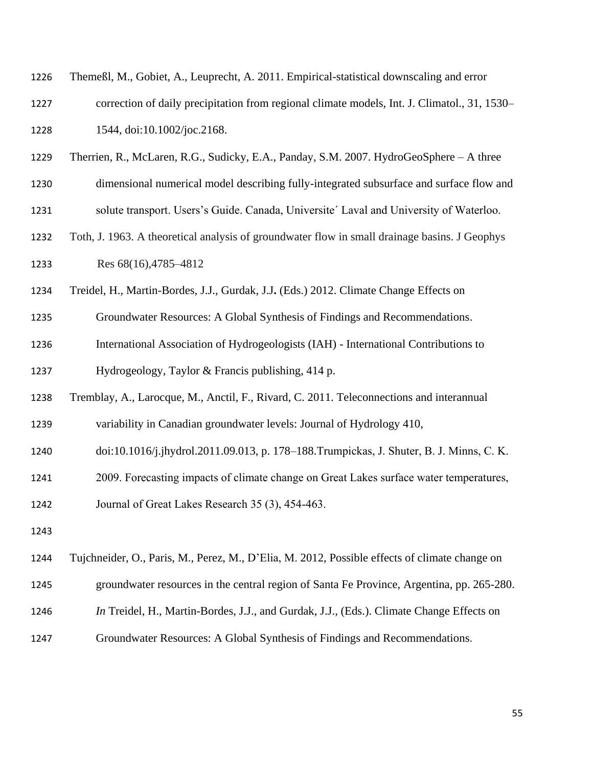Themeßl, M., Gobiet, A., Leuprecht, A. 2011. Empirical-statistical downscaling and error correction of daily precipitation from regional climate models, Int. J. Climatol., 31, 1530–1544, doi:10.1002/joc.2168.

Therrien, R., McLaren, R.G., Sudicky, E.A., Panday, S.M. 2007. HydroGeoSphere – A three dimensional numerical model describing fully-integrated subsurface and surface flow and solute transport. Users's Guide. Canada, Universite´ Laval and University of Waterloo.

Toth, J. 1963. A theoretical analysis of groundwater flow in small drainage basins. J Geophys Res 68(16),4785–4812

Treidel, H., Martin-Bordes, J.J., Gurdak, J.J**.** (Eds.) 2012. Climate Change Effects on Groundwater Resources: A Global Synthesis of Findings and Recommendations. International Association of Hydrogeologists (IAH) - International Contributions to Hydrogeology, Taylor & Francis publishing, 414 p.

Tremblay, A., Larocque, M., Anctil, F., Rivard, C. 2011. Teleconnections and interannual variability in Canadian groundwater levels: Journal of Hydrology 410, doi:10.1016/j.jhydrol.2011.09.013, p. 178–188.Trumpickas, J. Shuter, B. J. Minns, C. K. 2009. Forecasting impacts of climate change on Great Lakes surface water temperatures, Journal of Great Lakes Research 35 (3), 454-463.

Tujchneider, O., Paris, M., Perez, M., D'Elia, M. 2012, Possible effects of climate change on groundwater resources in the central region of Santa Fe Province, Argentina, pp. 265-280. *In* Treidel, H., Martin-Bordes, J.J., and Gurdak, J.J., (Eds.). Climate Change Effects on Groundwater Resources: A Global Synthesis of Findings and Recommendations.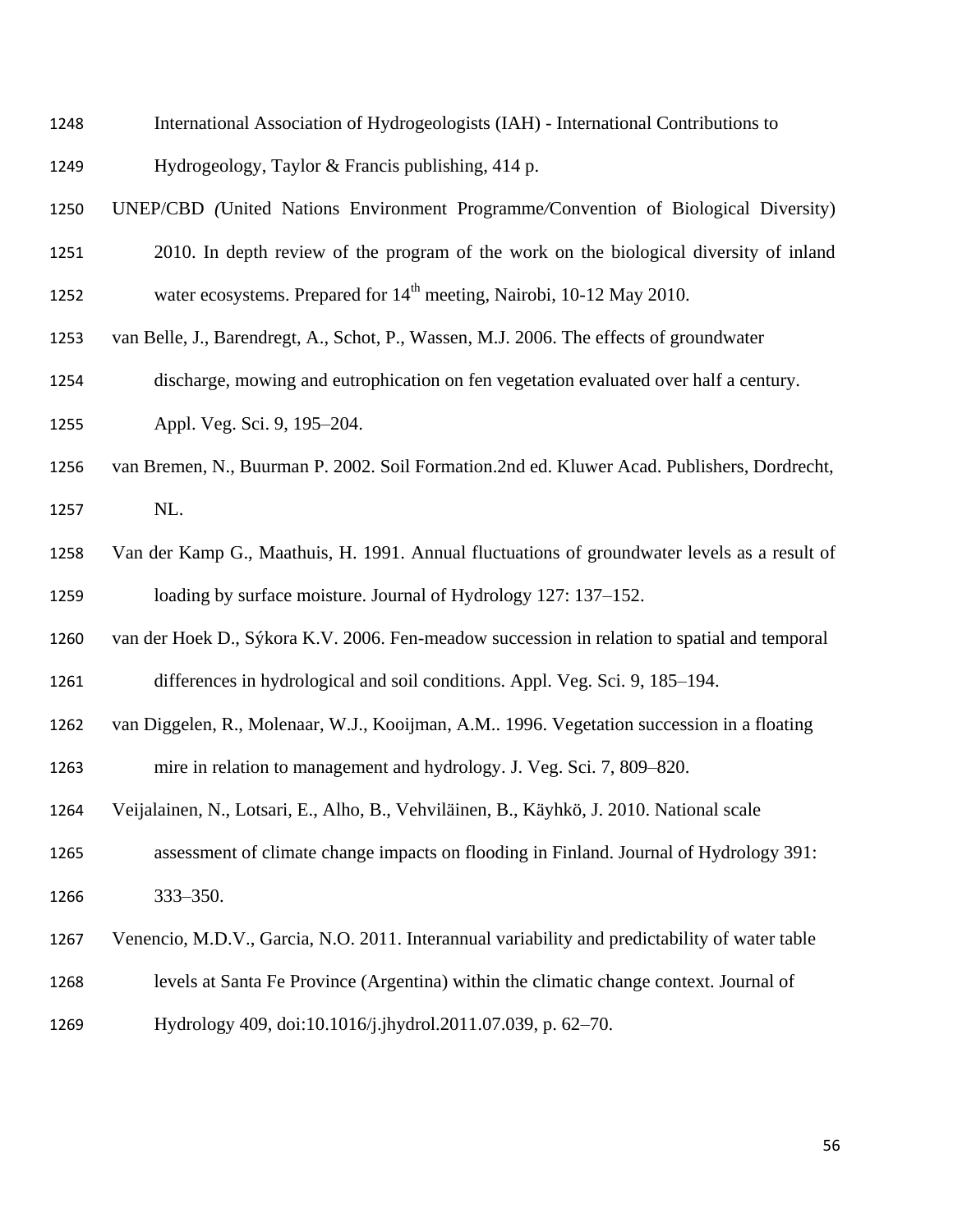International Association of Hydrogeologists (IAH) - International Contributions to Hydrogeology, Taylor & Francis publishing, 414 p.

UNEP/CBD (United Nations Environment Programme/Convention of Biological Diversity) 2010. In depth review of the program of the work on the biological diversity of inland water ecosystems. Prepared for 14th meeting, Nairobi, 10-12 May 2010.

van Belle, J., Barendregt, A., Schot, P., Wassen, M.J. 2006. The effects of groundwater discharge, mowing and eutrophication on fen vegetation evaluated over half a century. Appl. Veg. Sci. 9, 195–204.

van Bremen, N., Buurman P. 2002. Soil Formation.2nd ed. Kluwer Acad. Publishers, Dordrecht, NL.

Van der Kamp G., Maathuis, H. 1991. Annual fluctuations of groundwater levels as a result of loading by surface moisture. Journal of Hydrology 127: 137–152.

van der Hoek D., Sýkora K.V. 2006. Fen-meadow succession in relation to spatial and temporal differences in hydrological and soil conditions. Appl. Veg. Sci. 9, 185–194.

van Diggelen, R., Molenaar, W.J., Kooijman, A.M.. 1996. Vegetation succession in a floating mire in relation to management and hydrology. J. Veg. Sci. 7, 809–820.

Veijalainen, N., Lotsari, E., Alho, B., Vehviläinen, B., Käyhkö, J. 2010. National scale assessment of climate change impacts on flooding in Finland. Journal of Hydrology 391: 333–350.

Venencio, M.D.V., Garcia, N.O. 2011. Interannual variability and predictability of water table levels at Santa Fe Province (Argentina) within the climatic change context. Journal of Hydrology 409, doi:10.1016/j.jhydrol.2011.07.039, p. 62–70.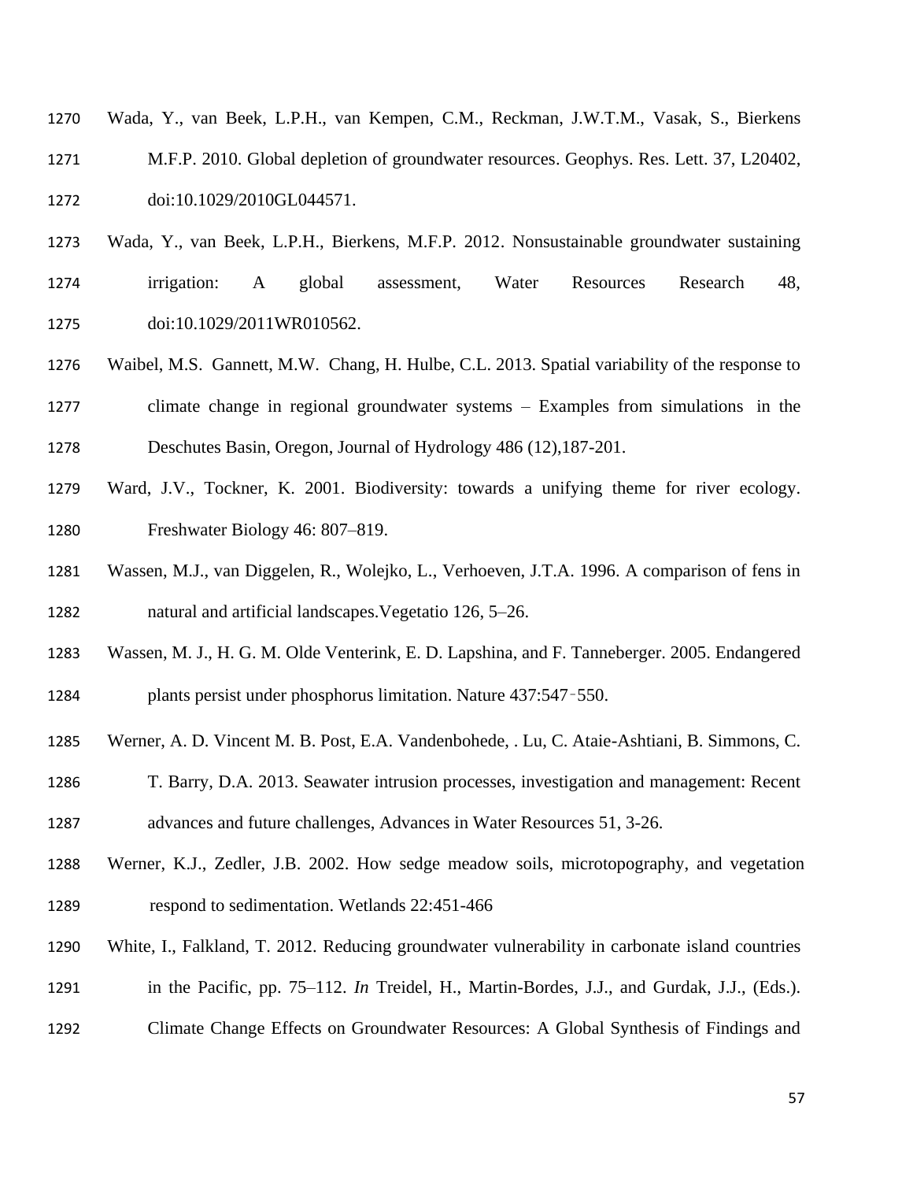Wada, Y., van Beek, L.P.H., van Kempen, C.M., Reckman, J.W.T.M., Vasak, S., Bierkens M.F.P. 2010. Global depletion of groundwater resources. Geophys. Res. Lett. 37, L20402, doi:10.1029/2010GL044571.

Wada, Y., van Beek, L.P.H., Bierkens, M.F.P. 2012. Nonsustainable groundwater sustaining irrigation: A global assessment, Water Resources Research 48, doi:10.1029/2011WR010562.

Waibel, M.S. Gannett, M.W. Chang, H. Hulbe, C.L. 2013. Spatial variability of the response to climate change in regional groundwater systems – Examples from simulations in the Deschutes Basin, Oregon, Journal of Hydrology 486 (12),187-201.

Ward, J.V., Tockner, K. 2001. Biodiversity: towards a unifying theme for river ecology. Freshwater Biology 46: 807–819.

Wassen, M.J., van Diggelen, R., Wolejko, L., Verhoeven, J.T.A. 1996. A comparison of fens in natural and artificial landscapes.Vegetatio 126, 5–26.

Wassen, M. J., H. G. M. Olde Venterink, E. D. Lapshina, and F. Tanneberger. 2005. Endangered plants persist under phosphorus limitation. Nature 437:547–550.

Werner, A. D. Vincent M. B. Post, E.A. Vandenbohede, . Lu, C. Ataie-Ashtiani, B. Simmons, C. T. Barry, D.A. 2013. Seawater intrusion processes, investigation and management: Recent advances and future challenges, Advances in Water Resources 51, 3-26.

Werner, K.J., Zedler, J.B. 2002. How sedge meadow soils, microtopography, and vegetation respond to sedimentation. Wetlands 22:451-466

White, I., Falkland, T. 2012. Reducing groundwater vulnerability in carbonate island countries in the Pacific, pp. 75–112. *In* Treidel, H., Martin-Bordes, J.J., and Gurdak, J.J., (Eds.). Climate Change Effects on Groundwater Resources: A Global Synthesis of Findings and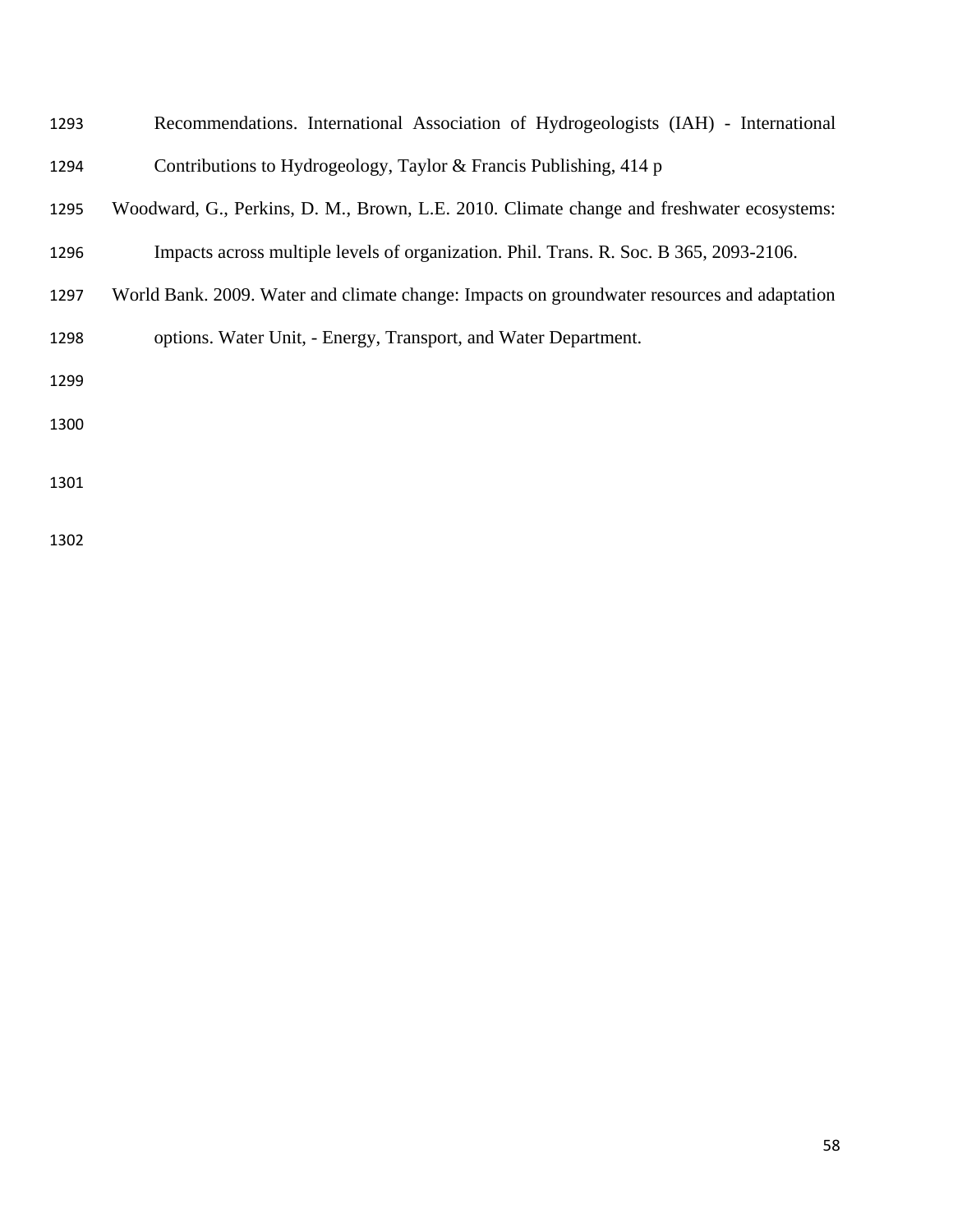Recommendations. International Association of Hydrogeologists (IAH) - International Contributions to Hydrogeology, Taylor & Francis Publishing, 414 p

Woodward, G., Perkins, D. M., Brown, L.E. 2010. Climate change and freshwater ecosystems: Impacts across multiple levels of organization. Phil. Trans. R. Soc. B 365, 2093-2106.

World Bank. 2009. Water and climate change: Impacts on groundwater resources and adaptation options. Water Unit, - Energy, Transport, and Water Department.